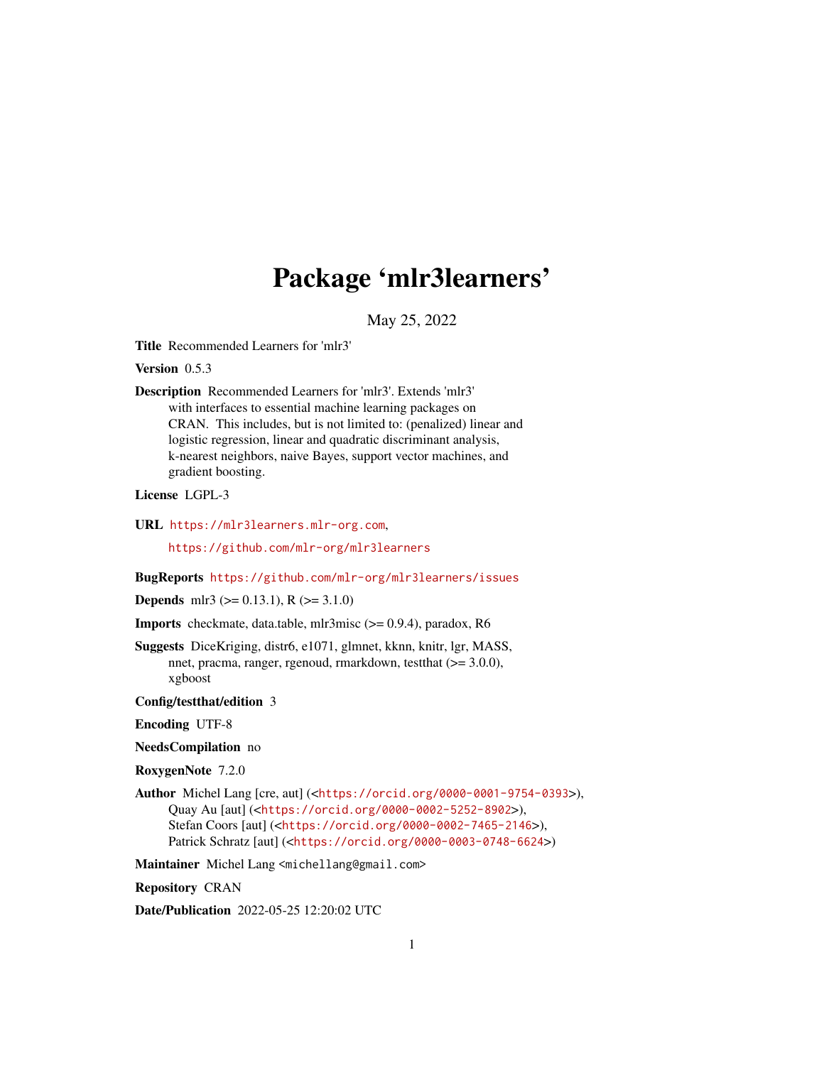# Package 'mlr3learners'

May 25, 2022

**Title** Recommended Learners for 'mlr3'

**Version** 0.5.3

**Description** Recommended Learners for 'mlr3'. Extends 'mlr3' with interfaces to essential machine learning packages on CRAN. This includes, but is not limited to: (penalized) linear and logistic regression, linear and quadratic discriminant analysis, k-nearest neighbors, naive Bayes, support vector machines, and gradient boosting.

**License** LGPL-3

**URL** https://mlr3learners.mlr-org.com, https://github.com/mlr-org/mlr3learners

**BugReports** https://github.com/mlr-org/mlr3learners/issues

**Depends** mlr3 (>= 0.13.1), R (>= 3.1.0)

**Imports** checkmate, data.table, mlr3misc (>= 0.9.4), paradox, R6

**Suggests** DiceKriging, distr6, e1071, glmnet, kknn, knitr, lgr, MASS, nnet, pracma, ranger, rgenoud, rmarkdown, testthat (>= 3.0.0), xgboost

**Config/testthat/edition** 3

**Encoding** UTF-8

**NeedsCompilation** no

**RoxygenNote** 7.2.0

**Author** Michel Lang [cre, aut] (<https://orcid.org/0000-0001-9754-0393>), Quay Au [aut] (<https://orcid.org/0000-0002-5252-8902>), Stefan Coors [aut] (<https://orcid.org/0000-0002-7465-2146>), Patrick Schratz [aut] (<https://orcid.org/0000-0003-0748-6624>)

**Maintainer** Michel Lang <michellang@gmail.com>

**Repository** CRAN

**Date/Publication** 2022-05-25 12:20:02 UTC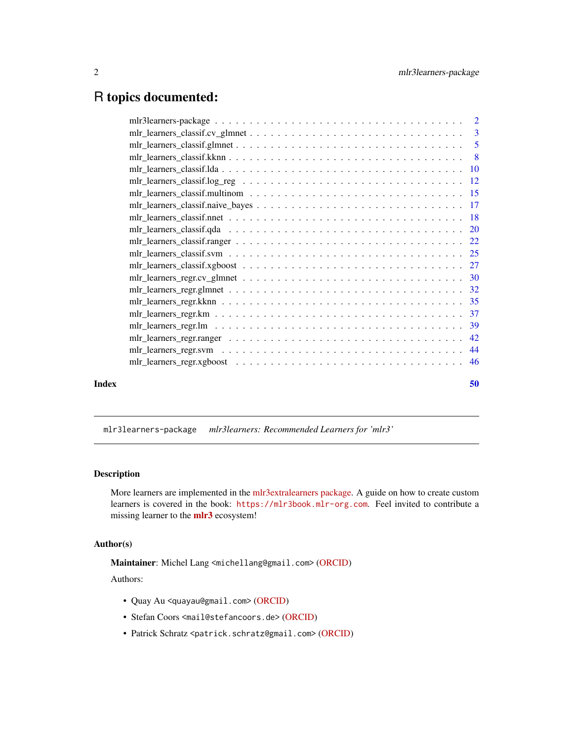# R topics documented:

| | |
|---|---|
| mlr3learners-package | 2 |
| mlr_learners_classif.cv_glmnet | 3 |
| mlr_learners_classif.glmnet | 5 |
| mlr_learners_classif.kknn | 8 |
| mlr_learners_classif.lda | 10 |
| mlr_learners_classif.log_reg | 12 |
| mlr_learners_classif.multinom | 15 |
| mlr_learners_classif.naive_bayes | 17 |
| mlr_learners_classif.nnet | 18 |
| mlr_learners_classif.qda | 20 |
| mlr_learners_classif.ranger | 22 |
| mlr_learners_classif.svm | 25 |
| mlr_learners_classif.xgboost | 27 |
| mlr_learners_regr.cv_glmnet | 30 |
| mlr_learners_regr.glmnet | 32 |
| mlr_learners_regr.kknn | 35 |
| mlr_learners_regr.km | 37 |
| mlr_learners_regr.lm | 39 |
| mlr_learners_regr.ranger | 42 |
| mlr_learners_regr.svm | 44 |
| mlr_learners_regr.xgboost | 46 |
| **Index** | **50** |

---

`mlr3learners-package` *mlr3learners: Recommended Learners for 'mlr3'*

---

## Description

More learners are implemented in the mlr3extralearners package. A guide on how to create custom learners is covered in the book: `https://mlr3book.mlr-org.com`. Feel invited to contribute a missing learner to the **mlr3** ecosystem!

## Author(s)

**Maintainer**: Michel Lang `<michellang@gmail.com>` (ORCID)

Authors:

- Quay Au `<quayau@gmail.com>` (ORCID)
- Stefan Coors `<mail@stefancoors.de>` (ORCID)
- Patrick Schratz `<patrick.schratz@gmail.com>` (ORCID)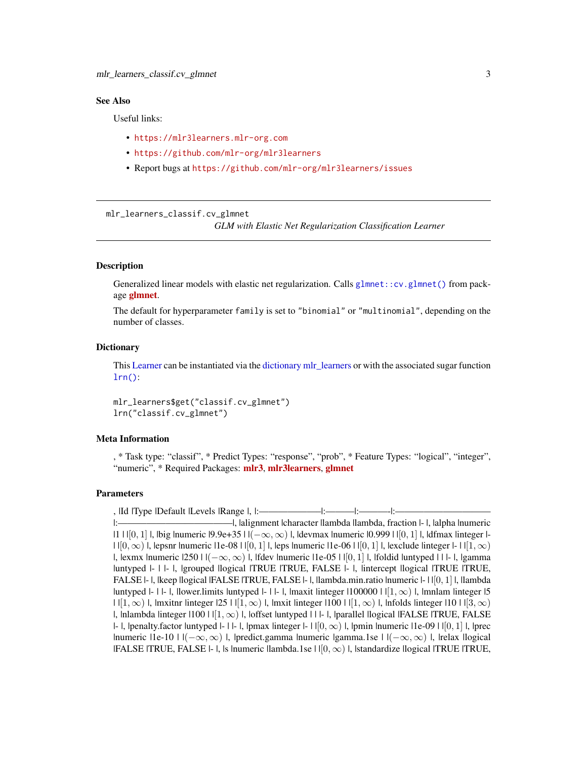## See Also

Useful links:

- https://mlr3learners.mlr-org.com
- https://github.com/mlr-org/mlr3learners
- Report bugs at https://github.com/mlr-org/mlr3learners/issues

---

`mlr_learners_classif.cv_glmnet` *GLM with Elastic Net Regularization Classification Learner*

---

### Description

Generalized linear models with elastic net regularization. Calls `glmnet::cv.glmnet()` from package **glmnet**.

The default for hyperparameter `family` is set to `"binomial"` or `"multinomial"`, depending on the number of classes.

### Dictionary

This Learner can be instantiated via the dictionary mlr_learners or with the associated sugar function `lrn()`:

```
mlr_learners$get("classif.cv_glmnet")
lrn("classif.cv_glmnet")
```

### Meta Information

, * Task type: “classif”, * Predict Types: “response”, “prob”, * Feature Types: “logical”, “integer”, “numeric”, * Required Packages: **mlr3**, **mlr3learners**, **glmnet**

### Parameters

, |Id |Type |Default |Levels |Range |, |:———————|:———|:———|:——————————|:——————————————|, |alignment |character |lambda |lambda, fraction |- |, |alpha |numeric |1 | |$[0, 1]$ |, |big |numeric |9.9e+35 | |$(-\infty, \infty)$ |, |devmax |numeric |0.999 | |$[0, 1]$ |, |dfmax |integer |- | |$[0, \infty)$ |, |epsnr |numeric |1e-08 | |$[0, 1]$ |, |eps |numeric |1e-06 | |$[0, 1]$ |, |exclude |integer |- | |$[1, \infty)$ |, |exmx |numeric |250 | |$(-\infty, \infty)$ |, |fdev |numeric |1e-05 | |$[0, 1]$ |, |foldid |untyped | | |- |, |gamma |untyped |- | |- |, |grouped |logical |TRUE |TRUE, FALSE |- |, |intercept |logical |TRUE |TRUE, FALSE |- |, |keep |logical |FALSE |TRUE, FALSE |- |, |lambda.min.ratio |numeric |- | |$[0, 1]$ |, |lambda |untyped |- | |- |, |lower.limits |untyped |- | |- |, |maxit |integer |100000 | |$[1, \infty)$ |, |mnlam |integer |5 | |$[1, \infty)$ |, |mxitnr |integer |25 | |$[1, \infty)$ |, |mxit |integer |100 | |$[1, \infty)$ |, |nfolds |integer |10 | |$[3, \infty)$ |, |nlambda |integer |100 | |$[1, \infty)$ |, |offset |untyped | | |- |, |parallel |logical |FALSE |TRUE, FALSE |- |, |penalty.factor |untyped |- | |- |, |pmax |integer |- | |$[0, \infty)$ |, |pmin |numeric |1e-09 | |$[0, 1]$ |, |prec |numeric |1e-10 | |$(-\infty, \infty)$ |, |predict.gamma |numeric |gamma.1se | |$(-\infty, \infty)$ |, |relax |logical |FALSE |TRUE, FALSE |- |, |s |numeric |lambda.1se | |$[0, \infty)$ |, |standardize |logical |TRUE |TRUE,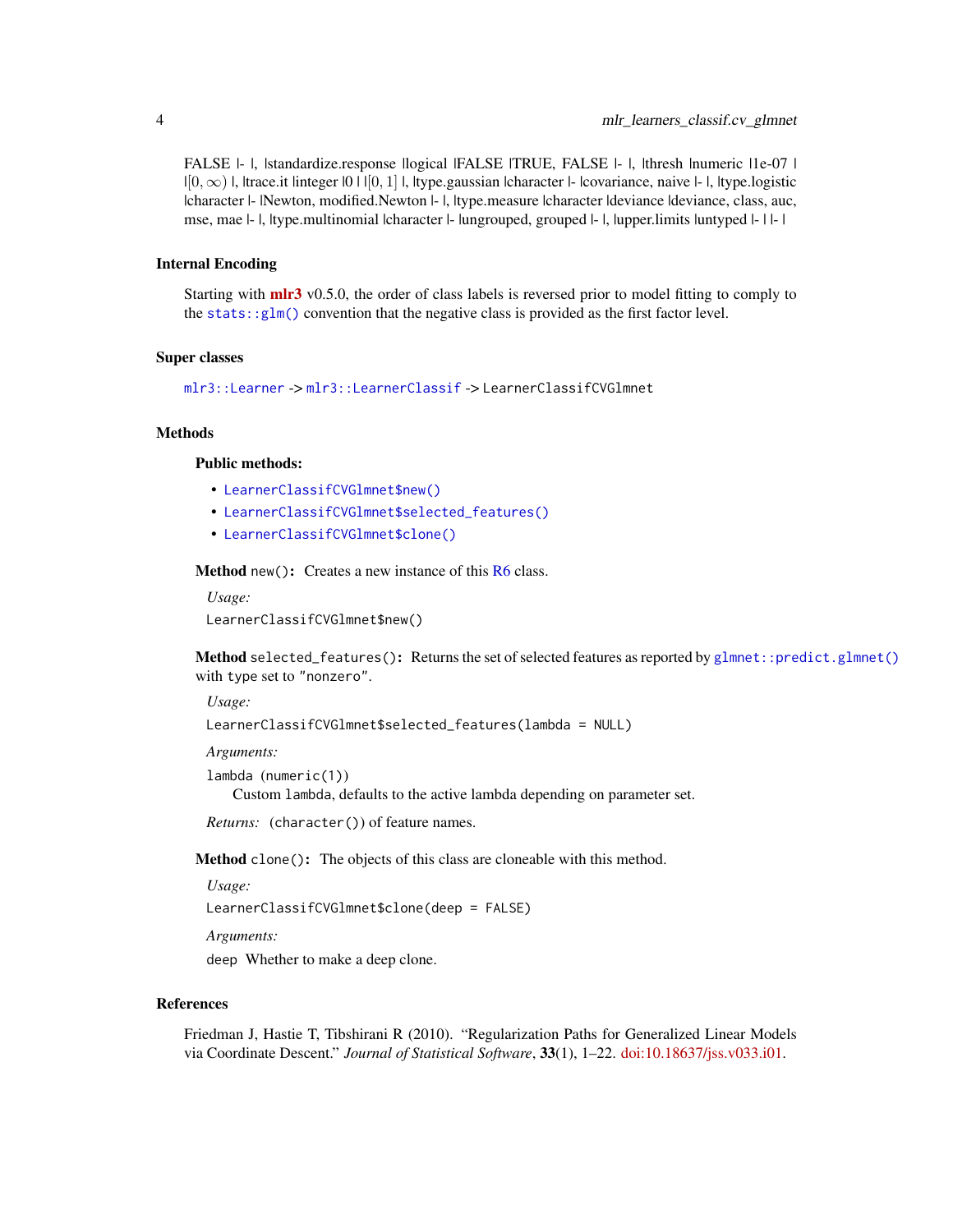FALSE |- |, |standardize.response |logical |FALSE |TRUE, FALSE |- |, |thresh |numeric |1e-07 | |$[0, \infty)$ |, |trace.it |integer |0 | |$[0, 1]$ |, |type.gaussian |character |- |covariance, naive |- |, |type.logistic |character |- |Newton, modified.Newton |- |, |type.measure |character |deviance |deviance, class, auc, mse, mae |- |, |type.multinomial |character |- |ungrouped, grouped |- |, |upper.limits |untyped |- | |- |

### Internal Encoding

Starting with **mlr3** v0.5.0, the order of class labels is reversed prior to model fitting to comply to the `stats::glm()` convention that the negative class is provided as the first factor level.

### Super classes

`mlr3::Learner` -> `mlr3::LearnerClassif` -> `LearnerClassifCVGlmnet`

### Methods

#### Public methods:

- `LearnerClassifCVGlmnet$new()`
- `LearnerClassifCVGlmnet$selected_features()`
- `LearnerClassifCVGlmnet$clone()`

**Method** `new()`: Creates a new instance of this R6 class.

*Usage:*

```
LearnerClassifCVGlmnet$new()
```

**Method** `selected_features()`: Returns the set of selected features as reported by `glmnet::predict.glmnet()` with `type` set to `"nonzero"`.

*Usage:*

```
LearnerClassifCVGlmnet$selected_features(lambda = NULL)
```

*Arguments:*

`lambda (numeric(1))`
Custom `lambda`, defaults to the active lambda depending on parameter set.

*Returns:* (`character()`) of feature names.

**Method** `clone()`: The objects of this class are cloneable with this method.

*Usage:*

```
LearnerClassifCVGlmnet$clone(deep = FALSE)
```

*Arguments:*

`deep` Whether to make a deep clone.

### References

Friedman J, Hastie T, Tibshirani R (2010). "Regularization Paths for Generalized Linear Models via Coordinate Descent." *Journal of Statistical Software*, **33**(1), 1–22. doi:10.18637/jss.v033.i01.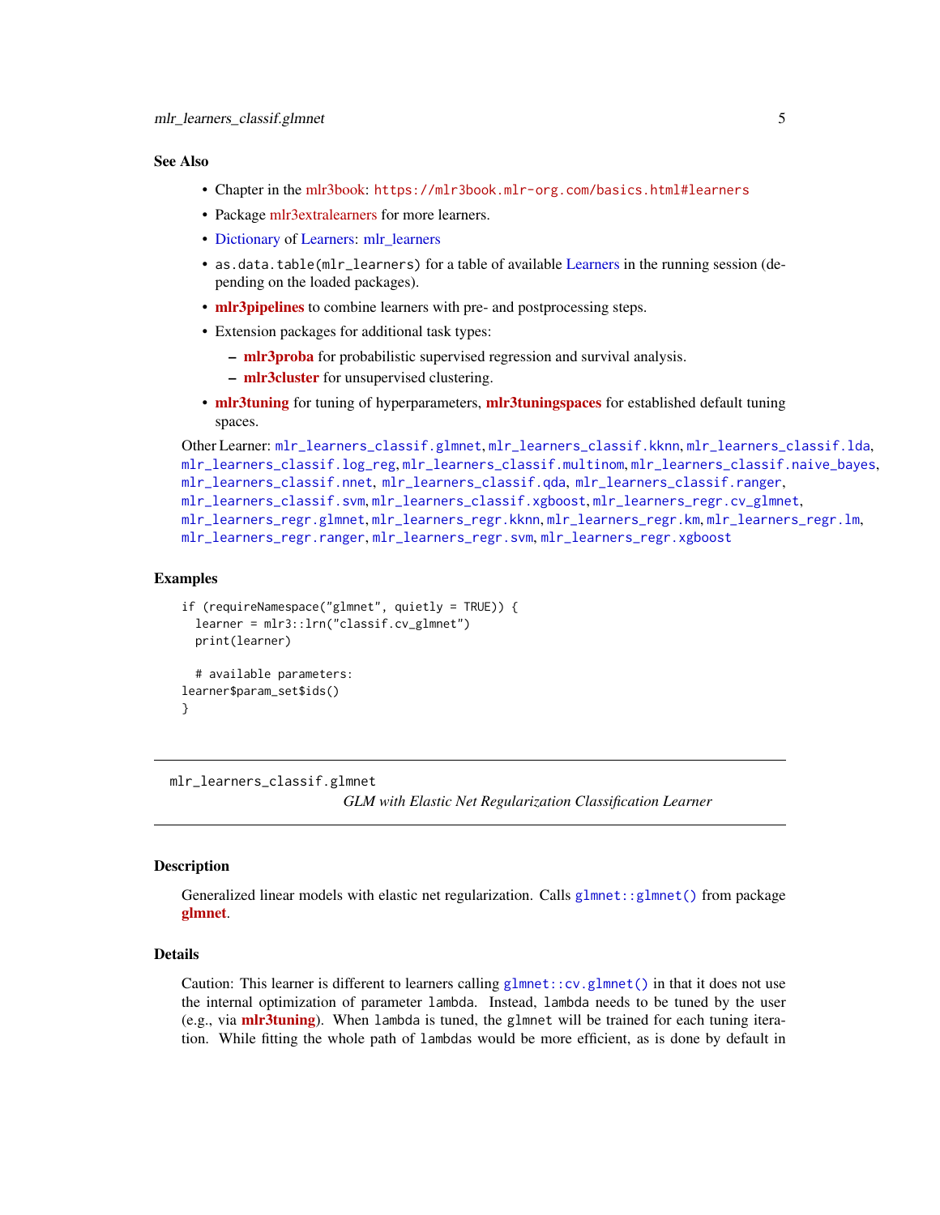### See Also

- Chapter in the mlr3book: https://mlr3book.mlr-org.com/basics.html#learners
- Package mlr3extralearners for more learners.
- Dictionary of Learners: mlr_learners
- `as.data.table(mlr_learners)` for a table of available Learners in the running session (depending on the loaded packages).
- **mlr3pipelines** to combine learners with pre- and postprocessing steps.
- Extension packages for additional task types:
  - **mlr3proba** for probabilistic supervised regression and survival analysis.
  - **mlr3cluster** for unsupervised clustering.
- **mlr3tuning** for tuning of hyperparameters, **mlr3tuningspaces** for established default tuning spaces.

Other Learner: `mlr_learners_classif.glmnet`, `mlr_learners_classif.kknn`, `mlr_learners_classif.lda`, `mlr_learners_classif.log_reg`, `mlr_learners_classif.multinom`, `mlr_learners_classif.naive_bayes`, `mlr_learners_classif.nnet`, `mlr_learners_classif.qda`, `mlr_learners_classif.ranger`, `mlr_learners_classif.svm`, `mlr_learners_classif.xgboost`, `mlr_learners_regr.cv_glmnet`, `mlr_learners_regr.glmnet`, `mlr_learners_regr.kknn`, `mlr_learners_regr.km`, `mlr_learners_regr.lm`, `mlr_learners_regr.ranger`, `mlr_learners_regr.svm`, `mlr_learners_regr.xgboost`

### Examples

```
if (requireNamespace("glmnet", quietly = TRUE)) {
  learner = mlr3::lrn("classif.cv_glmnet")
  print(learner)

  # available parameters:
learner$param_set$ids()
}
```

---

## mlr_learners_classif.glmnet

*GLM with Elastic Net Regularization Classification Learner*

---

### Description

Generalized linear models with elastic net regularization. Calls `glmnet::glmnet()` from package **glmnet**.

### Details

Caution: This learner is different to learners calling `glmnet::cv.glmnet()` in that it does not use the internal optimization of parameter `lambda`. Instead, `lambda` needs to be tuned by the user (e.g., via **mlr3tuning**). When `lambda` is tuned, the `glmnet` will be trained for each tuning iteration. While fitting the whole path of `lambda`s would be more efficient, as is done by default in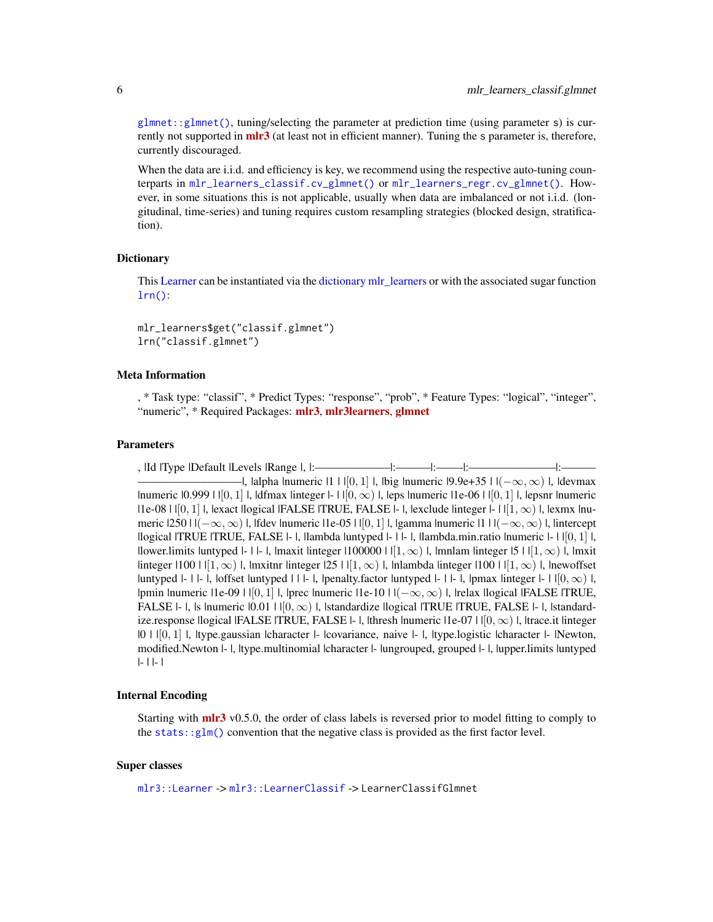`glmnet::glmnet()`, tuning/selecting the parameter at prediction time (using parameter s) is currently not supported in **mlr3** (at least not in efficient manner). Tuning the s parameter is, therefore, currently discouraged.

When the data are i.i.d. and efficiency is key, we recommend using the respective auto-tuning counterparts in `mlr_learners_classif.cv_glmnet()` or `mlr_learners_regr.cv_glmnet()`. However, in some situations this is not applicable, usually when data are imbalanced or not i.i.d. (longitudinal, time-series) and tuning requires custom resampling strategies (blocked design, stratification).

### Dictionary

This Learner can be instantiated via the dictionary mlr_learners or with the associated sugar function `lrn()`:

```
mlr_learners$get("classif.glmnet")
lrn("classif.glmnet")
```

### Meta Information

, * Task type: "classif", * Predict Types: "response", "prob", * Feature Types: "logical", "integer", "numeric", * Required Packages: **mlr3**, **mlr3learners**, **glmnet**

### Parameters

, |Id |Type |Default |Levels |Range |, |:————————|:————|:———|:———————————|:——————————————|, |alpha |numeric |1 | |$[0, 1]$ |, |big |numeric |9.9e+35 | |$(-\infty, \infty)$ |, |devmax |numeric |0.999 | |$[0, 1]$ |, |dfmax |integer |- | |$[0, \infty)$ |, |eps |numeric |1e-06 | |$[0, 1]$ |, |epsnr |numeric |1e-08 | |$[0, 1]$ |, |exact |logical |FALSE |TRUE, FALSE |- |, |exclude |integer |- | |$[1, \infty)$ |, |exmx |numeric |250 | |$(-\infty, \infty)$ |, |fdev |numeric |1e-05 | |$[0, 1]$ |, |gamma |numeric |1 | |$(-\infty, \infty)$ |, |intercept |logical |TRUE |TRUE, FALSE |- |, |lambda |untyped |- | |- |, |lambda.min.ratio |numeric |- | |$[0, 1]$ |, |lower.limits |untyped |- | |- |, |maxit |integer |100000 | |$[1, \infty)$ |, |mnlam |integer |5 | |$[1, \infty)$ |, |mxit |integer |100 | |$[1, \infty)$ |, |mxitnr |integer |25 | |$[1, \infty)$ |, |nlambda |integer |100 | |$[1, \infty)$ |, |newoffset |untyped |- | |- |, |offset |untyped | | |- |, |penalty.factor |untyped |- | |- |, |pmax |integer |- | |$[0, \infty)$ |, |pmin |numeric |1e-09 | |$[0, 1]$ |, |prec |numeric |1e-10 | |$(-\infty, \infty)$ |, |relax |logical |FALSE |TRUE, FALSE |- |, |s |numeric |0.01 | |$[0, \infty)$ |, |standardize |logical |TRUE |TRUE, FALSE |- |, |standardize.response |logical |FALSE |TRUE, FALSE |- |, |thresh |numeric |1e-07 | |$[0, \infty)$ |, |trace.it |integer |0 | |$[0, 1]$ |, |type.gaussian |character |- |covariance, naive |- |, |type.logistic |character |- |Newton, modified.Newton |- |, |type.multinomial |character |- |ungrouped, grouped |- |, |upper.limits |untyped |- | |- |

### Internal Encoding

Starting with **mlr3** v0.5.0, the order of class labels is reversed prior to model fitting to comply to the `stats::glm()` convention that the negative class is provided as the first factor level.

### Super classes

`mlr3::Learner` -> `mlr3::LearnerClassif` -> `LearnerClassifGlmnet`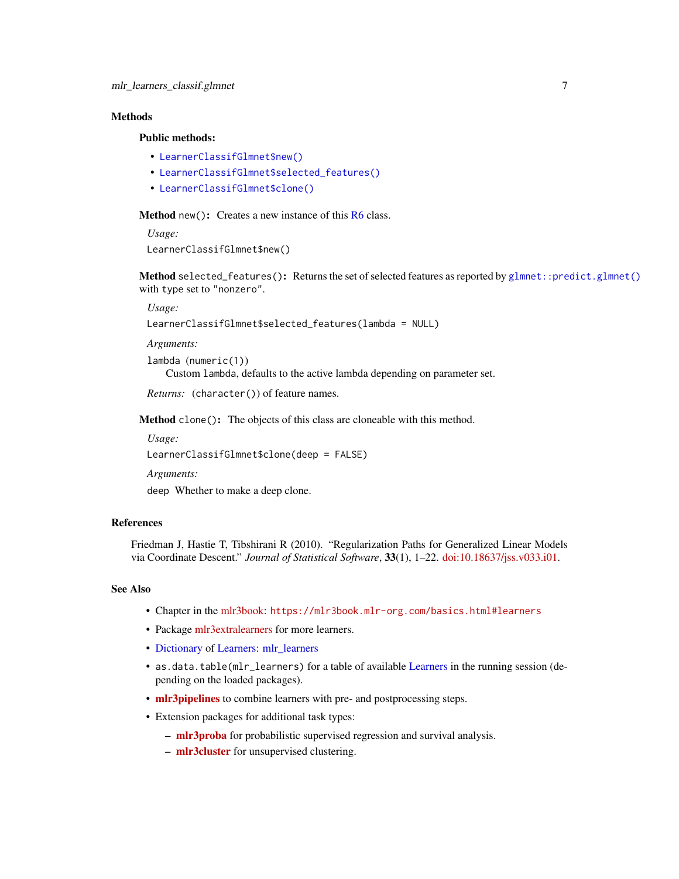## Methods

### Public methods:

- `LearnerClassifGlmnet$new()`
- `LearnerClassifGlmnet$selected_features()`
- `LearnerClassifGlmnet$clone()`

**Method** `new()`**:** Creates a new instance of this R6 class.

*Usage:*

```
LearnerClassifGlmnet$new()
```

**Method** `selected_features()`**:** Returns the set of selected features as reported by `glmnet::predict.glmnet()` with `type` set to `"nonzero"`.

*Usage:*

```
LearnerClassifGlmnet$selected_features(lambda = NULL)
```

*Arguments:*

`lambda` (`numeric(1)`)
Custom `lambda`, defaults to the active lambda depending on parameter set.

*Returns:* (`character()`) of feature names.

**Method** `clone()`**:** The objects of this class are cloneable with this method.

*Usage:*

```
LearnerClassifGlmnet$clone(deep = FALSE)
```

*Arguments:*

`deep` Whether to make a deep clone.

## References

Friedman J, Hastie T, Tibshirani R (2010). "Regularization Paths for Generalized Linear Models via Coordinate Descent." *Journal of Statistical Software*, **33**(1), 1–22. doi:10.18637/jss.v033.i01.

## See Also

- Chapter in the mlr3book: `https://mlr3book.mlr-org.com/basics.html#learners`
- Package mlr3extralearners for more learners.
- Dictionary of Learners: mlr_learners
- `as.data.table(mlr_learners)` for a table of available Learners in the running session (depending on the loaded packages).
- **mlr3pipelines** to combine learners with pre- and postprocessing steps.
- Extension packages for additional task types:
  - **mlr3proba** for probabilistic supervised regression and survival analysis.
  - **mlr3cluster** for unsupervised clustering.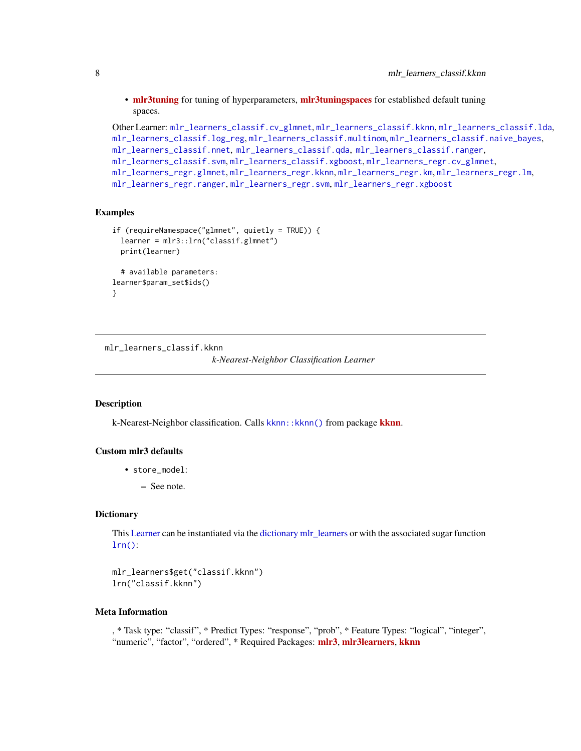- **mlr3tuning** for tuning of hyperparameters, **mlr3tuningspaces** for established default tuning spaces.

Other Learner: `mlr_learners_classif.cv_glmnet`, `mlr_learners_classif.kknn`, `mlr_learners_classif.lda`, `mlr_learners_classif.log_reg`, `mlr_learners_classif.multinom`, `mlr_learners_classif.naive_bayes`, `mlr_learners_classif.nnet`, `mlr_learners_classif.qda`, `mlr_learners_classif.ranger`, `mlr_learners_classif.svm`, `mlr_learners_classif.xgboost`, `mlr_learners_regr.cv_glmnet`, `mlr_learners_regr.glmnet`, `mlr_learners_regr.kknn`, `mlr_learners_regr.km`, `mlr_learners_regr.lm`, `mlr_learners_regr.ranger`, `mlr_learners_regr.svm`, `mlr_learners_regr.xgboost`

### Examples

```
if (requireNamespace("glmnet", quietly = TRUE)) {
  learner = mlr3::lrn("classif.glmnet")
  print(learner)

  # available parameters:
learner$param_set$ids()
}
```

---

## mlr_learners_classif.kknn

*k-Nearest-Neighbor Classification Learner*

---

### Description

k-Nearest-Neighbor classification. Calls `kknn::kknn()` from package **kknn**.

### Custom mlr3 defaults

- `store_model`:
  - See note.

### Dictionary

This Learner can be instantiated via the dictionary mlr_learners or with the associated sugar function `lrn()`:

```
mlr_learners$get("classif.kknn")
lrn("classif.kknn")
```

### Meta Information

, * Task type: “classif”, * Predict Types: “response”, “prob”, * Feature Types: “logical”, “integer”, “numeric”, “factor”, “ordered”, * Required Packages: **mlr3**, **mlr3learners**, **kknn**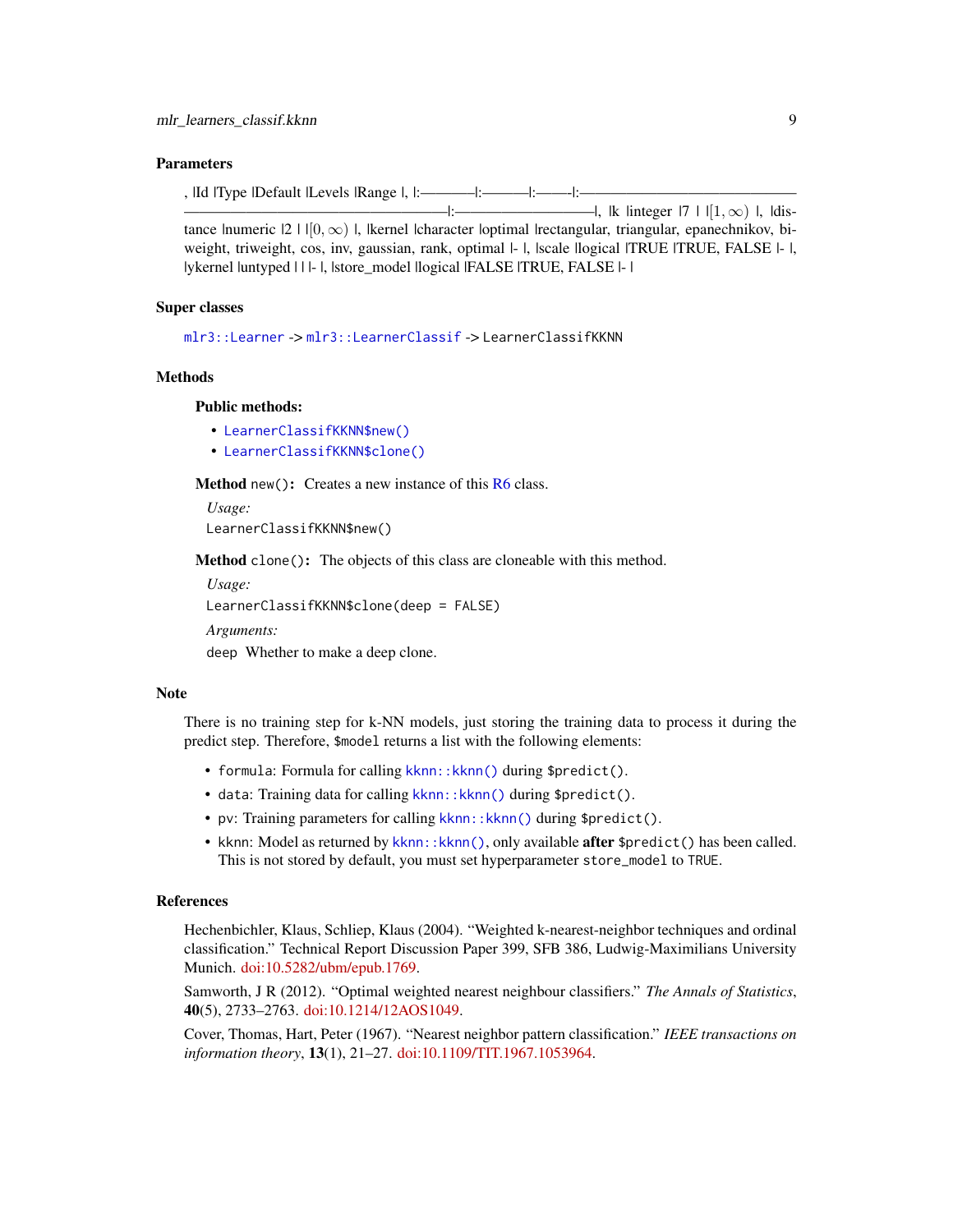### Parameters

, |Id |Type |Default |Levels |Range |, |:————|:———|:——|:——————————————————————————————|:——————————|, |k |integer |7 | |$[1, \infty)$ |, |distance |numeric |2 | |$[0, \infty)$ |, |kernel |character |optimal |rectangular, triangular, epanechnikov, biweight, triweight, cos, inv, gaussian, rank, optimal |- |, |scale |logical |TRUE |TRUE, FALSE |- |, |ykernel |untyped | | |- |, |store_model |logical |FALSE |TRUE, FALSE |- |

### Super classes

`mlr3::Learner` -> `mlr3::LearnerClassif` -> `LearnerClassifKKNN`

### Methods

#### Public methods:

- `LearnerClassifKKNN$new()`
- `LearnerClassifKKNN$clone()`

**Method** `new()`**:** Creates a new instance of this R6 class.

*Usage:*

```
LearnerClassifKKNN$new()
```

**Method** `clone()`**:** The objects of this class are cloneable with this method.

*Usage:*

```
LearnerClassifKKNN$clone(deep = FALSE)
```

*Arguments:*

`deep` Whether to make a deep clone.

### Note

There is no training step for k-NN models, just storing the training data to process it during the predict step. Therefore, `$model` returns a list with the following elements:

- `formula`: Formula for calling `kknn::kknn()` during `$predict()`.
- `data`: Training data for calling `kknn::kknn()` during `$predict()`.
- `pv`: Training parameters for calling `kknn::kknn()` during `$predict()`.
- `kknn`: Model as returned by `kknn::kknn()`, only available **after** `$predict()` has been called. This is not stored by default, you must set hyperparameter `store_model` to `TRUE`.

### References

Hechenbichler, Klaus, Schliep, Klaus (2004). "Weighted k-nearest-neighbor techniques and ordinal classification." Technical Report Discussion Paper 399, SFB 386, Ludwig-Maximilians University Munich. doi:10.5282/ubm/epub.1769.

Samworth, J R (2012). "Optimal weighted nearest neighbour classifiers." *The Annals of Statistics*, **40**(5), 2733–2763. doi:10.1214/12AOS1049.

Cover, Thomas, Hart, Peter (1967). "Nearest neighbor pattern classification." *IEEE transactions on information theory*, **13**(1), 21–27. doi:10.1109/TIT.1967.1053964.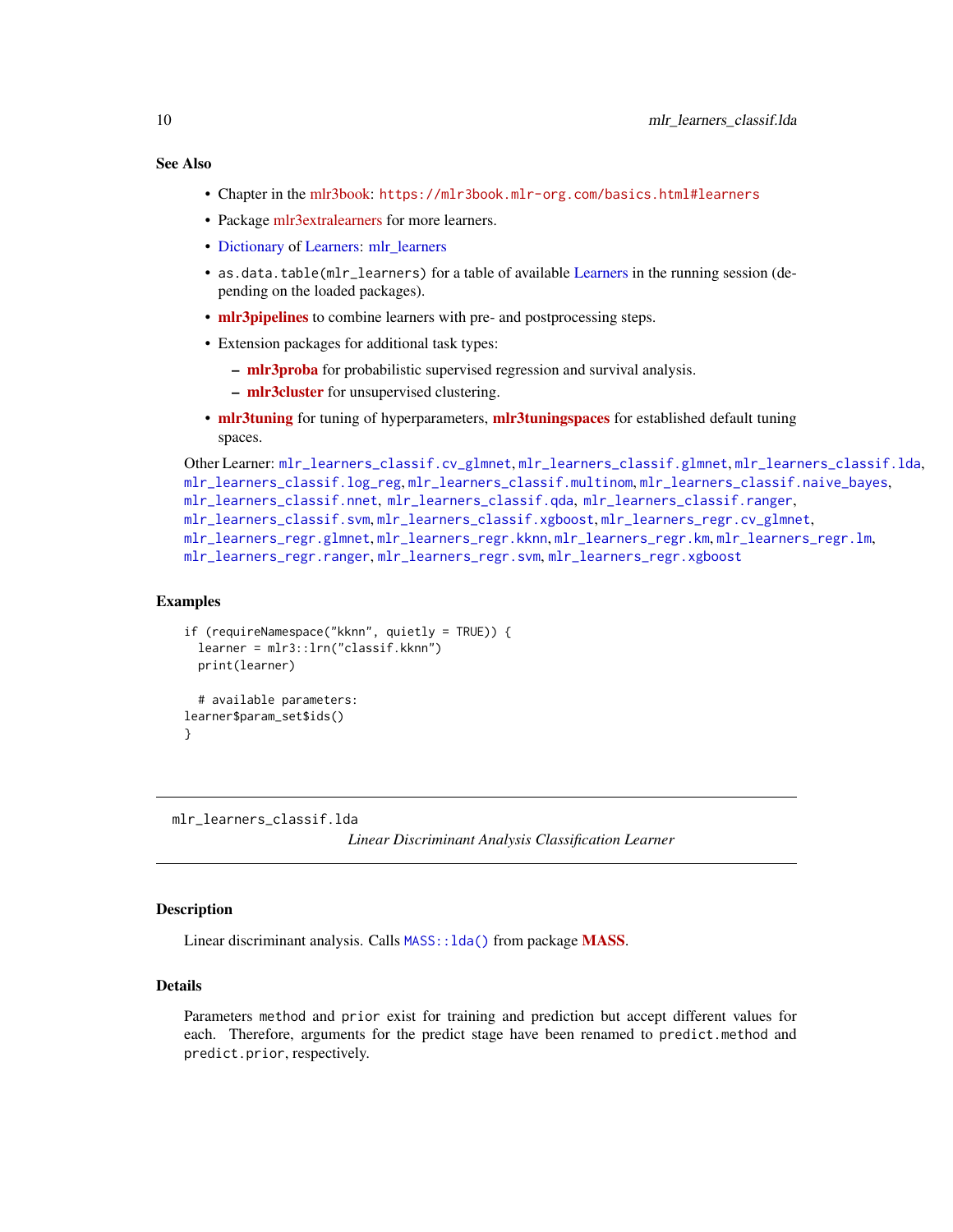### See Also

- Chapter in the mlr3book: https://mlr3book.mlr-org.com/basics.html#learners
- Package mlr3extralearners for more learners.
- Dictionary of Learners: mlr_learners
- `as.data.table(mlr_learners)` for a table of available Learners in the running session (depending on the loaded packages).
- **mlr3pipelines** to combine learners with pre- and postprocessing steps.
- Extension packages for additional task types:
  - **mlr3proba** for probabilistic supervised regression and survival analysis.
  - **mlr3cluster** for unsupervised clustering.
- **mlr3tuning** for tuning of hyperparameters, **mlr3tuningspaces** for established default tuning spaces.

Other Learner: `mlr_learners_classif.cv_glmnet`, `mlr_learners_classif.glmnet`, `mlr_learners_classif.lda`, `mlr_learners_classif.log_reg`, `mlr_learners_classif.multinom`, `mlr_learners_classif.naive_bayes`, `mlr_learners_classif.nnet`, `mlr_learners_classif.qda`, `mlr_learners_classif.ranger`, `mlr_learners_classif.svm`, `mlr_learners_classif.xgboost`, `mlr_learners_regr.cv_glmnet`, `mlr_learners_regr.glmnet`, `mlr_learners_regr.kknn`, `mlr_learners_regr.km`, `mlr_learners_regr.lm`, `mlr_learners_regr.ranger`, `mlr_learners_regr.svm`, `mlr_learners_regr.xgboost`

### Examples

```
if (requireNamespace("kknn", quietly = TRUE)) {
  learner = mlr3::lrn("classif.kknn")
  print(learner)

  # available parameters:
learner$param_set$ids()
}
```

---

## mlr_learners_classif.lda — *Linear Discriminant Analysis Classification Learner*

---

### Description

Linear discriminant analysis. Calls `MASS::lda()` from package **MASS**.

### Details

Parameters `method` and `prior` exist for training and prediction but accept different values for each. Therefore, arguments for the predict stage have been renamed to `predict.method` and `predict.prior`, respectively.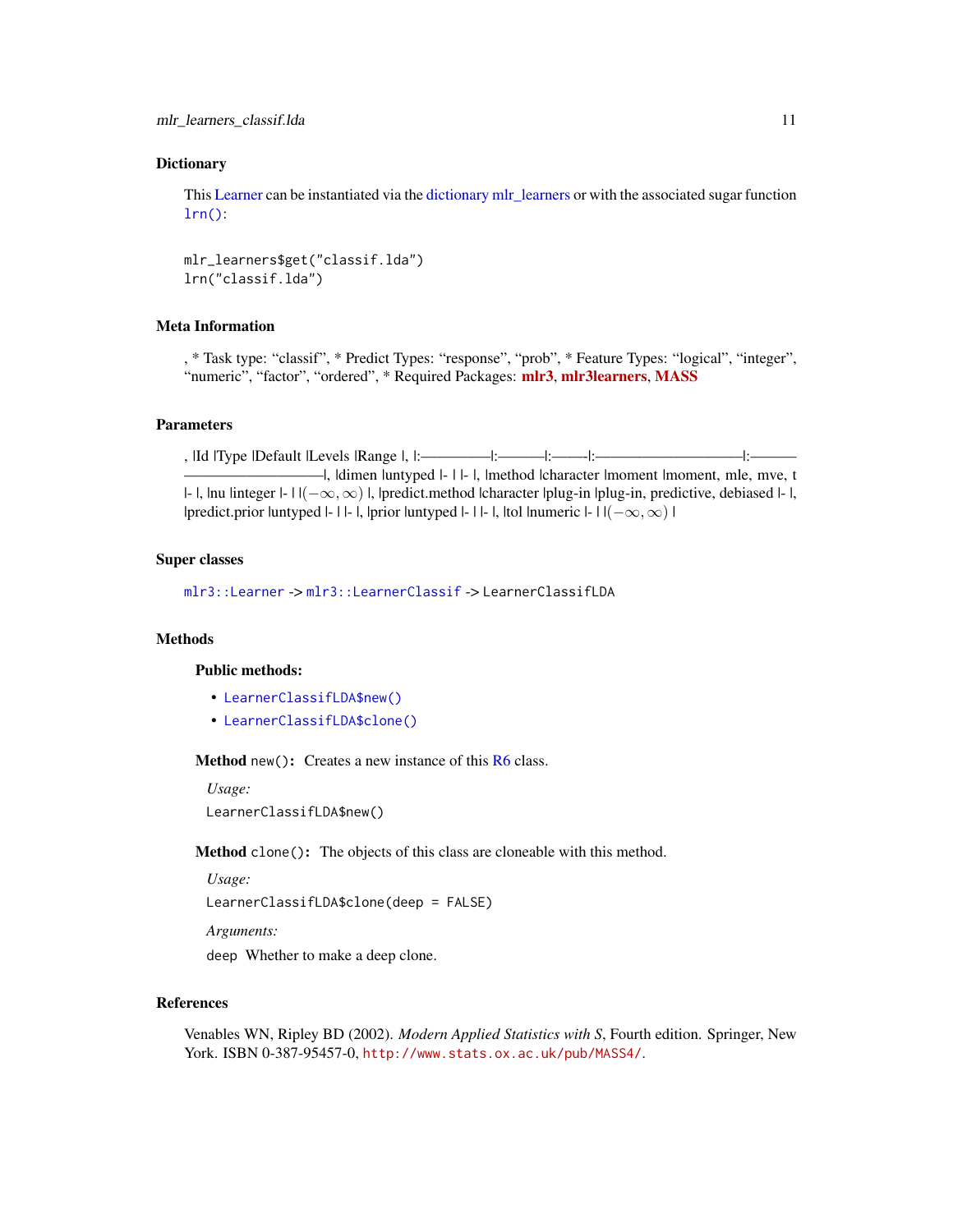## Dictionary

This Learner can be instantiated via the dictionary mlr_learners or with the associated sugar function `lrn()`:

```
mlr_learners$get("classif.lda")
lrn("classif.lda")
```

## Meta Information

, * Task type: “classif”, * Predict Types: “response”, “prob”, * Feature Types: “logical”, “integer”, “numeric”, “factor”, “ordered”, * Required Packages: **mlr3**, **mlr3learners**, **MASS**

## Parameters

, |Id |Type |Default |Levels |Range |, |:————–|:———|:——-|:——————————|:———————————|, |dimen |untyped |- | |- |, |method |character |moment |moment, mle, mve, t |- |, |nu |integer |- | |$(-\infty, \infty)$ |, |predict.method |character |plug-in |plug-in, predictive, debiased |- |, |predict.prior |untyped |- | |- |, |prior |untyped |- | |- |, |tol |numeric |- | |$(-\infty, \infty)$ |

## Super classes

`mlr3::Learner` -> `mlr3::LearnerClassif` -> `LearnerClassifLDA`

## Methods

### Public methods:

- `LearnerClassifLDA$new()`
- `LearnerClassifLDA$clone()`

**Method** `new()`: Creates a new instance of this R6 class.

*Usage:*

```
LearnerClassifLDA$new()
```

**Method** `clone()`: The objects of this class are cloneable with this method.

*Usage:*

```
LearnerClassifLDA$clone(deep = FALSE)
```

*Arguments:*

`deep` Whether to make a deep clone.

## References

Venables WN, Ripley BD (2002). *Modern Applied Statistics with S*, Fourth edition. Springer, New York. ISBN 0-387-95457-0, `http://www.stats.ox.ac.uk/pub/MASS4/`.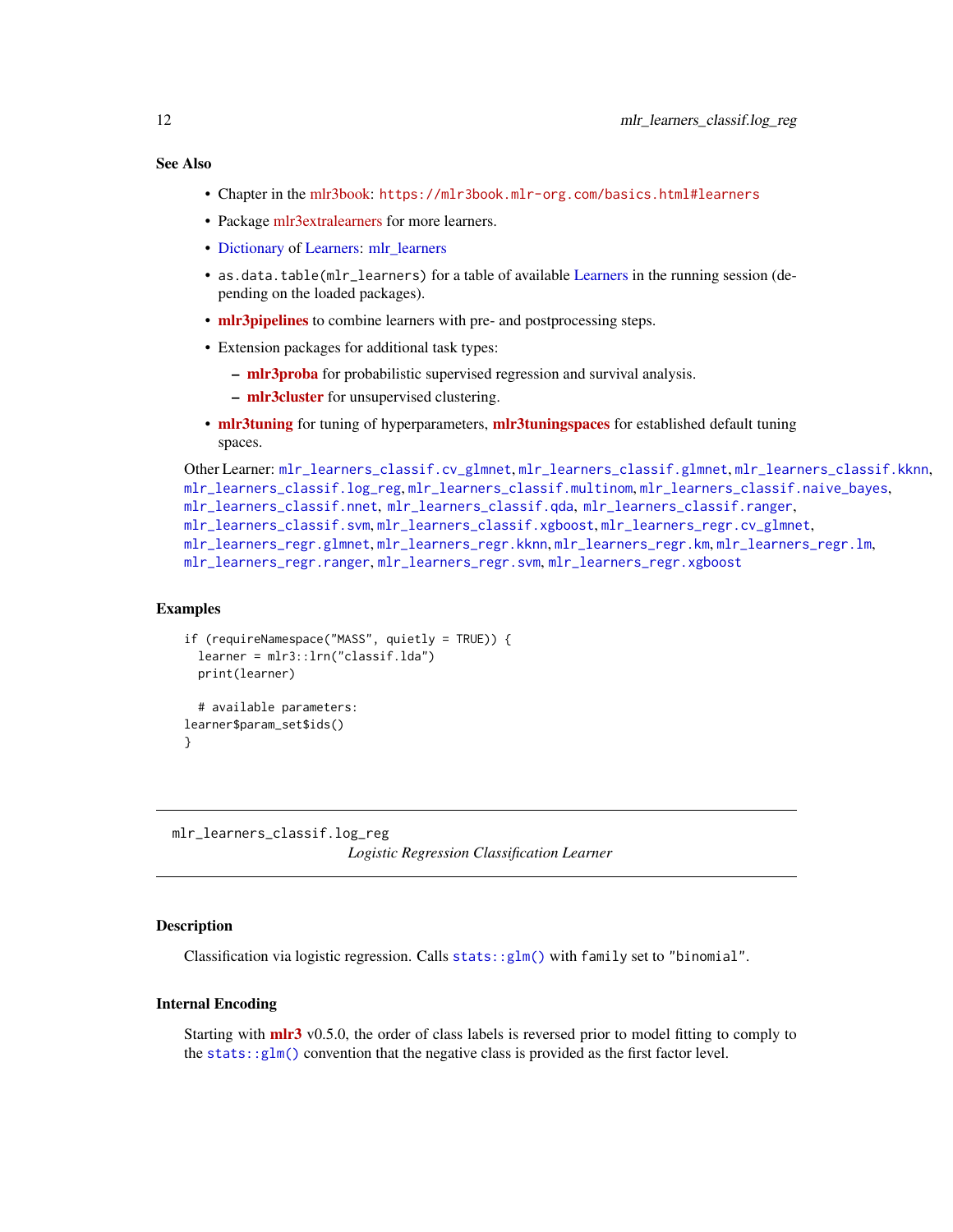### See Also

- Chapter in the mlr3book: https://mlr3book.mlr-org.com/basics.html#learners
- Package mlr3extralearners for more learners.
- Dictionary of Learners: mlr_learners
- `as.data.table(mlr_learners)` for a table of available Learners in the running session (depending on the loaded packages).
- **mlr3pipelines** to combine learners with pre- and postprocessing steps.
- Extension packages for additional task types:
  - **mlr3proba** for probabilistic supervised regression and survival analysis.
  - **mlr3cluster** for unsupervised clustering.
- **mlr3tuning** for tuning of hyperparameters, **mlr3tuningspaces** for established default tuning spaces.

Other Learner: `mlr_learners_classif.cv_glmnet`, `mlr_learners_classif.glmnet`, `mlr_learners_classif.kknn`, `mlr_learners_classif.log_reg`, `mlr_learners_classif.multinom`, `mlr_learners_classif.naive_bayes`, `mlr_learners_classif.nnet`, `mlr_learners_classif.qda`, `mlr_learners_classif.ranger`, `mlr_learners_classif.svm`, `mlr_learners_classif.xgboost`, `mlr_learners_regr.cv_glmnet`, `mlr_learners_regr.glmnet`, `mlr_learners_regr.kknn`, `mlr_learners_regr.km`, `mlr_learners_regr.lm`, `mlr_learners_regr.ranger`, `mlr_learners_regr.svm`, `mlr_learners_regr.xgboost`

### Examples

```
if (requireNamespace("MASS", quietly = TRUE)) {
  learner = mlr3::lrn("classif.lda")
  print(learner)

  # available parameters:
learner$param_set$ids()
}
```

---

## mlr_learners_classif.log_reg

*Logistic Regression Classification Learner*

---

### Description

Classification via logistic regression. Calls `stats::glm()` with `family` set to `"binomial"`.

### Internal Encoding

Starting with **mlr3** v0.5.0, the order of class labels is reversed prior to model fitting to comply to the `stats::glm()` convention that the negative class is provided as the first factor level.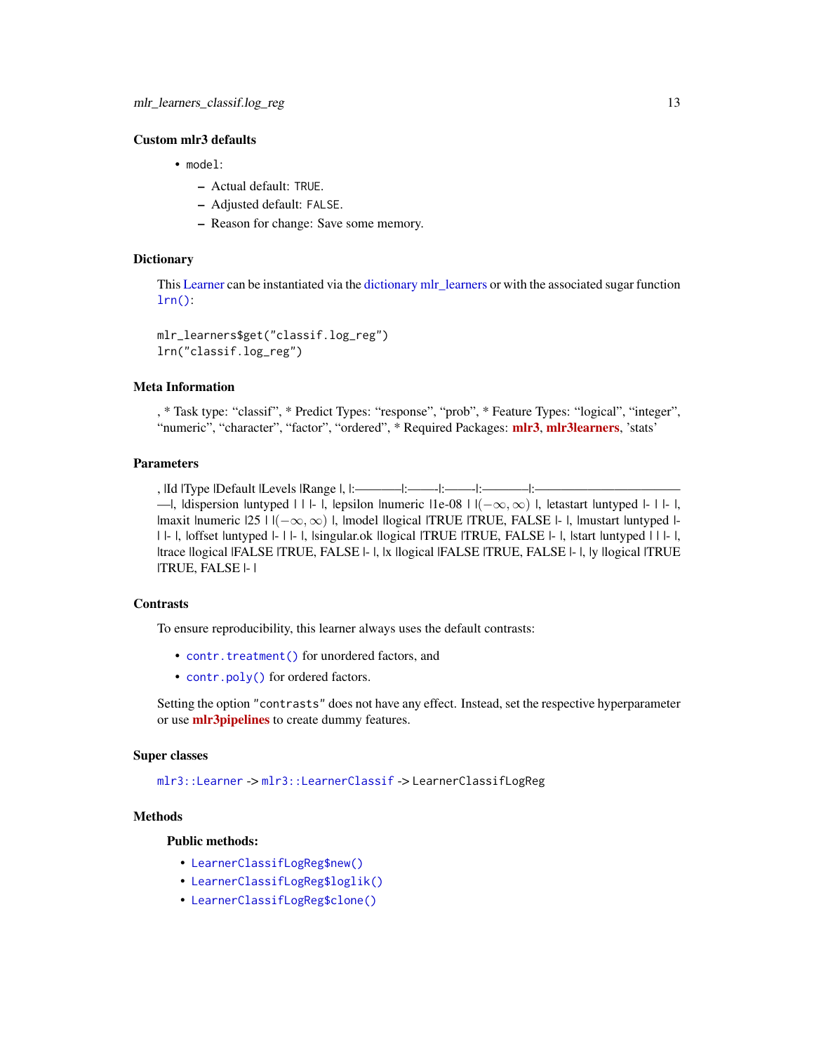### Custom mlr3 defaults

- `model`:
  - Actual default: `TRUE`.
  - Adjusted default: `FALSE`.
  - Reason for change: Save some memory.

### Dictionary

This Learner can be instantiated via the dictionary mlr_learners or with the associated sugar function `lrn()`:

```
mlr_learners$get("classif.log_reg")
lrn("classif.log_reg")
```

### Meta Information

, * Task type: “classif”, * Predict Types: “response”, “prob”, * Feature Types: “logical”, “integer”, “numeric”, “character”, “factor”, “ordered”, * Required Packages: **mlr3**, **mlr3learners**, 'stats'

### Parameters

, |Id |Type |Default |Levels |Range |, |:————|:——|:——|:————|:————————————|, |dispersion |untyped | | |- |, |epsilon |numeric |1e-08 | |$(-\infty, \infty)$ |, |etastart |untyped |- | |- |, |maxit |numeric |25 | |$(-\infty, \infty)$ |, |model |logical |TRUE |TRUE, FALSE |- |, |mustart |untyped |- | |- |, |offset |untyped |- | |- |, |singular.ok |logical |TRUE |TRUE, FALSE |- |, |start |untyped | | |- |, |trace |logical |FALSE |TRUE, FALSE |- |, |x |logical |FALSE |TRUE, FALSE |- |, |y |logical |TRUE |TRUE, FALSE |- |

### Contrasts

To ensure reproducibility, this learner always uses the default contrasts:

- `contr.treatment()` for unordered factors, and
- `contr.poly()` for ordered factors.

Setting the option `"contrasts"` does not have any effect. Instead, set the respective hyperparameter or use **mlr3pipelines** to create dummy features.

### Super classes

`mlr3::Learner` -> `mlr3::LearnerClassif` -> `LearnerClassifLogReg`

### Methods

#### Public methods:

- `LearnerClassifLogReg$new()`
- `LearnerClassifLogReg$loglik()`
- `LearnerClassifLogReg$clone()`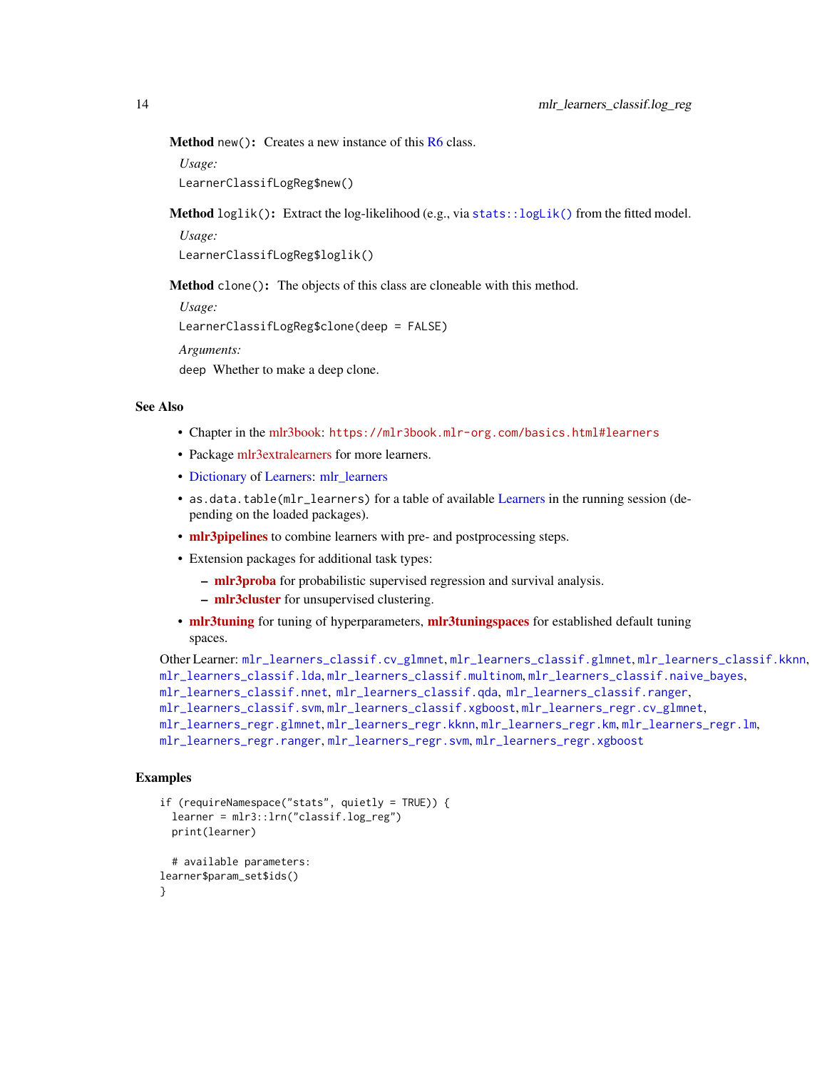**Method** `new()`**:** Creates a new instance of this R6 class.

*Usage:*

```
LearnerClassifLogReg$new()
```

**Method** `loglik()`**:** Extract the log-likelihood (e.g., via `stats::logLik()` from the fitted model.

*Usage:*

```
LearnerClassifLogReg$loglik()
```

**Method** `clone()`**:** The objects of this class are cloneable with this method.

*Usage:*

```
LearnerClassifLogReg$clone(deep = FALSE)
```

*Arguments:*

`deep` Whether to make a deep clone.

### See Also

- Chapter in the mlr3book: `https://mlr3book.mlr-org.com/basics.html#learners`
- Package mlr3extralearners for more learners.
- Dictionary of Learners: mlr_learners
- `as.data.table(mlr_learners)` for a table of available Learners in the running session (depending on the loaded packages).
- **mlr3pipelines** to combine learners with pre- and postprocessing steps.
- Extension packages for additional task types:
  - **mlr3proba** for probabilistic supervised regression and survival analysis.
  - **mlr3cluster** for unsupervised clustering.
- **mlr3tuning** for tuning of hyperparameters, **mlr3tuningspaces** for established default tuning spaces.

Other Learner: `mlr_learners_classif.cv_glmnet`, `mlr_learners_classif.glmnet`, `mlr_learners_classif.kknn`, `mlr_learners_classif.lda`, `mlr_learners_classif.multinom`, `mlr_learners_classif.naive_bayes`, `mlr_learners_classif.nnet`, `mlr_learners_classif.qda`, `mlr_learners_classif.ranger`, `mlr_learners_classif.svm`, `mlr_learners_classif.xgboost`, `mlr_learners_regr.cv_glmnet`, `mlr_learners_regr.glmnet`, `mlr_learners_regr.kknn`, `mlr_learners_regr.km`, `mlr_learners_regr.lm`, `mlr_learners_regr.ranger`, `mlr_learners_regr.svm`, `mlr_learners_regr.xgboost`

### Examples

```
if (requireNamespace("stats", quietly = TRUE)) {
  learner = mlr3::lrn("classif.log_reg")
  print(learner)

  # available parameters:
learner$param_set$ids()
}
```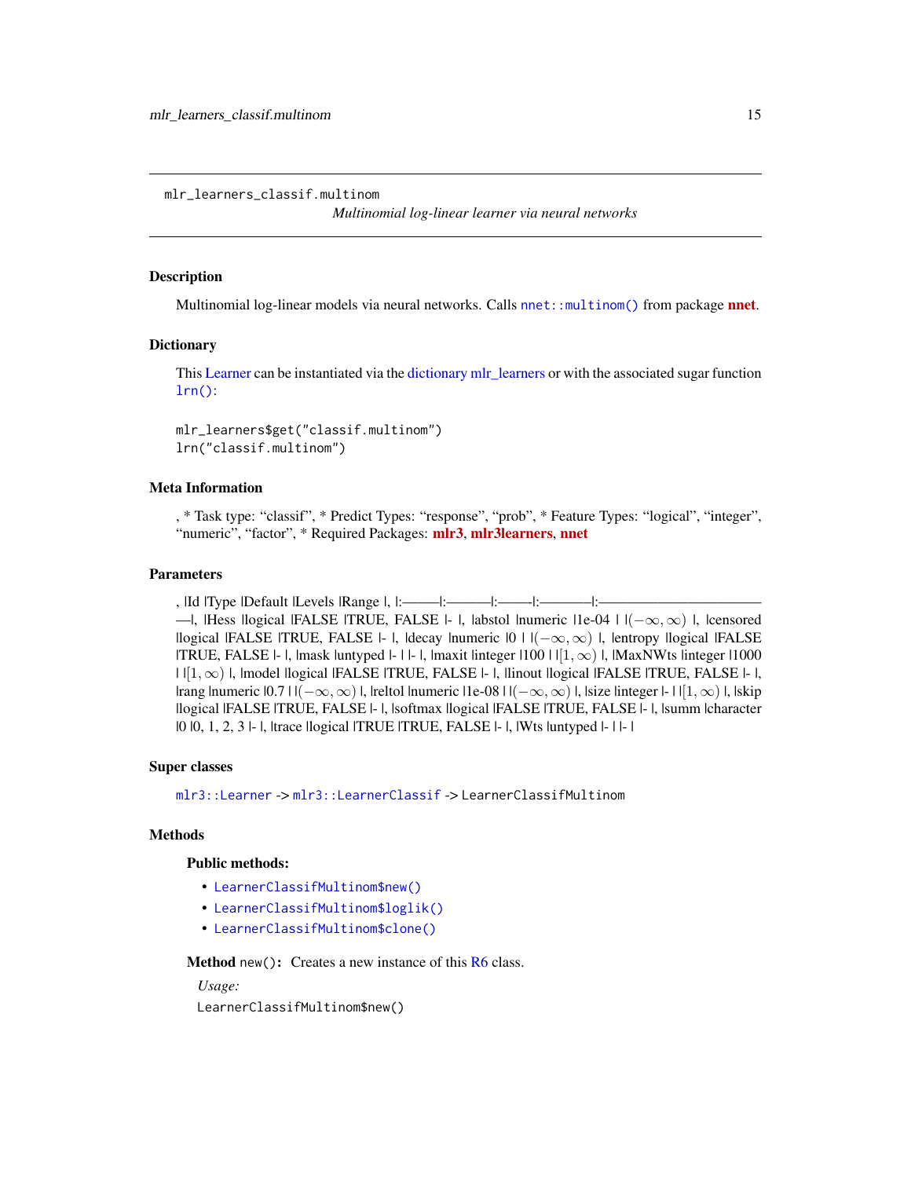mlr_learners_classif.multinom

*Multinomial log-linear learner via neural networks*

## Description

Multinomial log-linear models via neural networks. Calls `nnet::multinom()` from package **nnet**.

## Dictionary

This Learner can be instantiated via the dictionary mlr_learners or with the associated sugar function `lrn()`:

```
mlr_learners$get("classif.multinom")
lrn("classif.multinom")
```

## Meta Information

, * Task type: "classif", * Predict Types: "response", "prob", * Feature Types: "logical", "integer", "numeric", "factor", * Required Packages: **mlr3**, **mlr3learners**, **nnet**

## Parameters

, |Id |Type |Default |Levels |Range |, |:——|:———|:——-|:————|:————————————|, |Hess |logical |FALSE |TRUE, FALSE |- |, |abstol |numeric |1e-04 | |$(-\infty, \infty)$ |, |censored |logical |FALSE |TRUE, FALSE |- |, |decay |numeric |0 | |$(-\infty, \infty)$ |, |entropy |logical |FALSE |TRUE, FALSE |- |, |mask |untyped |- | |- |, |maxit |integer |100 | |$[1, \infty)$ |, |MaxNWts |integer |1000 | |$[1, \infty)$ |, |model |logical |FALSE |TRUE, FALSE |- |, |linout |logical |FALSE |TRUE, FALSE |- |, |rang |numeric |0.7 | |$(-\infty, \infty)$ |, |reltol |numeric |1e-08 | |$(-\infty, \infty)$ |, |size |integer |- | |$[1, \infty)$ |, |skip |logical |FALSE |TRUE, FALSE |- |, |softmax |logical |FALSE |TRUE, FALSE |- |, |summ |character |0 |0, 1, 2, 3 |- |, |trace |logical |TRUE |TRUE, FALSE |- |, |Wts |untyped |- | |- |

## Super classes

`mlr3::Learner` -> `mlr3::LearnerClassif` -> `LearnerClassifMultinom`

## Methods

### Public methods:

- `LearnerClassifMultinom$new()`
- `LearnerClassifMultinom$loglik()`
- `LearnerClassifMultinom$clone()`

**Method** `new()`**:** Creates a new instance of this R6 class.

*Usage:*

```
LearnerClassifMultinom$new()
```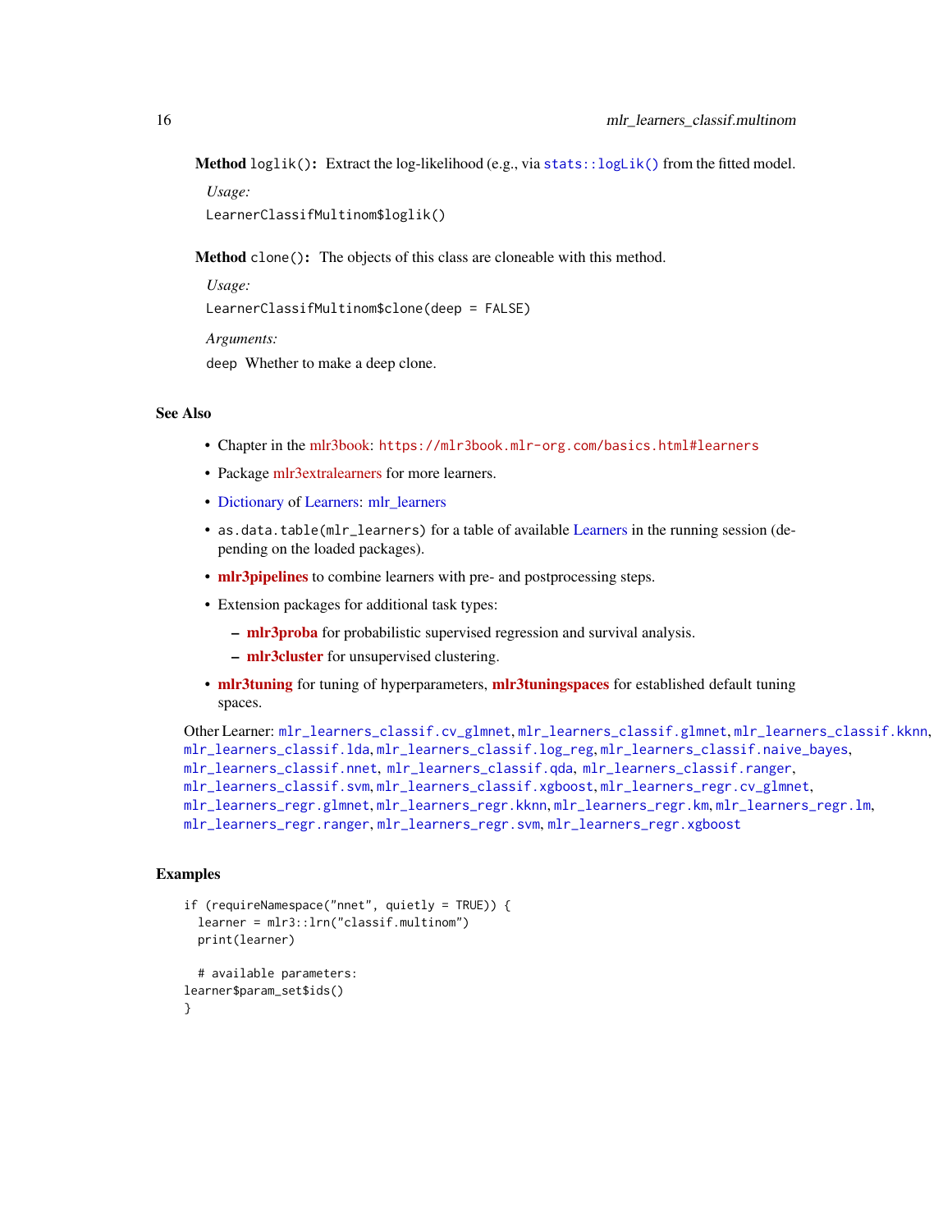**Method** `loglik()`: Extract the log-likelihood (e.g., via `stats::logLik()` from the fitted model.

*Usage:*

```
LearnerClassifMultinom$loglik()
```

**Method** `clone()`: The objects of this class are cloneable with this method.

*Usage:*

```
LearnerClassifMultinom$clone(deep = FALSE)
```

*Arguments:*

`deep` Whether to make a deep clone.

## See Also

- Chapter in the mlr3book: `https://mlr3book.mlr-org.com/basics.html#learners`
- Package mlr3extralearners for more learners.
- Dictionary of Learners: mlr_learners
- `as.data.table(mlr_learners)` for a table of available Learners in the running session (depending on the loaded packages).
- **mlr3pipelines** to combine learners with pre- and postprocessing steps.
- Extension packages for additional task types:
  - **mlr3proba** for probabilistic supervised regression and survival analysis.
  - **mlr3cluster** for unsupervised clustering.
- **mlr3tuning** for tuning of hyperparameters, **mlr3tuningspaces** for established default tuning spaces.

Other Learner: `mlr_learners_classif.cv_glmnet`, `mlr_learners_classif.glmnet`, `mlr_learners_classif.kknn`, `mlr_learners_classif.lda`, `mlr_learners_classif.log_reg`, `mlr_learners_classif.naive_bayes`, `mlr_learners_classif.nnet`, `mlr_learners_classif.qda`, `mlr_learners_classif.ranger`, `mlr_learners_classif.svm`, `mlr_learners_classif.xgboost`, `mlr_learners_regr.cv_glmnet`, `mlr_learners_regr.glmnet`, `mlr_learners_regr.kknn`, `mlr_learners_regr.km`, `mlr_learners_regr.lm`, `mlr_learners_regr.ranger`, `mlr_learners_regr.svm`, `mlr_learners_regr.xgboost`

## Examples

```
if (requireNamespace("nnet", quietly = TRUE)) {
  learner = mlr3::lrn("classif.multinom")
  print(learner)

  # available parameters:
learner$param_set$ids()
}
```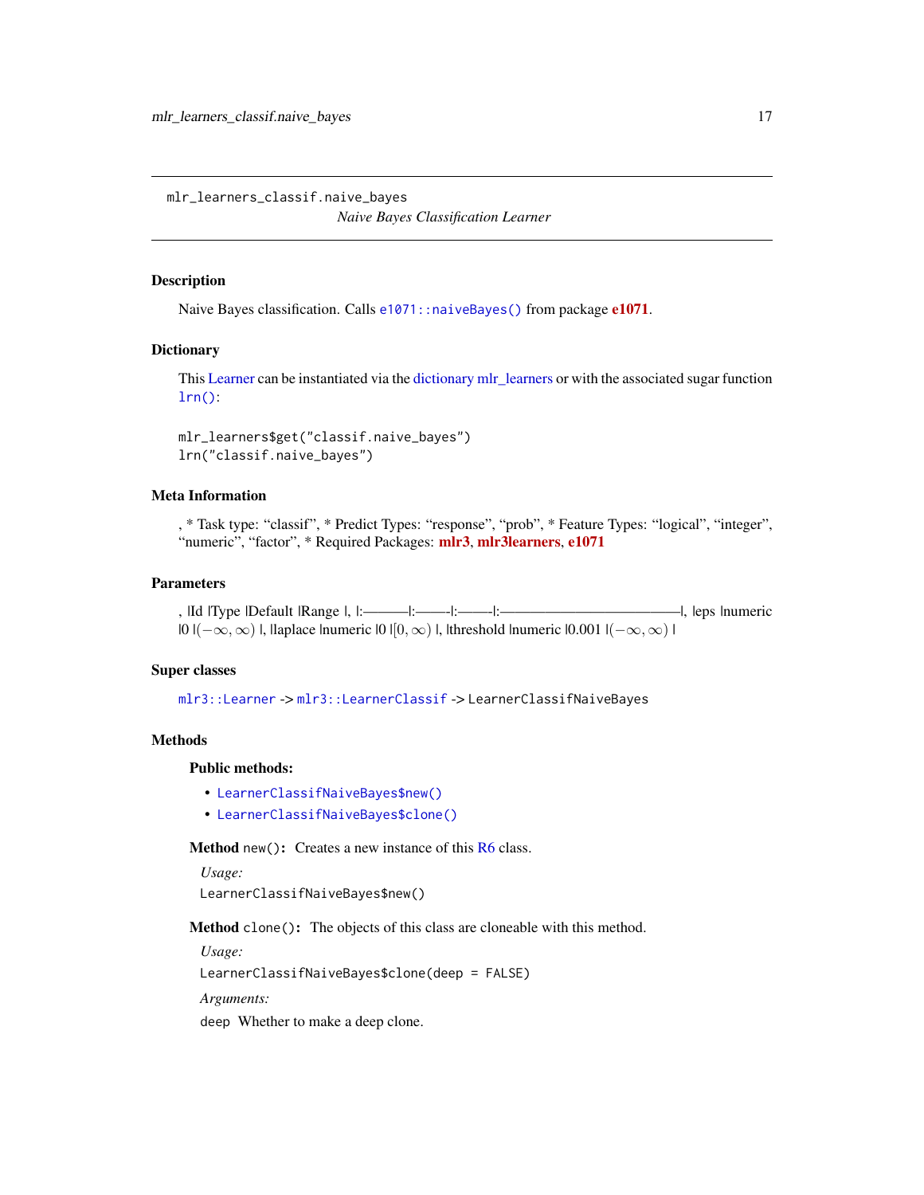mlr_learners_classif.naive_bayes
*Naive Bayes Classification Learner*

## Description

Naive Bayes classification. Calls `e1071::naiveBayes()` from package **e1071**.

## Dictionary

This Learner can be instantiated via the dictionary mlr_learners or with the associated sugar function `lrn()`:

```
mlr_learners$get("classif.naive_bayes")
lrn("classif.naive_bayes")
```

## Meta Information

, * Task type: “classif”, * Predict Types: “response”, “prob”, * Feature Types: “logical”, “integer”, “numeric”, “factor”, * Required Packages: **mlr3**, **mlr3learners**, **e1071**

## Parameters

, |Id |Type |Default |Range |, |:———|:——-|:——-|:—————————————|, |eps |numeric |0 |$(-\infty, \infty)$ |, |laplace |numeric |0 |$[0, \infty)$ |, |threshold |numeric |0.001 |$(-\infty, \infty)$ |

## Super classes

`mlr3::Learner` -> `mlr3::LearnerClassif` -> `LearnerClassifNaiveBayes`

## Methods

### Public methods:

- `LearnerClassifNaiveBayes$new()`
- `LearnerClassifNaiveBayes$clone()`

**Method** `new()`**:** Creates a new instance of this R6 class.

*Usage:*

```
LearnerClassifNaiveBayes$new()
```

**Method** `clone()`**:** The objects of this class are cloneable with this method.

*Usage:*

```
LearnerClassifNaiveBayes$clone(deep = FALSE)
```

*Arguments:*

`deep` Whether to make a deep clone.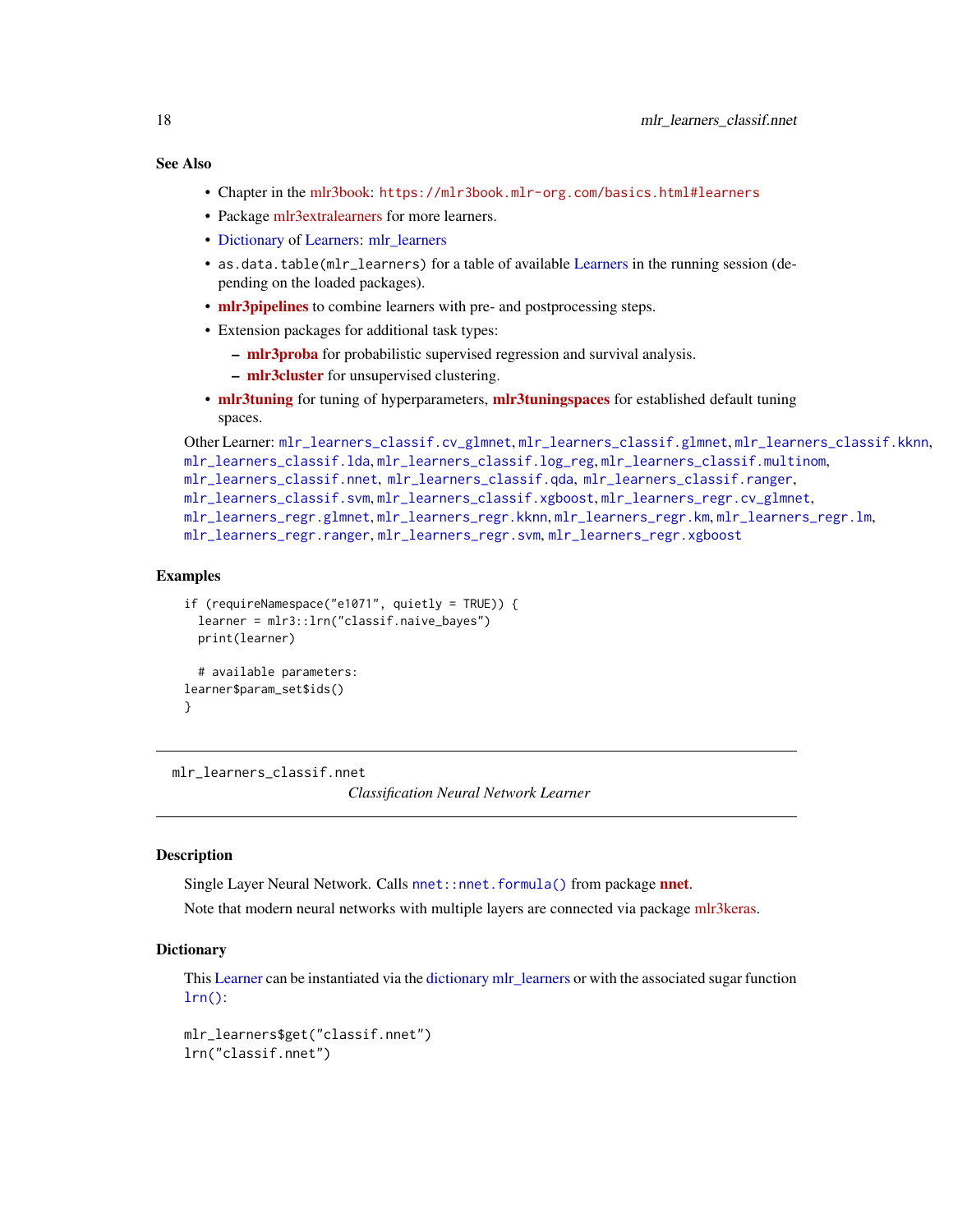### See Also

- Chapter in the mlr3book: `https://mlr3book.mlr-org.com/basics.html#learners`
- Package mlr3extralearners for more learners.
- Dictionary of Learners: mlr_learners
- `as.data.table(mlr_learners)` for a table of available Learners in the running session (depending on the loaded packages).
- **mlr3pipelines** to combine learners with pre- and postprocessing steps.
- Extension packages for additional task types:
  - **mlr3proba** for probabilistic supervised regression and survival analysis.
  - **mlr3cluster** for unsupervised clustering.
- **mlr3tuning** for tuning of hyperparameters, **mlr3tuningspaces** for established default tuning spaces.

Other Learner: `mlr_learners_classif.cv_glmnet`, `mlr_learners_classif.glmnet`, `mlr_learners_classif.kknn`, `mlr_learners_classif.lda`, `mlr_learners_classif.log_reg`, `mlr_learners_classif.multinom`, `mlr_learners_classif.nnet`, `mlr_learners_classif.qda`, `mlr_learners_classif.ranger`, `mlr_learners_classif.svm`, `mlr_learners_classif.xgboost`, `mlr_learners_regr.cv_glmnet`, `mlr_learners_regr.glmnet`, `mlr_learners_regr.kknn`, `mlr_learners_regr.km`, `mlr_learners_regr.lm`, `mlr_learners_regr.ranger`, `mlr_learners_regr.svm`, `mlr_learners_regr.xgboost`

### Examples

```
if (requireNamespace("e1071", quietly = TRUE)) {
  learner = mlr3::lrn("classif.naive_bayes")
  print(learner)

  # available parameters:
learner$param_set$ids()
}
```

---

## mlr_learners_classif.nnet

*Classification Neural Network Learner*

---

### Description

Single Layer Neural Network. Calls `nnet::nnet.formula()` from package **nnet**.

Note that modern neural networks with multiple layers are connected via package mlr3keras.

### Dictionary

This Learner can be instantiated via the dictionary mlr_learners or with the associated sugar function `lrn()`:

```
mlr_learners$get("classif.nnet")
lrn("classif.nnet")
```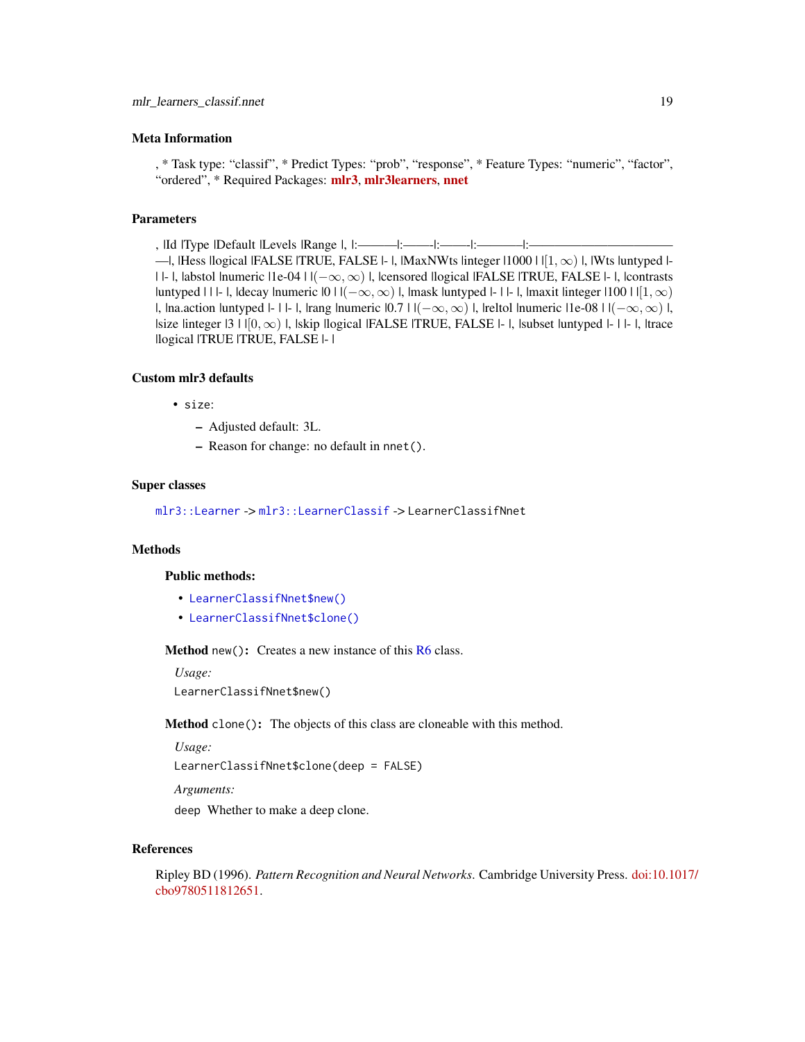## Meta Information

, * Task type: “classif”, * Predict Types: “prob”, “response”, * Feature Types: “numeric”, “factor”, “ordered”, * Required Packages: **mlr3**, **mlr3learners**, **nnet**

## Parameters

, |Id |Type |Default |Levels |Range |, |:———|:——|:——|:————|:————————————|, |Hess |logical |FALSE |TRUE, FALSE |- |, |MaxNWts |integer |1000 | |$[1, \infty)$ |, |Wts |untyped |- | |- |, |abstol |numeric |1e-04 | |$(-\infty, \infty)$ |, |censored |logical |FALSE |TRUE, FALSE |- |, |contrasts |untyped | | |- |, |decay |numeric |0 | |$(-\infty, \infty)$ |, |mask |untyped |- | |- |, |maxit |integer |100 | |$[1, \infty)$ |, |na.action |untyped |- | |- |, |rang |numeric |0.7 | |$(-\infty, \infty)$ |, |reltol |numeric |1e-08 | |$(-\infty, \infty)$ |, |size |integer |3 | |$[0, \infty)$ |, |skip |logical |FALSE |TRUE, FALSE |- |, |subset |untyped |- | |- |, |trace |logical |TRUE |TRUE, FALSE |- |

## Custom mlr3 defaults

- `size`:
  - Adjusted default: 3L.
  - Reason for change: no default in `nnet()`.

## Super classes

`mlr3::Learner` -> `mlr3::LearnerClassif` -> `LearnerClassifNnet`

## Methods

### Public methods:

- `LearnerClassifNnet$new()`
- `LearnerClassifNnet$clone()`

**Method** `new()`: Creates a new instance of this R6 class.

*Usage:*

```
LearnerClassifNnet$new()
```

**Method** `clone()`: The objects of this class are cloneable with this method.

*Usage:*

```
LearnerClassifNnet$clone(deep = FALSE)
```

*Arguments:*

`deep` Whether to make a deep clone.

## References

Ripley BD (1996). *Pattern Recognition and Neural Networks*. Cambridge University Press. doi:10.1017/cbo9780511812651.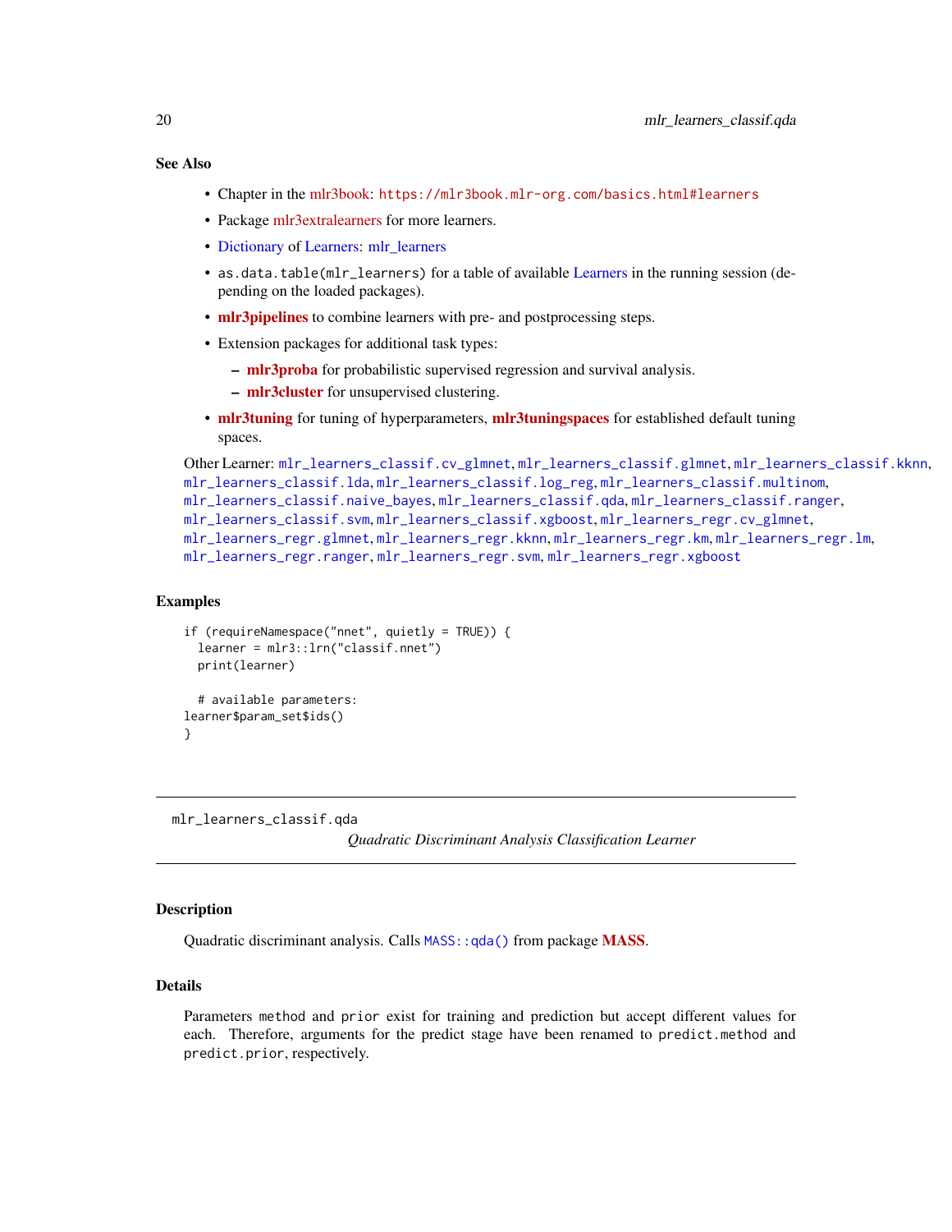### See Also

- Chapter in the mlr3book: `https://mlr3book.mlr-org.com/basics.html#learners`
- Package mlr3extralearners for more learners.
- Dictionary of Learners: mlr_learners
- `as.data.table(mlr_learners)` for a table of available Learners in the running session (depending on the loaded packages).
- **mlr3pipelines** to combine learners with pre- and postprocessing steps.
- Extension packages for additional task types:
  - **mlr3proba** for probabilistic supervised regression and survival analysis.
  - **mlr3cluster** for unsupervised clustering.
- **mlr3tuning** for tuning of hyperparameters, **mlr3tuningspaces** for established default tuning spaces.

Other Learner: `mlr_learners_classif.cv_glmnet`, `mlr_learners_classif.glmnet`, `mlr_learners_classif.kknn`, `mlr_learners_classif.lda`, `mlr_learners_classif.log_reg`, `mlr_learners_classif.multinom`, `mlr_learners_classif.naive_bayes`, `mlr_learners_classif.qda`, `mlr_learners_classif.ranger`, `mlr_learners_classif.svm`, `mlr_learners_classif.xgboost`, `mlr_learners_regr.cv_glmnet`, `mlr_learners_regr.glmnet`, `mlr_learners_regr.kknn`, `mlr_learners_regr.km`, `mlr_learners_regr.lm`, `mlr_learners_regr.ranger`, `mlr_learners_regr.svm`, `mlr_learners_regr.xgboost`

### Examples

```
if (requireNamespace("nnet", quietly = TRUE)) {
  learner = mlr3::lrn("classif.nnet")
  print(learner)

  # available parameters:
learner$param_set$ids()
}
```

---

## mlr_learners_classif.qda
*Quadratic Discriminant Analysis Classification Learner*

---

### Description

Quadratic discriminant analysis. Calls `MASS::qda()` from package **MASS**.

### Details

Parameters `method` and `prior` exist for training and prediction but accept different values for each. Therefore, arguments for the predict stage have been renamed to `predict.method` and `predict.prior`, respectively.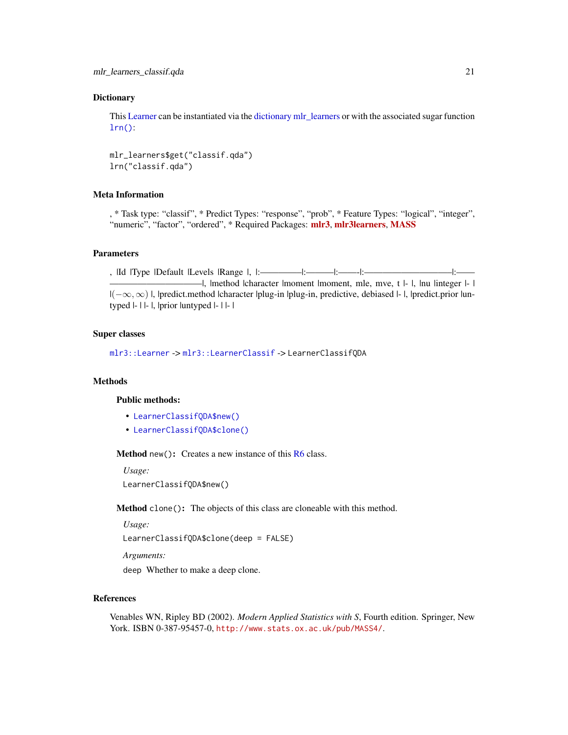### Dictionary

This Learner can be instantiated via the dictionary mlr_learners or with the associated sugar function `lrn()`:

```
mlr_learners$get("classif.qda")
lrn("classif.qda")
```

### Meta Information

, * Task type: “classif”, * Predict Types: “response”, “prob”, * Feature Types: “logical”, “integer”, “numeric”, “factor”, “ordered”, * Required Packages: **mlr3**, **mlr3learners**, **MASS**

### Parameters

, |Id |Type |Default |Levels |Range |, |:————|:———|:——-|:——————————|:————————————|, |method |character |moment |moment, mle, mve, t |- |, |nu |integer |- | $|(-\infty, \infty)$ |, |predict.method |character |plug-in |plug-in, predictive, debiased |- |, |predict.prior |untyped |- | |- |, |prior |untyped |- | |- |

### Super classes

`mlr3::Learner` -> `mlr3::LearnerClassif` -> `LearnerClassifQDA`

### Methods

**Public methods:**

- `LearnerClassifQDA$new()`
- `LearnerClassifQDA$clone()`

**Method** `new()`: Creates a new instance of this R6 class.

*Usage:*

```
LearnerClassifQDA$new()
```

**Method** `clone()`: The objects of this class are cloneable with this method.

*Usage:*

```
LearnerClassifQDA$clone(deep = FALSE)
```

*Arguments:*

`deep` Whether to make a deep clone.

### References

Venables WN, Ripley BD (2002). *Modern Applied Statistics with S*, Fourth edition. Springer, New York. ISBN 0-387-95457-0, `http://www.stats.ox.ac.uk/pub/MASS4/`.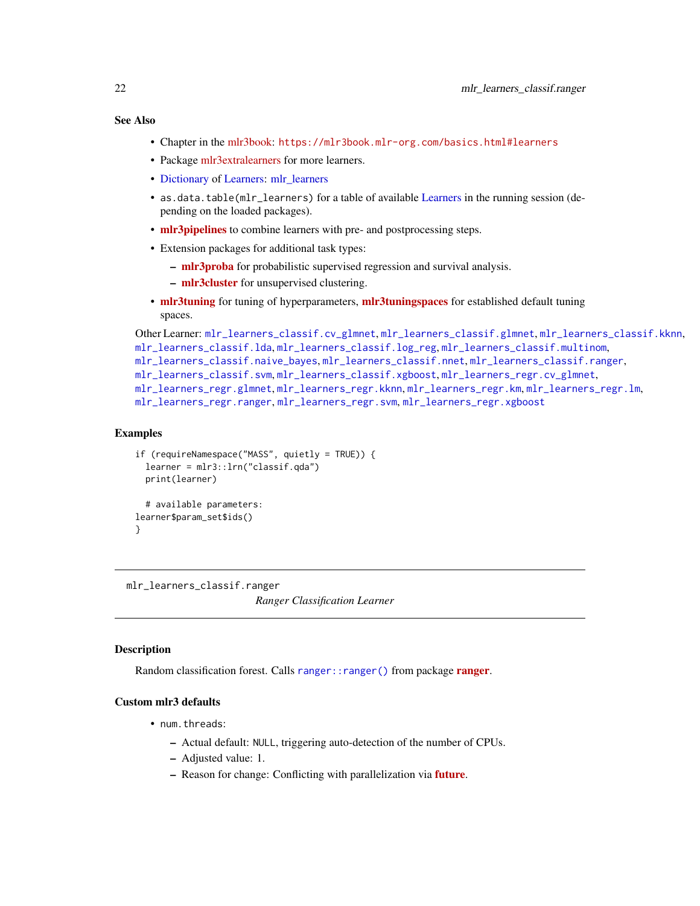## See Also

- Chapter in the mlr3book: https://mlr3book.mlr-org.com/basics.html#learners
- Package mlr3extralearners for more learners.
- Dictionary of Learners: mlr_learners
- `as.data.table(mlr_learners)` for a table of available Learners in the running session (depending on the loaded packages).
- **mlr3pipelines** to combine learners with pre- and postprocessing steps.
- Extension packages for additional task types:
  - **mlr3proba** for probabilistic supervised regression and survival analysis.
  - **mlr3cluster** for unsupervised clustering.
- **mlr3tuning** for tuning of hyperparameters, **mlr3tuningspaces** for established default tuning spaces.

Other Learner: `mlr_learners_classif.cv_glmnet`, `mlr_learners_classif.glmnet`, `mlr_learners_classif.kknn`, `mlr_learners_classif.lda`, `mlr_learners_classif.log_reg`, `mlr_learners_classif.multinom`, `mlr_learners_classif.naive_bayes`, `mlr_learners_classif.nnet`, `mlr_learners_classif.ranger`, `mlr_learners_classif.svm`, `mlr_learners_classif.xgboost`, `mlr_learners_regr.cv_glmnet`, `mlr_learners_regr.glmnet`, `mlr_learners_regr.kknn`, `mlr_learners_regr.km`, `mlr_learners_regr.lm`, `mlr_learners_regr.ranger`, `mlr_learners_regr.svm`, `mlr_learners_regr.xgboost`

## Examples

```
if (requireNamespace("MASS", quietly = TRUE)) {
  learner = mlr3::lrn("classif.qda")
  print(learner)

  # available parameters:
learner$param_set$ids()
}
```

---

# mlr_learners_classif.ranger

*Ranger Classification Learner*

---

## Description

Random classification forest. Calls `ranger::ranger()` from package **ranger**.

## Custom mlr3 defaults

- `num.threads`:
  - Actual default: `NULL`, triggering auto-detection of the number of CPUs.
  - Adjusted value: 1.
  - Reason for change: Conflicting with parallelization via **future**.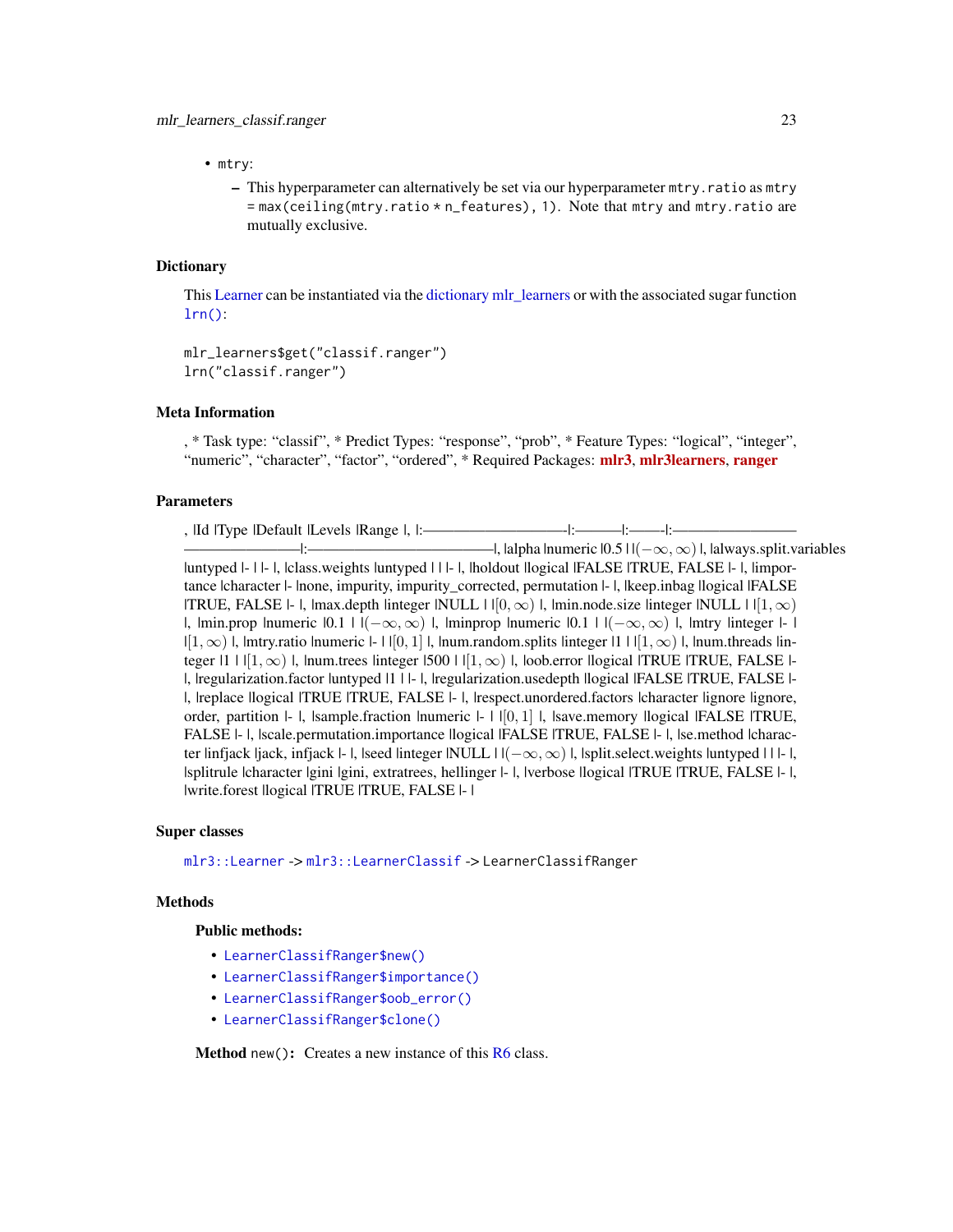- `mtry`:
  - This hyperparameter can alternatively be set via our hyperparameter `mtry.ratio` as `mtry = max(ceiling(mtry.ratio * n_features), 1)`. Note that `mtry` and `mtry.ratio` are mutually exclusive.

### Dictionary

This Learner can be instantiated via the dictionary mlr_learners or with the associated sugar function `lrn()`:

```
mlr_learners$get("classif.ranger")
lrn("classif.ranger")
```

### Meta Information

, * Task type: "classif", * Predict Types: "response", "prob", * Feature Types: "logical", "integer", "numeric", "character", "factor", "ordered", * Required Packages: **mlr3**, **mlr3learners**, **ranger**

### Parameters

, |Id |Type |Default |Levels |Range |, |:————————|:———|:——|:——————————————|:——————————|, |alpha |numeric |0.5 | | $(-\infty, \infty)$ |, |always.split.variables |untyped |- | |- |, |class.weights |untyped | | |- |, |holdout |logical |FALSE |TRUE, FALSE |- |, |importance |character |- |none, impurity, impurity_corrected, permutation |- |, |keep.inbag |logical |FALSE |TRUE, FALSE |- |, |max.depth |integer |NULL | | $[0, \infty)$ |, |min.node.size |integer |NULL | | $[1, \infty)$ |, |min.prop |numeric |0.1 | | $(-\infty, \infty)$ |, |minprop |numeric |0.1 | | $(-\infty, \infty)$ |, |mtry |integer |- | | $[1, \infty)$ |, |mtry.ratio |numeric |- | | $[0, 1]$ |, |num.random.splits |integer |1 | | $[1, \infty)$ |, |num.threads |integer |1 | | $[1, \infty)$ |, |num.trees |integer |500 | | $[1, \infty)$ |, |oob.error |logical |TRUE |TRUE, FALSE |- |, |regularization.factor |untyped |1 | |- |, |regularization.usedepth |logical |FALSE |TRUE, FALSE |- |, |replace |logical |TRUE |TRUE, FALSE |- |, |respect.unordered.factors |character |ignore |ignore, order, partition |- |, |sample.fraction |numeric |- | | $[0, 1]$ |, |save.memory |logical |FALSE |TRUE, FALSE |- |, |scale.permutation.importance |logical |FALSE |TRUE, FALSE |- |, |se.method |character |infjack |jack, infjack |- |, |seed |integer |NULL | | $(-\infty, \infty)$ |, |split.select.weights |untyped | | |- |, |splitrule |character |gini |gini, extratrees, hellinger |- |, |verbose |logical |TRUE |TRUE, FALSE |- |, |write.forest |logical |TRUE |TRUE, FALSE |- |

### Super classes

`mlr3::Learner` -> `mlr3::LearnerClassif` -> `LearnerClassifRanger`

### Methods

#### Public methods:

- `LearnerClassifRanger$new()`
- `LearnerClassifRanger$importance()`
- `LearnerClassifRanger$oob_error()`
- `LearnerClassifRanger$clone()`

**Method** `new()`**:** Creates a new instance of this R6 class.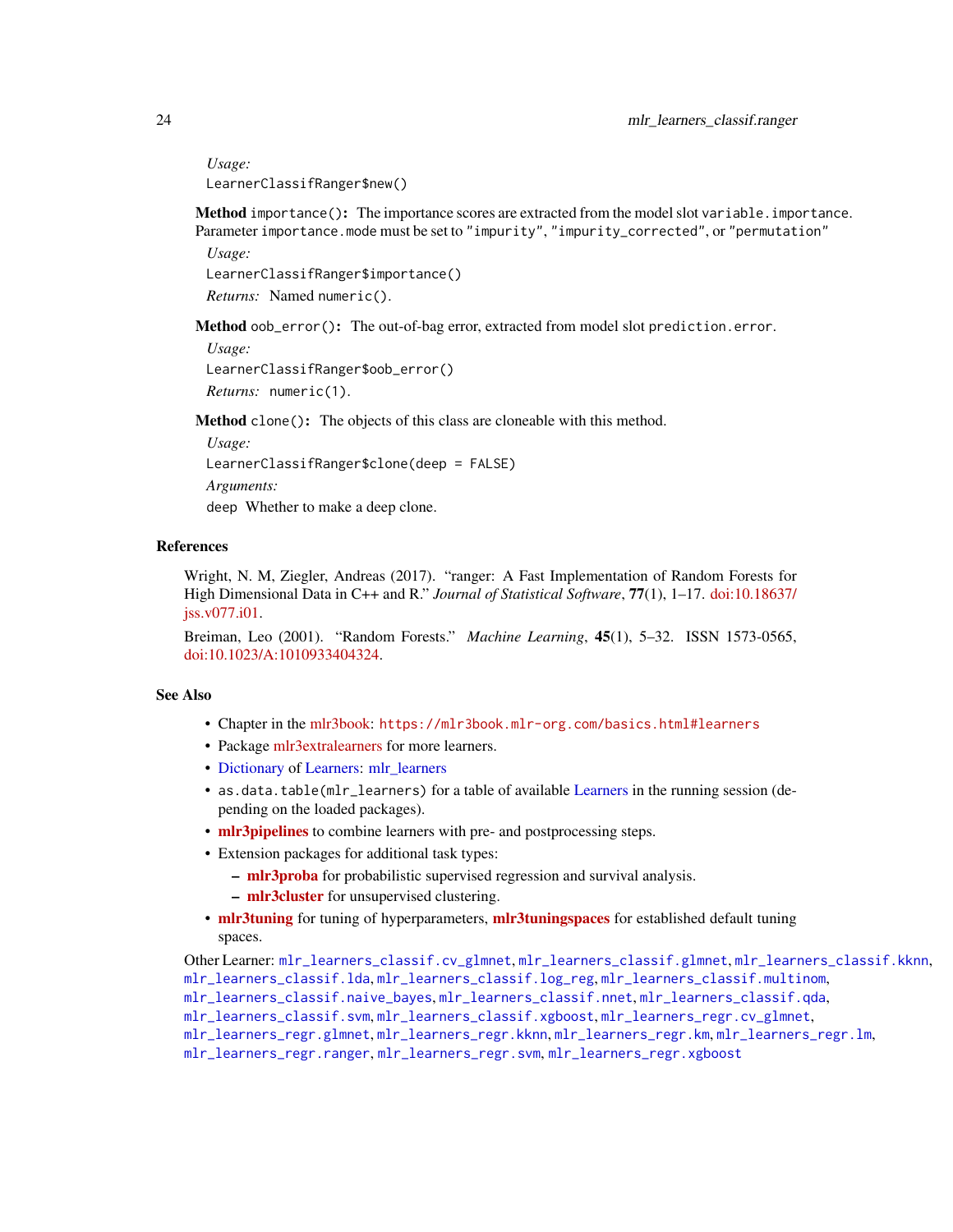*Usage:*

```
LearnerClassifRanger$new()
```

**Method** `importance()`**:** The importance scores are extracted from the model slot `variable.importance`. Parameter `importance.mode` must be set to `"impurity"`, `"impurity_corrected"`, or `"permutation"`

*Usage:*

```
LearnerClassifRanger$importance()
```

*Returns:* Named `numeric()`.

**Method** `oob_error()`**:** The out-of-bag error, extracted from model slot `prediction.error`.

*Usage:*

```
LearnerClassifRanger$oob_error()
```

*Returns:* `numeric(1)`.

**Method** `clone()`**:** The objects of this class are cloneable with this method.

*Usage:*

```
LearnerClassifRanger$clone(deep = FALSE)
```

*Arguments:*

`deep` Whether to make a deep clone.

## References

Wright, N. M, Ziegler, Andreas (2017). "ranger: A Fast Implementation of Random Forests for High Dimensional Data in C++ and R." *Journal of Statistical Software*, **77**(1), 1–17. doi:10.18637/jss.v077.i01.

Breiman, Leo (2001). "Random Forests." *Machine Learning*, **45**(1), 5–32. ISSN 1573-0565, doi:10.1023/A:1010933404324.

## See Also

- Chapter in the mlr3book: `https://mlr3book.mlr-org.com/basics.html#learners`
- Package mlr3extralearners for more learners.
- Dictionary of Learners: mlr_learners
- `as.data.table(mlr_learners)` for a table of available Learners in the running session (depending on the loaded packages).
- **mlr3pipelines** to combine learners with pre- and postprocessing steps.
- Extension packages for additional task types:
  - **mlr3proba** for probabilistic supervised regression and survival analysis.
  - **mlr3cluster** for unsupervised clustering.
- **mlr3tuning** for tuning of hyperparameters, **mlr3tuningspaces** for established default tuning spaces.

Other Learner: `mlr_learners_classif.cv_glmnet`, `mlr_learners_classif.glmnet`, `mlr_learners_classif.kknn`, `mlr_learners_classif.lda`, `mlr_learners_classif.log_reg`, `mlr_learners_classif.multinom`, `mlr_learners_classif.naive_bayes`, `mlr_learners_classif.nnet`, `mlr_learners_classif.qda`, `mlr_learners_classif.svm`, `mlr_learners_classif.xgboost`, `mlr_learners_regr.cv_glmnet`, `mlr_learners_regr.glmnet`, `mlr_learners_regr.kknn`, `mlr_learners_regr.km`, `mlr_learners_regr.lm`, `mlr_learners_regr.ranger`, `mlr_learners_regr.svm`, `mlr_learners_regr.xgboost`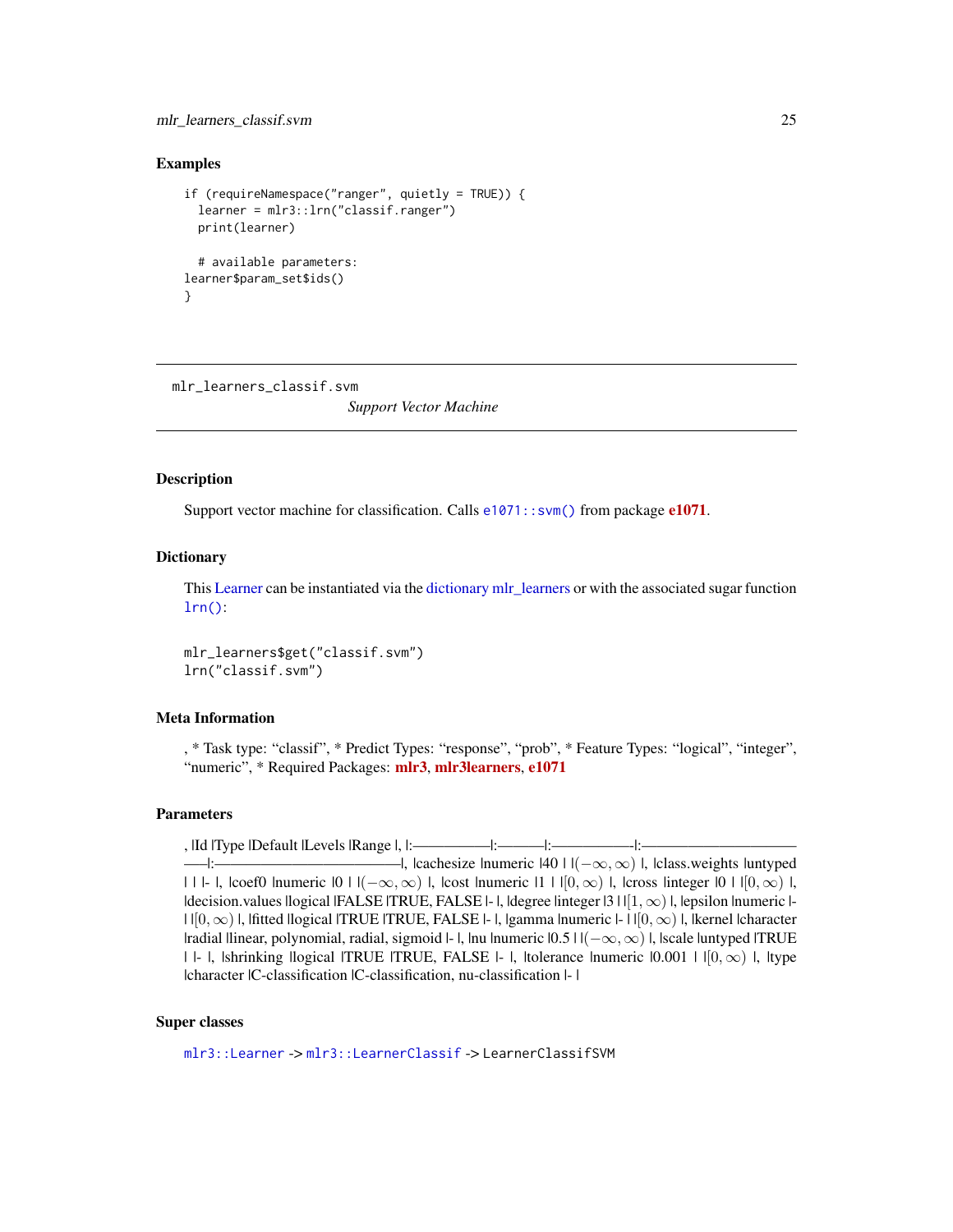### Examples

```
if (requireNamespace("ranger", quietly = TRUE)) {
  learner = mlr3::lrn("classif.ranger")
  print(learner)

  # available parameters:
learner$param_set$ids()
}
```

---

## mlr_learners_classif.svm

*Support Vector Machine*

---

### Description

Support vector machine for classification. Calls `e1071::svm()` from package **e1071**.

### Dictionary

This Learner can be instantiated via the dictionary mlr_learners or with the associated sugar function `lrn()`:

```
mlr_learners$get("classif.svm")
lrn("classif.svm")
```

### Meta Information

, * Task type: “classif”, * Predict Types: “response”, “prob”, * Feature Types: “logical”, “integer”, “numeric”, * Required Packages: **mlr3**, **mlr3learners**, **e1071**

### Parameters

, |Id |Type |Default |Levels |Range |, |:——————|:———|:——————|:—————————————|:—————————————|, |cachesize |numeric |40 | |$(-\infty, \infty)$ |, |class.weights |untyped | | |- |, |coef0 |numeric |0 | |$(-\infty, \infty)$ |, |cost |numeric |1 | |$[0, \infty)$ |, |cross |integer |0 | |$[0, \infty)$ |, |decision.values |logical |FALSE |TRUE, FALSE |- |, |degree |integer |3 | |$[1, \infty)$ |, |epsilon |numeric |- | |$[0, \infty)$ |, |fitted |logical |TRUE |TRUE, FALSE |- |, |gamma |numeric |- | |$[0, \infty)$ |, |kernel |character |radial |linear, polynomial, radial, sigmoid |- |, |nu |numeric |0.5 | |$(-\infty, \infty)$ |, |scale |untyped |TRUE | |- |, |shrinking |logical |TRUE |TRUE, FALSE |- |, |tolerance |numeric |0.001 | |$[0, \infty)$ |, |type |character |C-classification |C-classification, nu-classification |- |

### Super classes

`mlr3::Learner` -> `mlr3::LearnerClassif` -> `LearnerClassifSVM`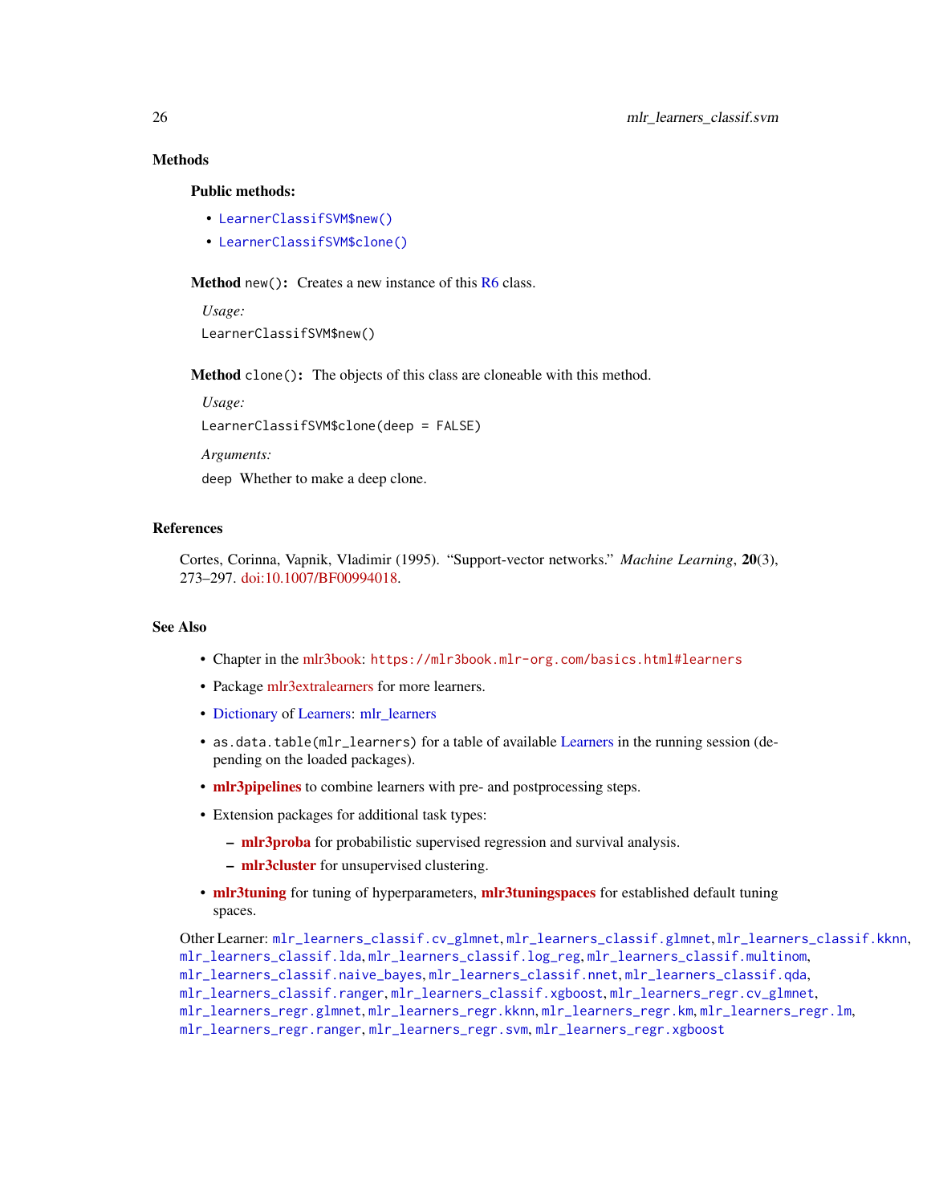## Methods

### Public methods:

- `LearnerClassifSVM$new()`
- `LearnerClassifSVM$clone()`

**Method** `new()`**:** Creates a new instance of this R6 class.

*Usage:*

```
LearnerClassifSVM$new()
```

**Method** `clone()`**:** The objects of this class are cloneable with this method.

*Usage:*

```
LearnerClassifSVM$clone(deep = FALSE)
```

*Arguments:*

`deep` Whether to make a deep clone.

## References

Cortes, Corinna, Vapnik, Vladimir (1995). "Support-vector networks." *Machine Learning*, **20**(3), 273–297. doi:10.1007/BF00994018.

## See Also

- Chapter in the mlr3book: `https://mlr3book.mlr-org.com/basics.html#learners`
- Package mlr3extralearners for more learners.
- Dictionary of Learners: mlr_learners
- `as.data.table(mlr_learners)` for a table of available Learners in the running session (depending on the loaded packages).
- **mlr3pipelines** to combine learners with pre- and postprocessing steps.
- Extension packages for additional task types:
  - **mlr3proba** for probabilistic supervised regression and survival analysis.
  - **mlr3cluster** for unsupervised clustering.
- **mlr3tuning** for tuning of hyperparameters, **mlr3tuningspaces** for established default tuning spaces.

Other Learner: `mlr_learners_classif.cv_glmnet`, `mlr_learners_classif.glmnet`, `mlr_learners_classif.kknn`, `mlr_learners_classif.lda`, `mlr_learners_classif.log_reg`, `mlr_learners_classif.multinom`, `mlr_learners_classif.naive_bayes`, `mlr_learners_classif.nnet`, `mlr_learners_classif.qda`, `mlr_learners_classif.ranger`, `mlr_learners_classif.xgboost`, `mlr_learners_regr.cv_glmnet`, `mlr_learners_regr.glmnet`, `mlr_learners_regr.kknn`, `mlr_learners_regr.km`, `mlr_learners_regr.lm`, `mlr_learners_regr.ranger`, `mlr_learners_regr.svm`, `mlr_learners_regr.xgboost`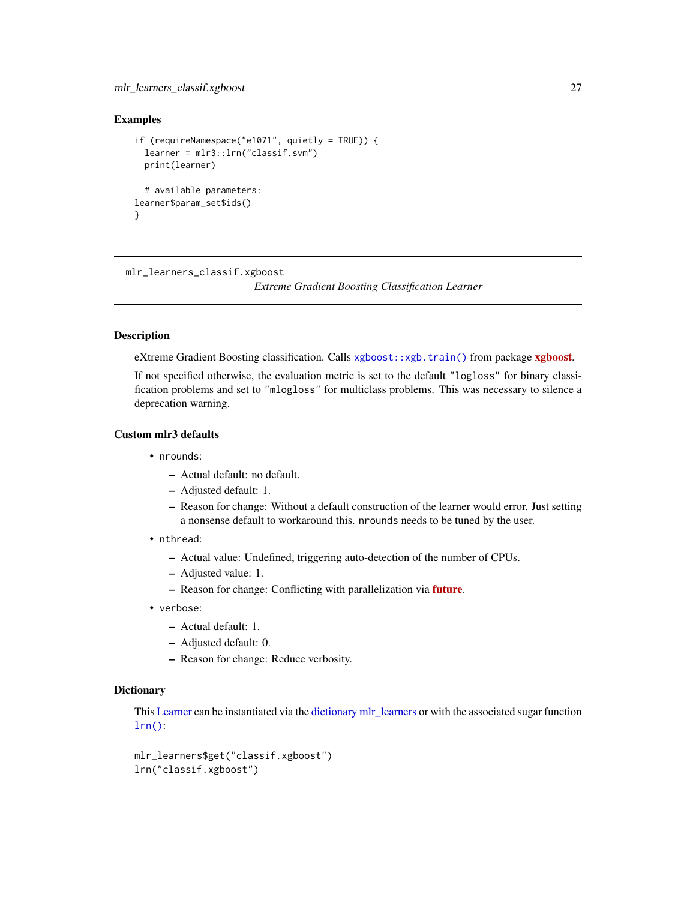## Examples

```
if (requireNamespace("e1071", quietly = TRUE)) {
  learner = mlr3::lrn("classif.svm")
  print(learner)

  # available parameters:
learner$param_set$ids()
}
```

---

# mlr_learners_classif.xgboost

*Extreme Gradient Boosting Classification Learner*

---

## Description

eXtreme Gradient Boosting classification. Calls `xgboost::xgb.train()` from package **xgboost**.

If not specified otherwise, the evaluation metric is set to the default `"logloss"` for binary classification problems and set to `"mlogloss"` for multiclass problems. This was necessary to silence a deprecation warning.

## Custom mlr3 defaults

- `nrounds`:
  - Actual default: no default.
  - Adjusted default: 1.
  - Reason for change: Without a default construction of the learner would error. Just setting a nonsense default to workaround this. `nrounds` needs to be tuned by the user.
- `nthread`:
  - Actual value: Undefined, triggering auto-detection of the number of CPUs.
  - Adjusted value: 1.
  - Reason for change: Conflicting with parallelization via **future**.
- `verbose`:
  - Actual default: 1.
  - Adjusted default: 0.
  - Reason for change: Reduce verbosity.

## Dictionary

This Learner can be instantiated via the dictionary mlr_learners or with the associated sugar function `lrn()`:

```
mlr_learners$get("classif.xgboost")
lrn("classif.xgboost")
```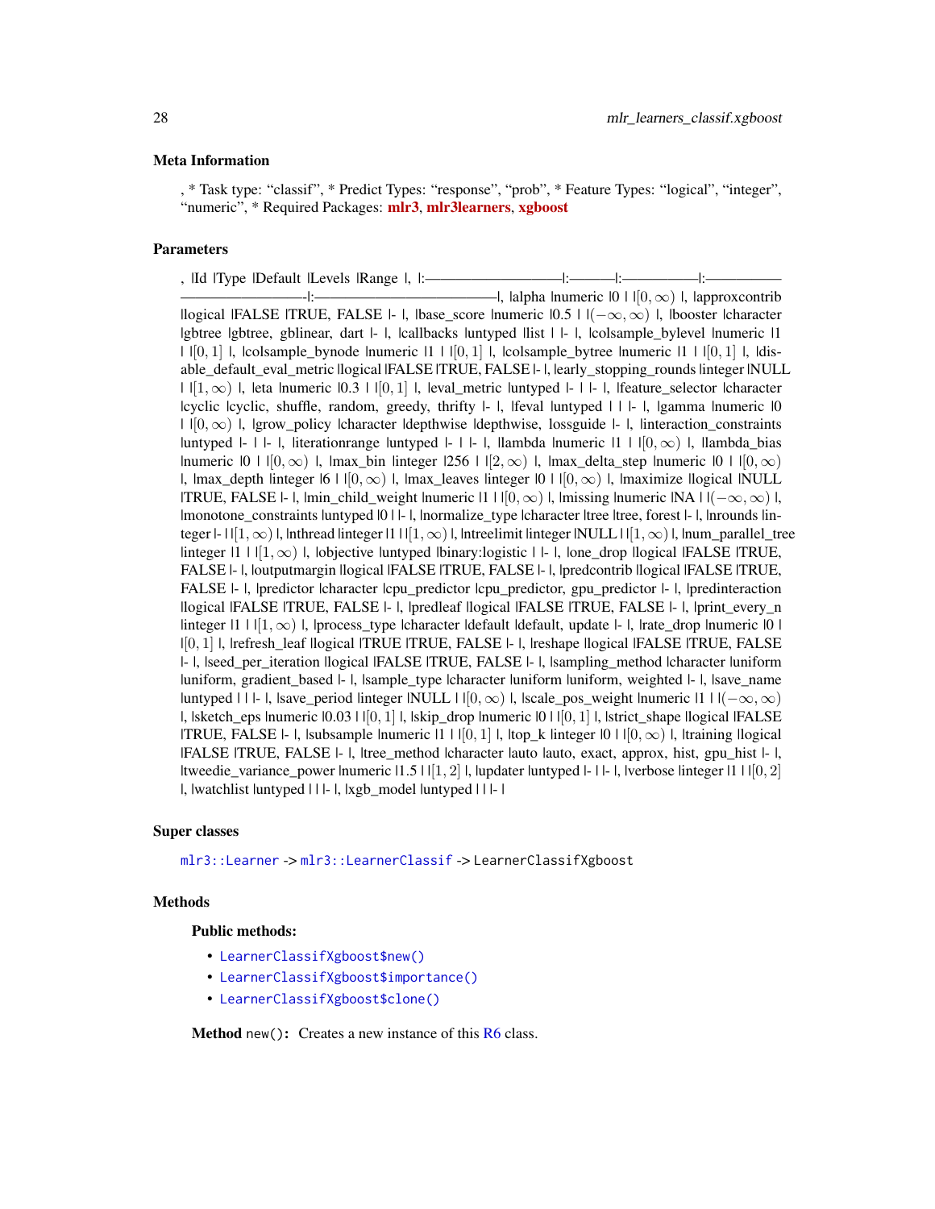### Meta Information

, * Task type: “classif”, * Predict Types: “response”, “prob”, * Feature Types: “logical”, “integer”, “numeric”, * Required Packages: mlr3, mlr3learners, xgboost

### Parameters

, |Id |Type |Default |Levels |Range |, |:——————————|:———|:—————|:———————————————–|:—————————————|, |alpha |numeric |0 | |$[0, \infty)$ |, |approxcontrib |logical |FALSE |TRUE, FALSE |- |, |base_score |numeric |0.5 | |$(-\infty, \infty)$ |, |booster |character |gbtree |gbtree, gblinear, dart |- |, |callbacks |untyped |list | |- |, |colsample_bylevel |numeric |1 | |$[0, 1]$ |, |colsample_bynode |numeric |1 | |$[0, 1]$ |, |colsample_bytree |numeric |1 | |$[0, 1]$ |, |disable_default_eval_metric |logical |FALSE |TRUE, FALSE |- |, |early_stopping_rounds |integer |NULL | |$[1, \infty)$ |, |eta |numeric |0.3 | |$[0, 1]$ |, |eval_metric |untyped |- | |- |, |feature_selector |character |cyclic |cyclic, shuffle, random, greedy, thrifty |- |, |feval |untyped | | |- |, |gamma |numeric |0 | |$[0, \infty)$ |, |grow_policy |character |depthwise |depthwise, lossguide |- |, |interaction_constraints |untyped |- | |- |, |iterationrange |untyped |- | |- |, |lambda |numeric |1 | |$[0, \infty)$ |, |lambda_bias |numeric |0 | |$[0, \infty)$ |, |max_bin |integer |256 | |$[2, \infty)$ |, |max_delta_step |numeric |0 | |$[0, \infty)$ |, |max_depth |integer |6 | |$[0, \infty)$ |, |max_leaves |integer |0 | |$[0, \infty)$ |, |maximize |logical |NULL |TRUE, FALSE |- |, |min_child_weight |numeric |1 | |$[0, \infty)$ |, |missing |numeric |NA | |$(-\infty, \infty)$ |, |monotone_constraints |untyped |0 | |- |, |normalize_type |character |tree |tree, forest |- |, |nrounds |integer |- | |$[1, \infty)$ |, |nthread |integer |1 | |$[1, \infty)$ |, |ntreelimit |integer |NULL | |$[1, \infty)$ |, |num_parallel_tree |integer |1 | |$[1, \infty)$ |, |objective |untyped |binary:logistic | |- |, |one_drop |logical |FALSE |TRUE, FALSE |- |, |outputmargin |logical |FALSE |TRUE, FALSE |- |, |predcontrib |logical |FALSE |TRUE, FALSE |- |, |predictor |character |cpu_predictor |cpu_predictor, gpu_predictor |- |, |predinteraction |logical |FALSE |TRUE, FALSE |- |, |predleaf |logical |FALSE |TRUE, FALSE |- |, |print_every_n |integer |1 | |$[1, \infty)$ |, |process_type |character |default |default, update |- |, |rate_drop |numeric |0 | |$[0, 1]$ |, |refresh_leaf |logical |TRUE |TRUE, FALSE |- |, |reshape |logical |FALSE |TRUE, FALSE |- |, |seed_per_iteration |logical |FALSE |TRUE, FALSE |- |, |sampling_method |character |uniform |uniform, gradient_based |- |, |sample_type |character |uniform |uniform, weighted |- |, |save_name |untyped | | |- |, |save_period |integer |NULL | |$[0, \infty)$ |, |scale_pos_weight |numeric |1 | |$(-\infty, \infty)$ |, |sketch_eps |numeric |0.03 | |$[0, 1]$ |, |skip_drop |numeric |0 | |$[0, 1]$ |, |strict_shape |logical |FALSE |TRUE, FALSE |- |, |subsample |numeric |1 | |$[0, 1]$ |, |top_k |integer |0 | |$[0, \infty)$ |, |training |logical |FALSE |TRUE, FALSE |- |, |tree_method |character |auto |auto, exact, approx, hist, gpu_hist |- |, |tweedie_variance_power |numeric |1.5 | |$[1, 2]$ |, |updater |untyped |- | |- |, |verbose |integer |1 | |$[0, 2]$ |, |watchlist |untyped | | |- |, |xgb_model |untyped | | |- |

### Super classes

`mlr3::Learner` -> `mlr3::LearnerClassif` -> `LearnerClassifXgboost`

### Methods

#### Public methods:

- `LearnerClassifXgboost$new()`
- `LearnerClassifXgboost$importance()`
- `LearnerClassifXgboost$clone()`

**Method** `new()`**:** Creates a new instance of this R6 class.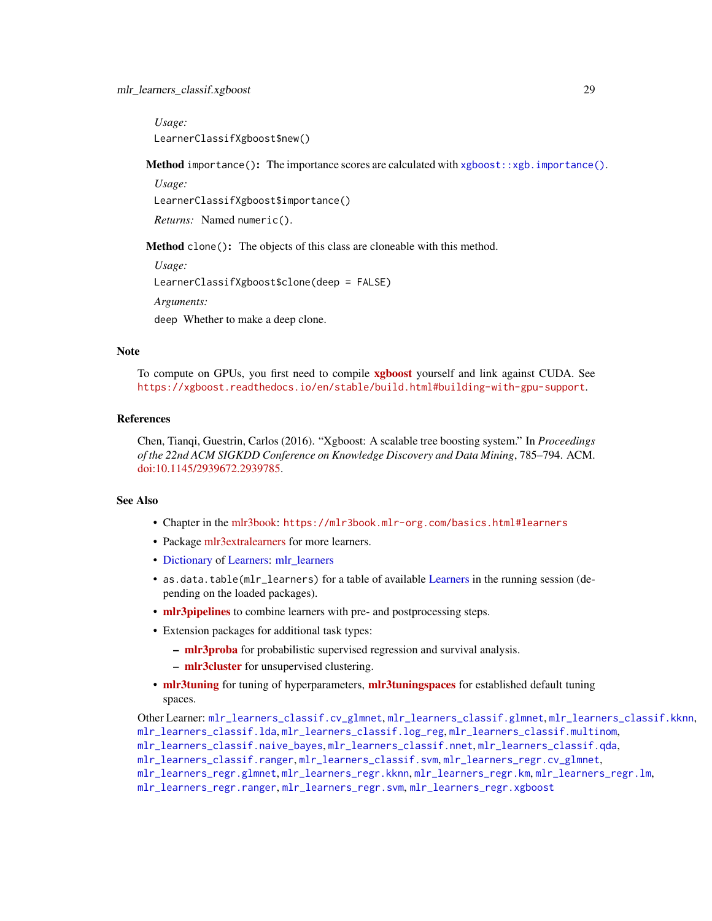*Usage:*

```
LearnerClassifXgboost$new()
```

**Method** `importance()`**:** The importance scores are calculated with `xgboost::xgb.importance()`.

*Usage:*

```
LearnerClassifXgboost$importance()
```

*Returns:* Named `numeric()`.

**Method** `clone()`**:** The objects of this class are cloneable with this method.

*Usage:*

```
LearnerClassifXgboost$clone(deep = FALSE)
```

*Arguments:*

`deep` Whether to make a deep clone.

## Note

To compute on GPUs, you first need to compile **xgboost** yourself and link against CUDA. See `https://xgboost.readthedocs.io/en/stable/build.html#building-with-gpu-support`.

## References

Chen, Tianqi, Guestrin, Carlos (2016). "Xgboost: A scalable tree boosting system." In *Proceedings of the 22nd ACM SIGKDD Conference on Knowledge Discovery and Data Mining*, 785–794. ACM. doi:10.1145/2939672.2939785.

## See Also

- Chapter in the mlr3book: `https://mlr3book.mlr-org.com/basics.html#learners`
- Package mlr3extralearners for more learners.
- Dictionary of Learners: mlr_learners
- `as.data.table(mlr_learners)` for a table of available Learners in the running session (depending on the loaded packages).
- **mlr3pipelines** to combine learners with pre- and postprocessing steps.
- Extension packages for additional task types:
  - **mlr3proba** for probabilistic supervised regression and survival analysis.
  - **mlr3cluster** for unsupervised clustering.
- **mlr3tuning** for tuning of hyperparameters, **mlr3tuningspaces** for established default tuning spaces.

Other Learner: `mlr_learners_classif.cv_glmnet`, `mlr_learners_classif.glmnet`, `mlr_learners_classif.kknn`, `mlr_learners_classif.lda`, `mlr_learners_classif.log_reg`, `mlr_learners_classif.multinom`, `mlr_learners_classif.naive_bayes`, `mlr_learners_classif.nnet`, `mlr_learners_classif.qda`, `mlr_learners_classif.ranger`, `mlr_learners_classif.svm`, `mlr_learners_regr.cv_glmnet`, `mlr_learners_regr.glmnet`, `mlr_learners_regr.kknn`, `mlr_learners_regr.km`, `mlr_learners_regr.lm`, `mlr_learners_regr.ranger`, `mlr_learners_regr.svm`, `mlr_learners_regr.xgboost`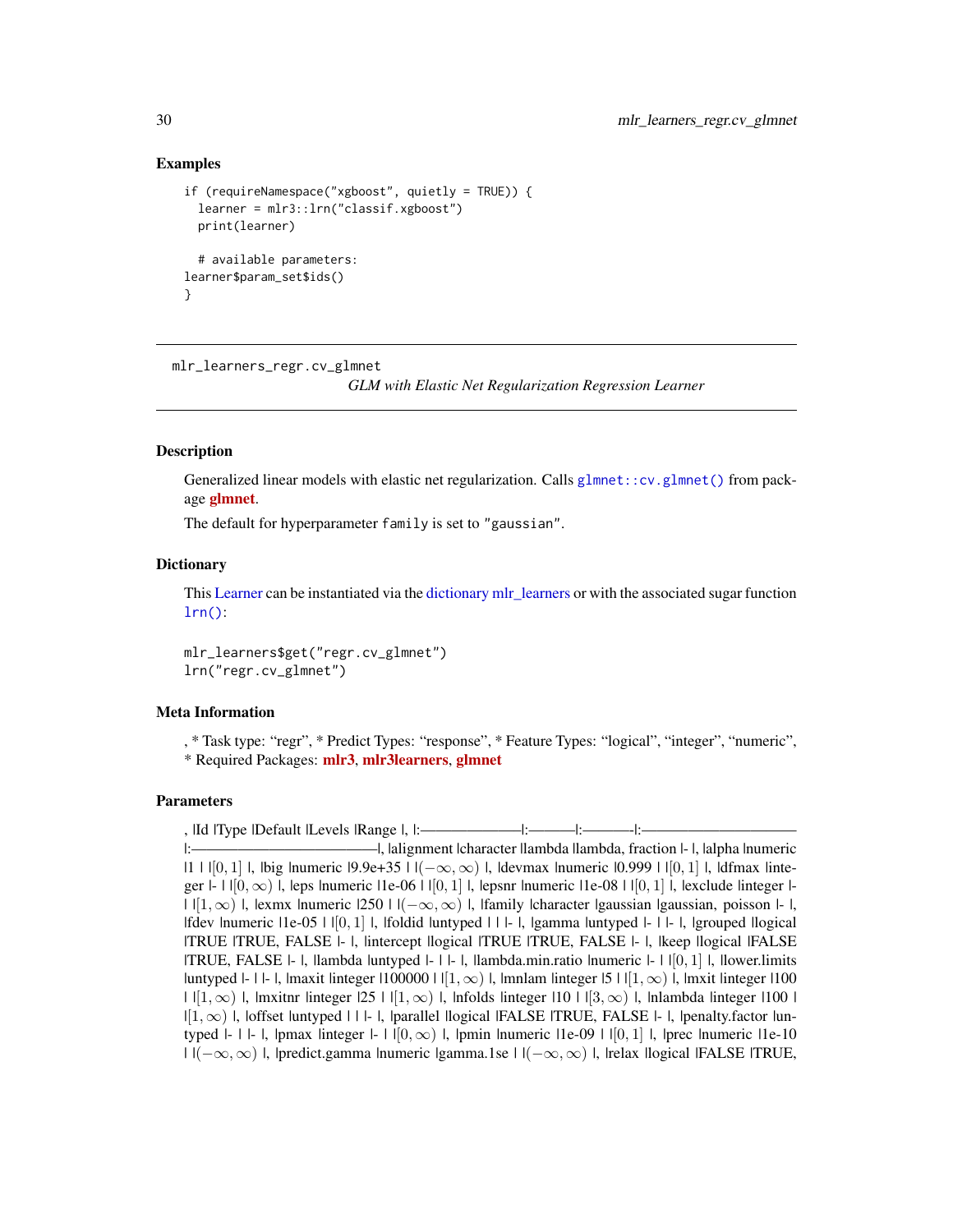## Examples

```
if (requireNamespace("xgboost", quietly = TRUE)) {
  learner = mlr3::lrn("classif.xgboost")
  print(learner)

  # available parameters:
learner$param_set$ids()
}
```

---

mlr_learners_regr.cv_glmnet
*GLM with Elastic Net Regularization Regression Learner*

---

### Description

Generalized linear models with elastic net regularization. Calls `glmnet::cv.glmnet()` from package **glmnet**.

The default for hyperparameter `family` is set to `"gaussian"`.

### Dictionary

This Learner can be instantiated via the dictionary mlr_learners or with the associated sugar function `lrn()`:

```
mlr_learners$get("regr.cv_glmnet")
lrn("regr.cv_glmnet")
```

### Meta Information

, * Task type: “regr”, * Predict Types: “response”, * Feature Types: “logical”, “integer”, “numeric”, * Required Packages: **mlr3**, **mlr3learners**, **glmnet**

### Parameters

, |Id |Type |Default |Levels |Range |, |:————————|:———–|:———–|:———————————–|:———————————————|, |alignment |character |lambda |lambda, fraction |- |, |alpha |numeric |1 | |$[0, 1]$ |, |big |numeric |9.9e+35 | |$(-\infty, \infty)$ |, |devmax |numeric |0.999 | |$[0, 1]$ |, |dfmax |integer |- | |$[0, \infty)$ |, |eps |numeric |1e-06 | |$[0, 1]$ |, |epsnr |numeric |1e-08 | |$[0, 1]$ |, |exclude |integer |- | |$[1, \infty)$ |, |exmx |numeric |250 | |$(-\infty, \infty)$ |, |family |character |gaussian |gaussian, poisson |- |, |fdev |numeric |1e-05 | |$[0, 1]$ |, |foldid |untyped | | |- |, |gamma |untyped |- | |- |, |grouped |logical |TRUE |TRUE, FALSE |- |, |intercept |logical |TRUE |TRUE, FALSE |- |, |keep |logical |FALSE |TRUE, FALSE |- |, |lambda |untyped |- | |- |, |lambda.min.ratio |numeric |- | |$[0, 1]$ |, |lower.limits |untyped |- | |- |, |maxit |integer |100000 | |$[1, \infty)$ |, |mnlam |integer |5 | |$[1, \infty)$ |, |mxit |integer |100 | |$[1, \infty)$ |, |mxitnr |integer |25 | |$[1, \infty)$ |, |nfolds |integer |10 | |$[3, \infty)$ |, |nlambda |integer |100 | |$[1, \infty)$ |, |offset |untyped | | |- |, |parallel |logical |FALSE |TRUE, FALSE |- |, |penalty.factor |untyped |- | |- |, |pmax |integer |- | |$[0, \infty)$ |, |pmin |numeric |1e-09 | |$[0, 1]$ |, |prec |numeric |1e-10 | |$(-\infty, \infty)$ |, |predict.gamma |numeric |gamma.1se | |$(-\infty, \infty)$ |, |relax |logical |FALSE |TRUE,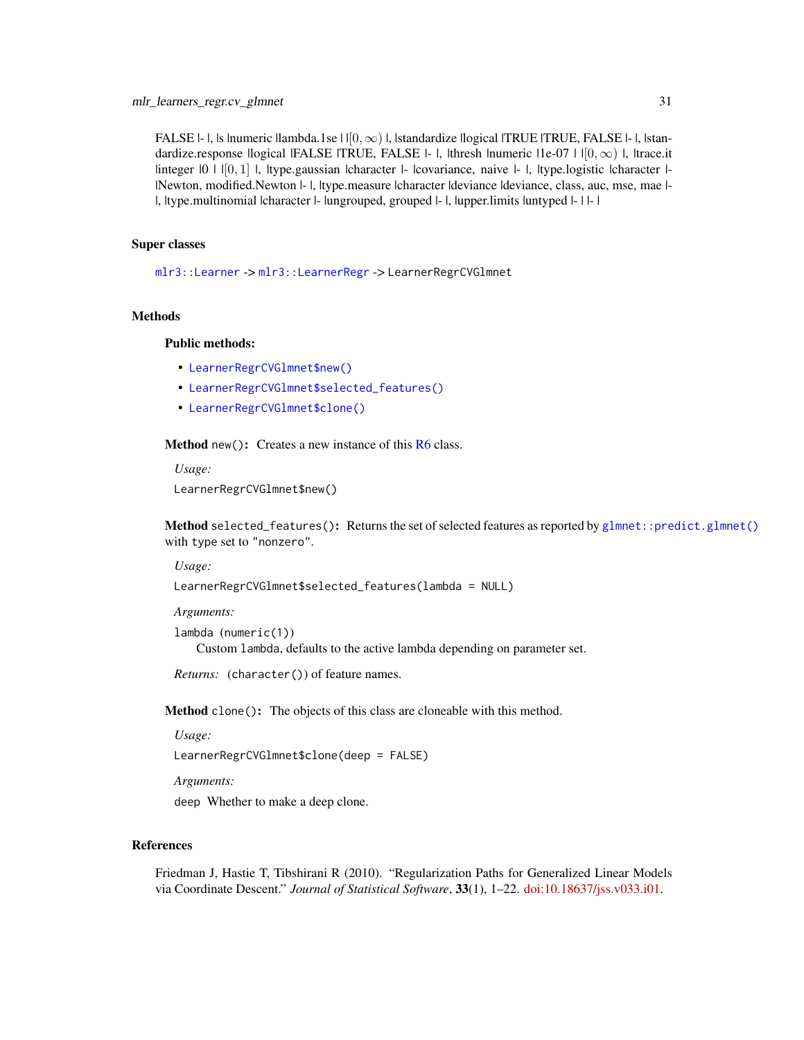FALSE |- |, |s |numeric |lambda.1se | |$[0, \infty)$ |, |standardize |logical |TRUE |TRUE, FALSE |- |, |standardize.response |logical |FALSE |TRUE, FALSE |- |, |thresh |numeric |1e-07 | |$[0, \infty)$ |, |trace.it |integer |0 | |$[0, 1]$ |, |type.gaussian |character |- |covariance, naive |- |, |type.logistic |character |- |Newton, modified.Newton |- |, |type.measure |character |deviance |deviance, class, auc, mse, mae |- |, |type.multinomial |character |- |ungrouped, grouped |- |, |upper.limits |untyped |- | |- |

## Super classes

`mlr3::Learner` -> `mlr3::LearnerRegr` -> `LearnerRegrCVGlmnet`

## Methods

### Public methods:

- `LearnerRegrCVGlmnet$new()`
- `LearnerRegrCVGlmnet$selected_features()`
- `LearnerRegrCVGlmnet$clone()`

**Method** `new()`**:** Creates a new instance of this R6 class.

*Usage:*

```
LearnerRegrCVGlmnet$new()
```

**Method** `selected_features()`**:** Returns the set of selected features as reported by `glmnet::predict.glmnet()` with `type` set to `"nonzero"`.

*Usage:*

```
LearnerRegrCVGlmnet$selected_features(lambda = NULL)
```

*Arguments:*

`lambda` (`numeric(1)`)
Custom `lambda`, defaults to the active lambda depending on parameter set.

*Returns:* (`character()`) of feature names.

**Method** `clone()`**:** The objects of this class are cloneable with this method.

*Usage:*

```
LearnerRegrCVGlmnet$clone(deep = FALSE)
```

*Arguments:*

`deep` Whether to make a deep clone.

## References

Friedman J, Hastie T, Tibshirani R (2010). "Regularization Paths for Generalized Linear Models via Coordinate Descent." *Journal of Statistical Software*, **33**(1), 1–22. doi:10.18637/jss.v033.i01.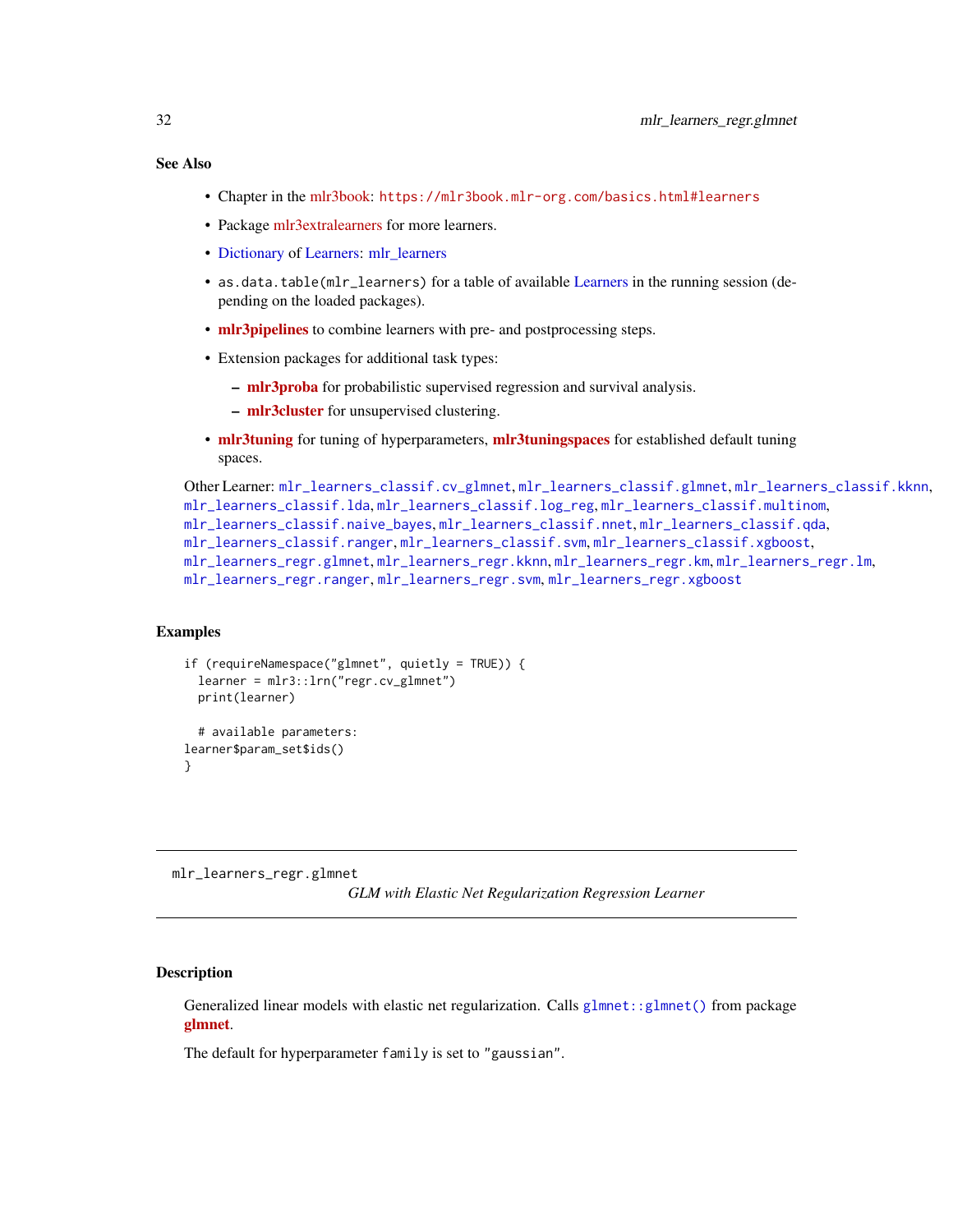### See Also

- Chapter in the mlr3book: https://mlr3book.mlr-org.com/basics.html#learners
- Package mlr3extralearners for more learners.
- Dictionary of Learners: mlr_learners
- `as.data.table(mlr_learners)` for a table of available Learners in the running session (depending on the loaded packages).
- **mlr3pipelines** to combine learners with pre- and postprocessing steps.
- Extension packages for additional task types:
  - **mlr3proba** for probabilistic supervised regression and survival analysis.
  - **mlr3cluster** for unsupervised clustering.
- **mlr3tuning** for tuning of hyperparameters, **mlr3tuningspaces** for established default tuning spaces.

Other Learner: `mlr_learners_classif.cv_glmnet`, `mlr_learners_classif.glmnet`, `mlr_learners_classif.kknn`, `mlr_learners_classif.lda`, `mlr_learners_classif.log_reg`, `mlr_learners_classif.multinom`, `mlr_learners_classif.naive_bayes`, `mlr_learners_classif.nnet`, `mlr_learners_classif.qda`, `mlr_learners_classif.ranger`, `mlr_learners_classif.svm`, `mlr_learners_classif.xgboost`, `mlr_learners_regr.glmnet`, `mlr_learners_regr.kknn`, `mlr_learners_regr.km`, `mlr_learners_regr.lm`, `mlr_learners_regr.ranger`, `mlr_learners_regr.svm`, `mlr_learners_regr.xgboost`

### Examples

```
if (requireNamespace("glmnet", quietly = TRUE)) {
  learner = mlr3::lrn("regr.cv_glmnet")
  print(learner)

  # available parameters:
learner$param_set$ids()
}
```

---

## mlr_learners_regr.glmnet

*GLM with Elastic Net Regularization Regression Learner*

---

### Description

Generalized linear models with elastic net regularization. Calls `glmnet::glmnet()` from package **glmnet**.

The default for hyperparameter `family` is set to `"gaussian"`.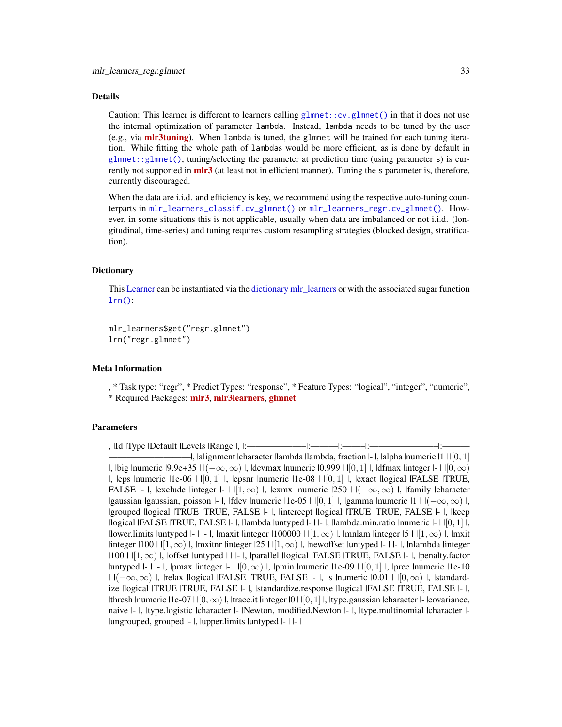### Details

Caution: This learner is different to learners calling `glmnet::cv.glmnet()` in that it does not use the internal optimization of parameter `lambda`. Instead, `lambda` needs to be tuned by the user (e.g., via **mlr3tuning**). When `lambda` is tuned, the `glmnet` will be trained for each tuning iteration. While fitting the whole path of `lambda`s would be more efficient, as is done by default in `glmnet::glmnet()`, tuning/selecting the parameter at prediction time (using parameter `s`) is currently not supported in **mlr3** (at least not in efficient manner). Tuning the `s` parameter is, therefore, currently discouraged.

When the data are i.i.d. and efficiency is key, we recommend using the respective auto-tuning counterparts in `mlr_learners_classif.cv_glmnet()` or `mlr_learners_regr.cv_glmnet()`. However, in some situations this is not applicable, usually when data are imbalanced or not i.i.d. (longitudinal, time-series) and tuning requires custom resampling strategies (blocked design, stratification).

### Dictionary

This Learner can be instantiated via the dictionary mlr_learners or with the associated sugar function `lrn()`:

```
mlr_learners$get("regr.glmnet")
lrn("regr.glmnet")
```

### Meta Information

- Task type: "regr"
- Predict Types: "response"
- Feature Types: "logical", "integer", "numeric"
- Required Packages: **mlr3**, **mlr3learners**, **glmnet**

### Parameters

| Id | Type | Default | Levels | Range |
|:---|:---|:---|:---|:---|
| alignment | character | lambda | lambda, fraction | - |
| alpha | numeric | 1 | | $[0, 1]$ |
| big | numeric | 9.9e+35 | | $(-\infty, \infty)$ |
| devmax | numeric | 0.999 | | $[0, 1]$ |
| dfmax | integer | - | | $[0, \infty)$ |
| eps | numeric | 1e-06 | | $[0, 1]$ |
| epsnr | numeric | 1e-08 | | $[0, 1]$ |
| exact | logical | FALSE | TRUE, FALSE | - |
| exclude | integer | - | | $[1, \infty)$ |
| exmx | numeric | 250 | | $(-\infty, \infty)$ |
| family | character | gaussian | gaussian, poisson | - |
| fdev | numeric | 1e-05 | | $[0, 1]$ |
| gamma | numeric | 1 | | $(-\infty, \infty)$ |
| grouped | logical | TRUE | TRUE, FALSE | - |
| intercept | logical | TRUE | TRUE, FALSE | - |
| keep | logical | FALSE | TRUE, FALSE | - |
| lambda | untyped | - | | - |
| lambda.min.ratio | numeric | - | | $[0, 1]$ |
| lower.limits | untyped | - | | - |
| maxit | integer | 100000 | | $[1, \infty)$ |
| mnlam | integer | 5 | | $[1, \infty)$ |
| mxit | integer | 100 | | $[1, \infty)$ |
| mxitnr | integer | 25 | | $[1, \infty)$ |
| newoffset | untyped | - | | - |
| nlambda | integer | 100 | | $[1, \infty)$ |
| offset | untyped | | | - |
| parallel | logical | FALSE | TRUE, FALSE | - |
| penalty.factor | untyped | - | | - |
| pmax | integer | - | | $[0, \infty)$ |
| pmin | numeric | 1e-09 | | $[0, 1]$ |
| prec | numeric | 1e-10 | | $(-\infty, \infty)$ |
| relax | logical | FALSE | TRUE, FALSE | - |
| s | numeric | 0.01 | | $[0, \infty)$ |
| standardize | logical | TRUE | TRUE, FALSE | - |
| standardize.response | logical | FALSE | TRUE, FALSE | - |
| thresh | numeric | 1e-07 | | $[0, \infty)$ |
| trace.it | integer | 0 | | $[0, 1]$ |
| type.gaussian | character | - | covariance, naive | - |
| type.logistic | character | - | Newton, modified.Newton | - |
| type.multinomial | character | - | ungrouped, grouped | - |
| upper.limits | untyped | - | | - |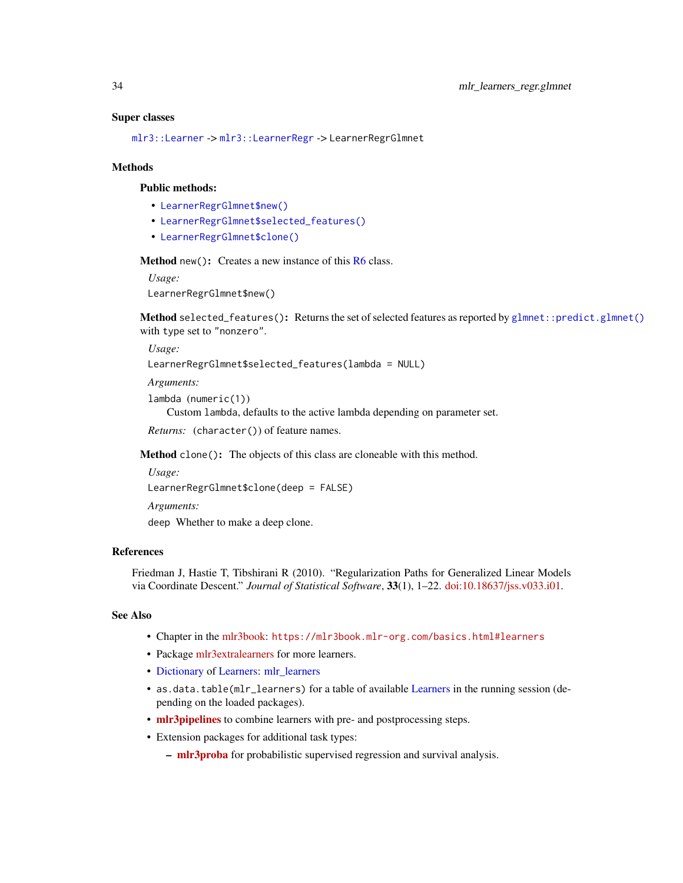## Super classes

`mlr3::Learner` -> `mlr3::LearnerRegr` -> `LearnerRegrGlmnet`

## Methods

### Public methods:

- `LearnerRegrGlmnet$new()`
- `LearnerRegrGlmnet$selected_features()`
- `LearnerRegrGlmnet$clone()`

**Method** `new()`**:** Creates a new instance of this R6 class.

*Usage:*

```
LearnerRegrGlmnet$new()
```

**Method** `selected_features()`**:** Returns the set of selected features as reported by `glmnet::predict.glmnet()` with `type` set to `"nonzero"`.

*Usage:*

```
LearnerRegrGlmnet$selected_features(lambda = NULL)
```

*Arguments:*

`lambda` (`numeric(1)`)
Custom `lambda`, defaults to the active lambda depending on parameter set.

*Returns:* (`character()`) of feature names.

**Method** `clone()`**:** The objects of this class are cloneable with this method.

*Usage:*

```
LearnerRegrGlmnet$clone(deep = FALSE)
```

*Arguments:*

`deep` Whether to make a deep clone.

## References

Friedman J, Hastie T, Tibshirani R (2010). "Regularization Paths for Generalized Linear Models via Coordinate Descent." *Journal of Statistical Software*, **33**(1), 1–22. doi:10.18637/jss.v033.i01.

## See Also

- Chapter in the mlr3book: `https://mlr3book.mlr-org.com/basics.html#learners`
- Package mlr3extralearners for more learners.
- Dictionary of Learners: mlr_learners
- `as.data.table(mlr_learners)` for a table of available Learners in the running session (depending on the loaded packages).
- **mlr3pipelines** to combine learners with pre- and postprocessing steps.
- Extension packages for additional task types:
  - **mlr3proba** for probabilistic supervised regression and survival analysis.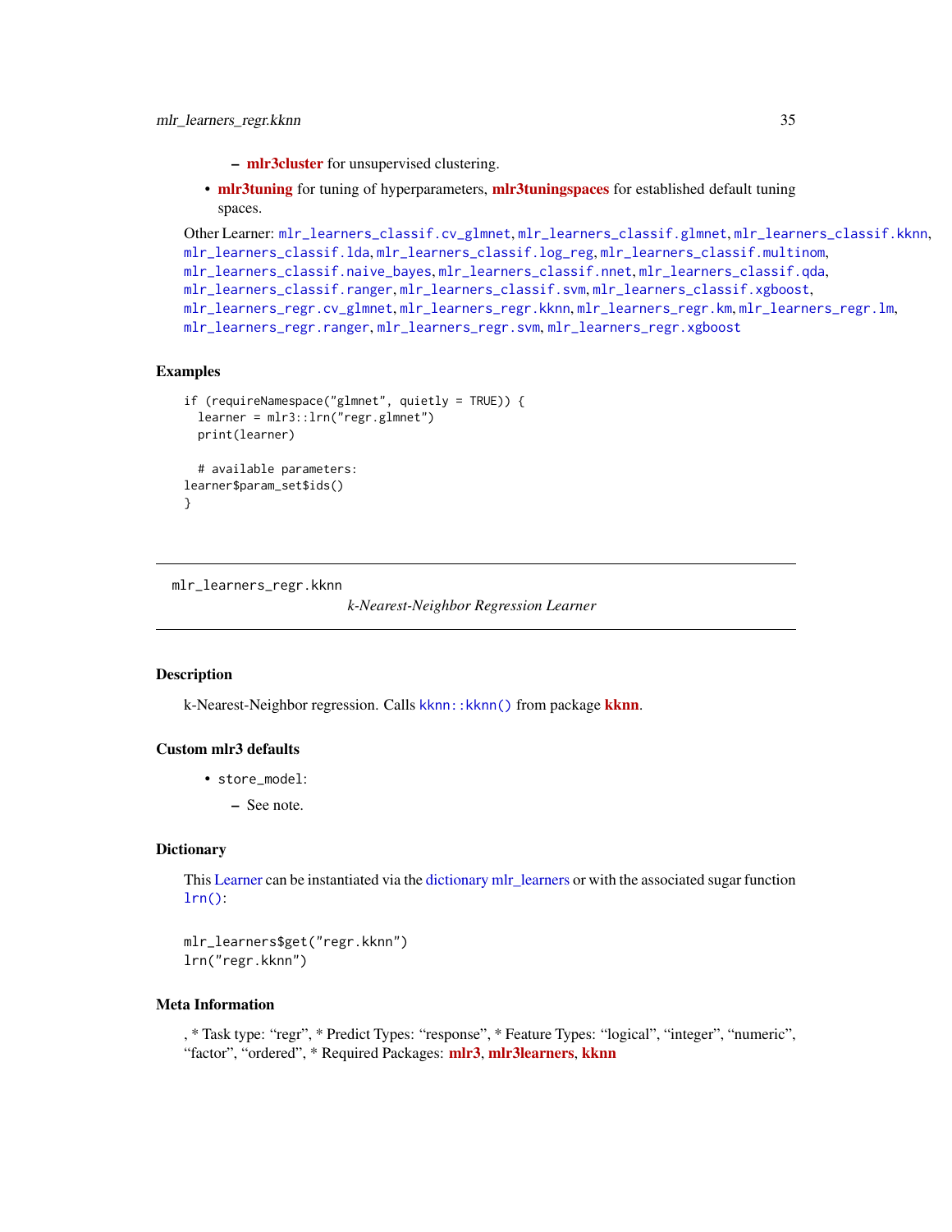- **mlr3cluster** for unsupervised clustering.
- **mlr3tuning** for tuning of hyperparameters, **mlr3tuningspaces** for established default tuning spaces.

Other Learner: mlr_learners_classif.cv_glmnet, mlr_learners_classif.glmnet, mlr_learners_classif.kknn, mlr_learners_classif.lda, mlr_learners_classif.log_reg, mlr_learners_classif.multinom, mlr_learners_classif.naive_bayes, mlr_learners_classif.nnet, mlr_learners_classif.qda, mlr_learners_classif.ranger, mlr_learners_classif.svm, mlr_learners_classif.xgboost, mlr_learners_regr.cv_glmnet, mlr_learners_regr.kknn, mlr_learners_regr.km, mlr_learners_regr.lm, mlr_learners_regr.ranger, mlr_learners_regr.svm, mlr_learners_regr.xgboost

## Examples

```
if (requireNamespace("glmnet", quietly = TRUE)) {
  learner = mlr3::lrn("regr.glmnet")
  print(learner)

  # available parameters:
learner$param_set$ids()
}
```

---

# mlr_learners_regr.kknn    *k-Nearest-Neighbor Regression Learner*

---

## Description

k-Nearest-Neighbor regression. Calls kknn::kknn() from package **kknn**.

## Custom mlr3 defaults

- store_model:
  - See note.

## Dictionary

This Learner can be instantiated via the dictionary mlr_learners or with the associated sugar function lrn():

```
mlr_learners$get("regr.kknn")
lrn("regr.kknn")
```

## Meta Information

, * Task type: "regr", * Predict Types: "response", * Feature Types: "logical", "integer", "numeric", "factor", "ordered", * Required Packages: **mlr3**, **mlr3learners**, **kknn**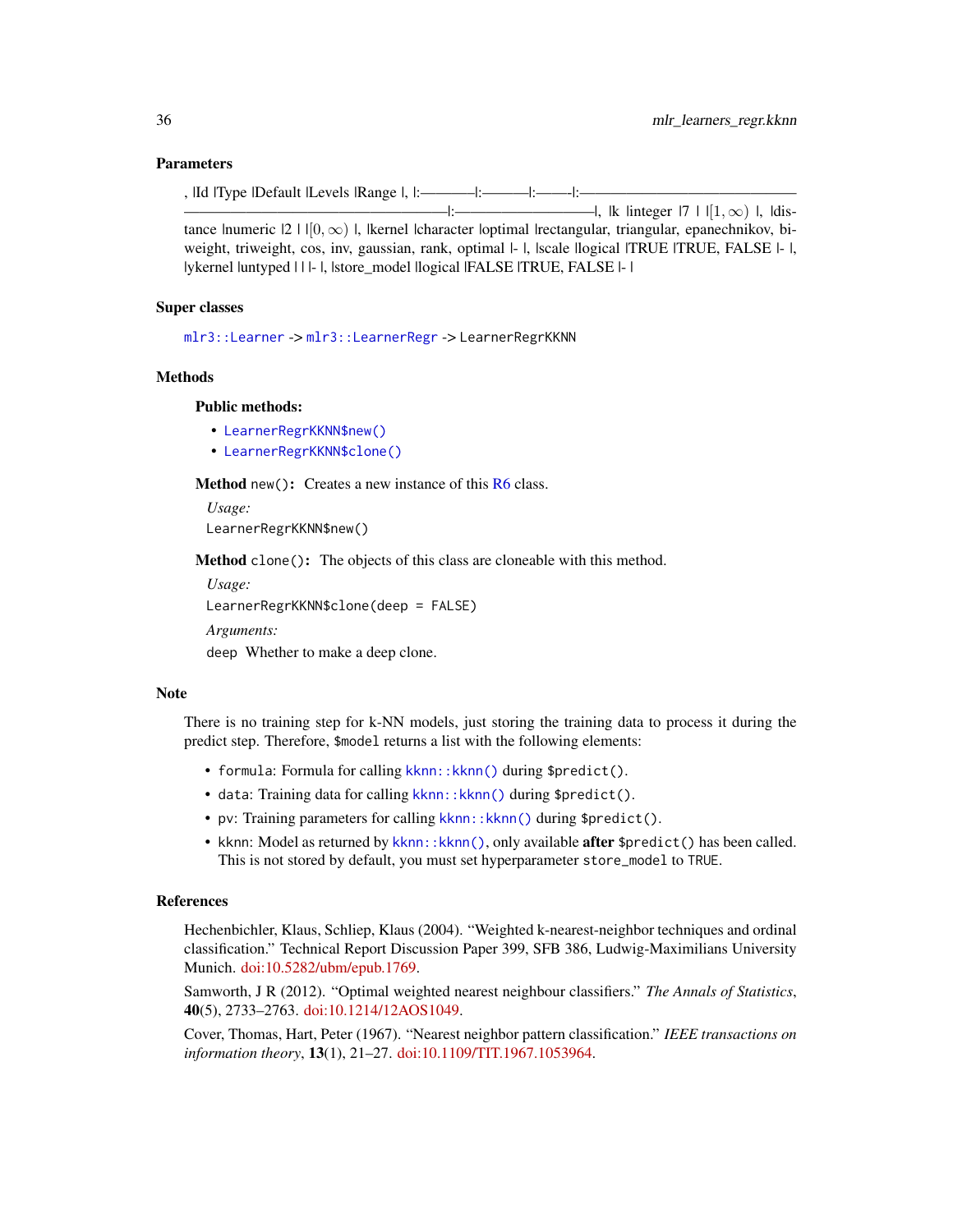## Parameters

, |Id |Type |Default |Levels |Range |, |:————|:———|:——|:————————————————————————————————|:——————————|, |k |integer |7 | |$[1, \infty)$ |, |distance |numeric |2 | |$[0, \infty)$ |, |kernel |character |optimal |rectangular, triangular, epanechnikov, biweight, triweight, cos, inv, gaussian, rank, optimal |- |, |scale |logical |TRUE |TRUE, FALSE |- |, |ykernel |untyped | | |- |, |store_model |logical |FALSE |TRUE, FALSE |- |

## Super classes

`mlr3::Learner` -> `mlr3::LearnerRegr` -> `LearnerRegrKKNN`

## Methods

### Public methods:

- `LearnerRegrKKNN$new()`
- `LearnerRegrKKNN$clone()`

**Method** `new()`: Creates a new instance of this R6 class.

*Usage:*

```
LearnerRegrKKNN$new()
```

**Method** `clone()`: The objects of this class are cloneable with this method.

*Usage:*

```
LearnerRegrKKNN$clone(deep = FALSE)
```

*Arguments:*

`deep` Whether to make a deep clone.

## Note

There is no training step for k-NN models, just storing the training data to process it during the predict step. Therefore, `$model` returns a list with the following elements:

- `formula`: Formula for calling `kknn::kknn()` during `$predict()`.
- `data`: Training data for calling `kknn::kknn()` during `$predict()`.
- `pv`: Training parameters for calling `kknn::kknn()` during `$predict()`.
- `kknn`: Model as returned by `kknn::kknn()`, only available **after** `$predict()` has been called. This is not stored by default, you must set hyperparameter `store_model` to `TRUE`.

## References

Hechenbichler, Klaus, Schliep, Klaus (2004). "Weighted k-nearest-neighbor techniques and ordinal classification." Technical Report Discussion Paper 399, SFB 386, Ludwig-Maximilians University Munich. doi:10.5282/ubm/epub.1769.

Samworth, J R (2012). "Optimal weighted nearest neighbour classifiers." *The Annals of Statistics*, **40**(5), 2733–2763. doi:10.1214/12AOS1049.

Cover, Thomas, Hart, Peter (1967). "Nearest neighbor pattern classification." *IEEE transactions on information theory*, **13**(1), 21–27. doi:10.1109/TIT.1967.1053964.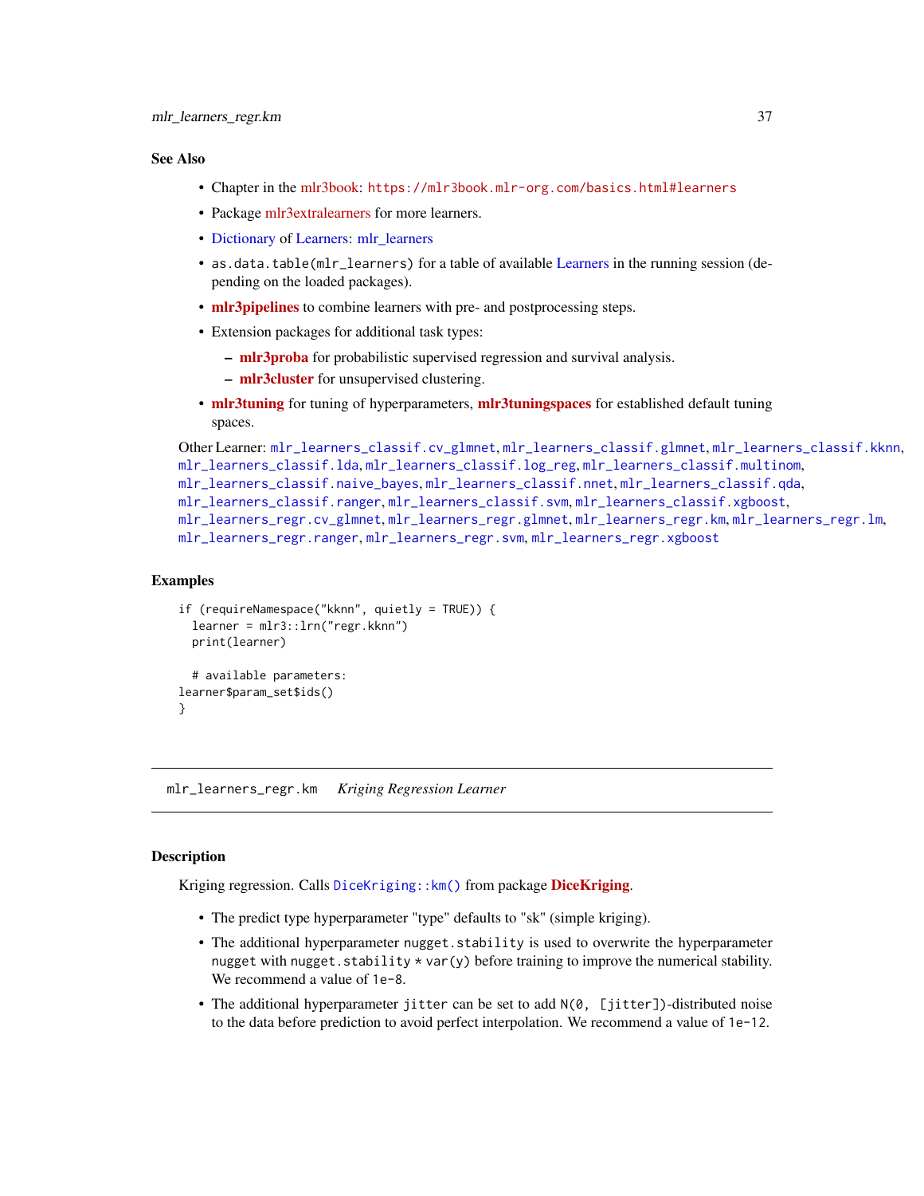## See Also

- Chapter in the mlr3book: https://mlr3book.mlr-org.com/basics.html#learners
- Package mlr3extralearners for more learners.
- Dictionary of Learners: mlr_learners
- `as.data.table(mlr_learners)` for a table of available Learners in the running session (depending on the loaded packages).
- **mlr3pipelines** to combine learners with pre- and postprocessing steps.
- Extension packages for additional task types:
  - **mlr3proba** for probabilistic supervised regression and survival analysis.
  - **mlr3cluster** for unsupervised clustering.
- **mlr3tuning** for tuning of hyperparameters, **mlr3tuningspaces** for established default tuning spaces.

Other Learner: `mlr_learners_classif.cv_glmnet`, `mlr_learners_classif.glmnet`, `mlr_learners_classif.kknn`, `mlr_learners_classif.lda`, `mlr_learners_classif.log_reg`, `mlr_learners_classif.multinom`, `mlr_learners_classif.naive_bayes`, `mlr_learners_classif.nnet`, `mlr_learners_classif.qda`, `mlr_learners_classif.ranger`, `mlr_learners_classif.svm`, `mlr_learners_classif.xgboost`, `mlr_learners_regr.cv_glmnet`, `mlr_learners_regr.glmnet`, `mlr_learners_regr.km`, `mlr_learners_regr.lm`, `mlr_learners_regr.ranger`, `mlr_learners_regr.svm`, `mlr_learners_regr.xgboost`

## Examples

```
if (requireNamespace("kknn", quietly = TRUE)) {
  learner = mlr3::lrn("regr.kknn")
  print(learner)

  # available parameters:
learner$param_set$ids()
}
```

---

# `mlr_learners_regr.km` *Kriging Regression Learner*

---

## Description

Kriging regression. Calls `DiceKriging::km()` from package **DiceKriging**.

- The predict type hyperparameter "type" defaults to "sk" (simple kriging).
- The additional hyperparameter `nugget.stability` is used to overwrite the hyperparameter `nugget` with `nugget.stability * var(y)` before training to improve the numerical stability. We recommend a value of `1e-8`.
- The additional hyperparameter `jitter` can be set to add `N(0, [jitter])`-distributed noise to the data before prediction to avoid perfect interpolation. We recommend a value of `1e-12`.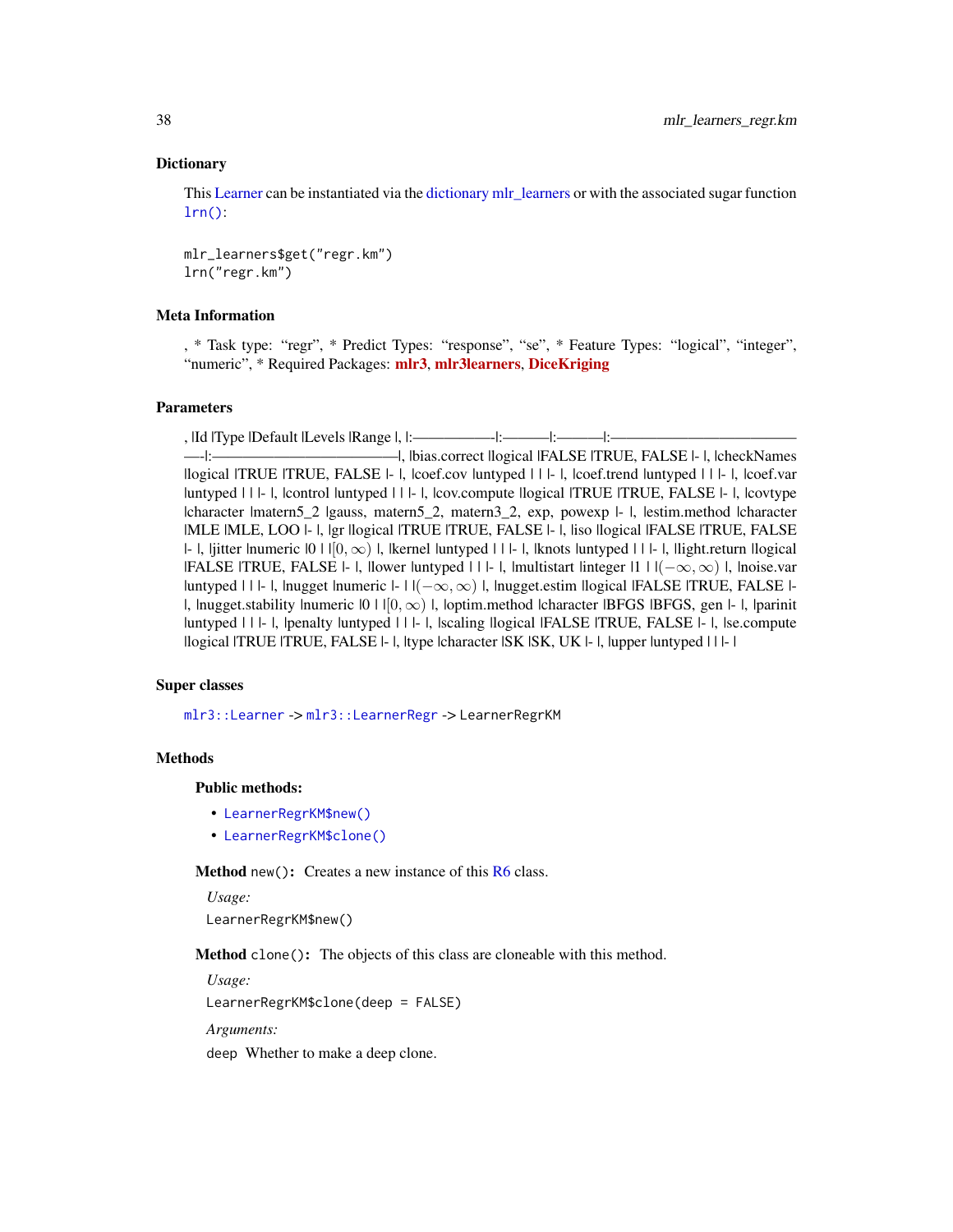### Dictionary

This Learner can be instantiated via the dictionary mlr_learners or with the associated sugar function lrn():

```
mlr_learners$get("regr.km")
lrn("regr.km")
```

### Meta Information

, * Task type: “regr”, * Predict Types: “response”, “se”, * Feature Types: “logical”, “integer”, “numeric”, * Required Packages: **mlr3**, **mlr3learners**, **DiceKriging**

### Parameters

, |Id |Type |Default |Levels |Range |, |:——————|:———|:———|:——————————————|:——————————————|, |bias.correct |logical |FALSE |TRUE, FALSE |- |, |checkNames |logical |TRUE |TRUE, FALSE |- |, |coef.cov |untyped | | |- |, |coef.trend |untyped | | |- |, |coef.var |untyped | | |- |, |control |untyped | | |- |, |cov.compute |logical |TRUE |TRUE, FALSE |- |, |covtype |character |matern5_2 |gauss, matern5_2, matern3_2, exp, powexp |- |, |estim.method |character |MLE |MLE, LOO |- |, |gr |logical |TRUE |TRUE, FALSE |- |, |iso |logical |FALSE |TRUE, FALSE |- |, |jitter |numeric |0 | |$[0, \infty)$ |, |kernel |untyped | | |- |, |knots |untyped | | |- |, |light.return |logical |FALSE |TRUE, FALSE |- |, |lower |untyped | | |- |, |multistart |integer |1 | |$(-\infty, \infty)$ |, |noise.var |untyped | | |- |, |nugget |numeric |- | |$(-\infty, \infty)$ |, |nugget.estim |logical |FALSE |TRUE, FALSE |- |, |nugget.stability |numeric |0 | |$[0, \infty)$ |, |optim.method |character |BFGS |BFGS, gen |- |, |parinit |untyped | | |- |, |penalty |untyped | | |- |, |scaling |logical |FALSE |TRUE, FALSE |- |, |se.compute |logical |TRUE |TRUE, FALSE |- |, |type |character |SK |SK, UK |- |, |upper |untyped | | |- |

### Super classes

`mlr3::Learner` -> `mlr3::LearnerRegr` -> `LearnerRegrKM`

### Methods

#### Public methods:

- `LearnerRegrKM$new()`
- `LearnerRegrKM$clone()`

**Method** `new()`**:** Creates a new instance of this R6 class.

*Usage:*

```
LearnerRegrKM$new()
```

**Method** `clone()`**:** The objects of this class are cloneable with this method.

*Usage:*

```
LearnerRegrKM$clone(deep = FALSE)
```

*Arguments:*

`deep` Whether to make a deep clone.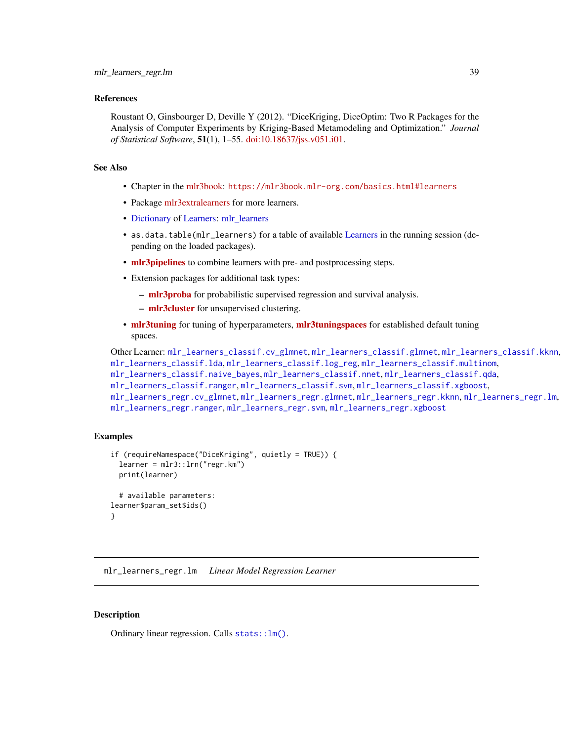### References

Roustant O, Ginsbourger D, Deville Y (2012). "DiceKriging, DiceOptim: Two R Packages for the Analysis of Computer Experiments by Kriging-Based Metamodeling and Optimization." *Journal of Statistical Software*, **51**(1), 1–55. doi:10.18637/jss.v051.i01.

### See Also

- Chapter in the mlr3book: `https://mlr3book.mlr-org.com/basics.html#learners`
- Package mlr3extralearners for more learners.
- Dictionary of Learners: mlr_learners
- `as.data.table(mlr_learners)` for a table of available Learners in the running session (depending on the loaded packages).
- **mlr3pipelines** to combine learners with pre- and postprocessing steps.
- Extension packages for additional task types:
  - **mlr3proba** for probabilistic supervised regression and survival analysis.
  - **mlr3cluster** for unsupervised clustering.
- **mlr3tuning** for tuning of hyperparameters, **mlr3tuningspaces** for established default tuning spaces.

Other Learner: `mlr_learners_classif.cv_glmnet`, `mlr_learners_classif.glmnet`, `mlr_learners_classif.kknn`, `mlr_learners_classif.lda`, `mlr_learners_classif.log_reg`, `mlr_learners_classif.multinom`, `mlr_learners_classif.naive_bayes`, `mlr_learners_classif.nnet`, `mlr_learners_classif.qda`, `mlr_learners_classif.ranger`, `mlr_learners_classif.svm`, `mlr_learners_classif.xgboost`, `mlr_learners_regr.cv_glmnet`, `mlr_learners_regr.glmnet`, `mlr_learners_regr.kknn`, `mlr_learners_regr.lm`, `mlr_learners_regr.ranger`, `mlr_learners_regr.svm`, `mlr_learners_regr.xgboost`

### Examples

```
if (requireNamespace("DiceKriging", quietly = TRUE)) {
  learner = mlr3::lrn("regr.km")
  print(learner)

  # available parameters:
learner$param_set$ids()
}
```

---

## `mlr_learners_regr.lm` *Linear Model Regression Learner*

---

### Description

Ordinary linear regression. Calls `stats::lm()`.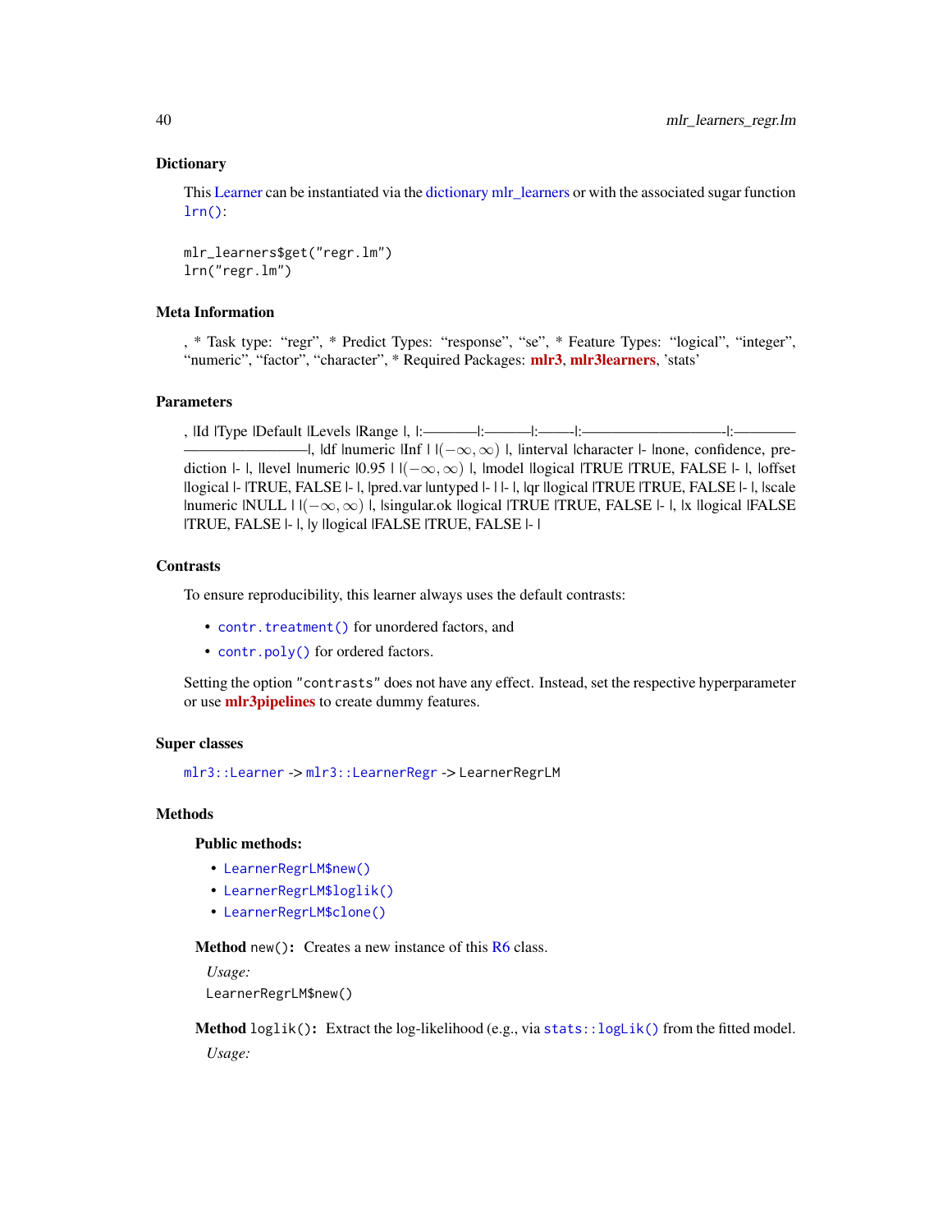### Dictionary

This Learner can be instantiated via the dictionary mlr_learners or with the associated sugar function lrn():

```
mlr_learners$get("regr.lm")
lrn("regr.lm")
```

### Meta Information

, * Task type: “regr”, * Predict Types: “response”, “se”, * Feature Types: “logical”, “integer”, “numeric”, “factor”, “character”, * Required Packages: **mlr3**, **mlr3learners**, 'stats'

### Parameters

, |Id |Type |Default |Levels |Range |, |:————|:———|:——|:————————————-|:————————————|, |df |numeric |Inf | |$(-\infty, \infty)$ |, |interval |character |- |none, confidence, prediction |- |, |level |numeric |0.95 | |$(-\infty, \infty)$ |, |model |logical |TRUE |TRUE, FALSE |- |, |offset |logical |- |TRUE, FALSE |- |, |pred.var |untyped |- | |- |, |qr |logical |TRUE |TRUE, FALSE |- |, |scale |numeric |NULL | |$(-\infty, \infty)$ |, |singular.ok |logical |TRUE |TRUE, FALSE |- |, |x |logical |FALSE |TRUE, FALSE |- |, |y |logical |FALSE |TRUE, FALSE |- |

### Contrasts

To ensure reproducibility, this learner always uses the default contrasts:

- `contr.treatment()` for unordered factors, and
- `contr.poly()` for ordered factors.

Setting the option `"contrasts"` does not have any effect. Instead, set the respective hyperparameter or use **mlr3pipelines** to create dummy features.

### Super classes

`mlr3::Learner` -> `mlr3::LearnerRegr` -> `LearnerRegrLM`

### Methods

#### Public methods:

- `LearnerRegrLM$new()`
- `LearnerRegrLM$loglik()`
- `LearnerRegrLM$clone()`

**Method** `new()`: Creates a new instance of this R6 class.

*Usage:*

```
LearnerRegrLM$new()
```

**Method** `loglik()`: Extract the log-likelihood (e.g., via `stats::logLik()` from the fitted model.

*Usage:*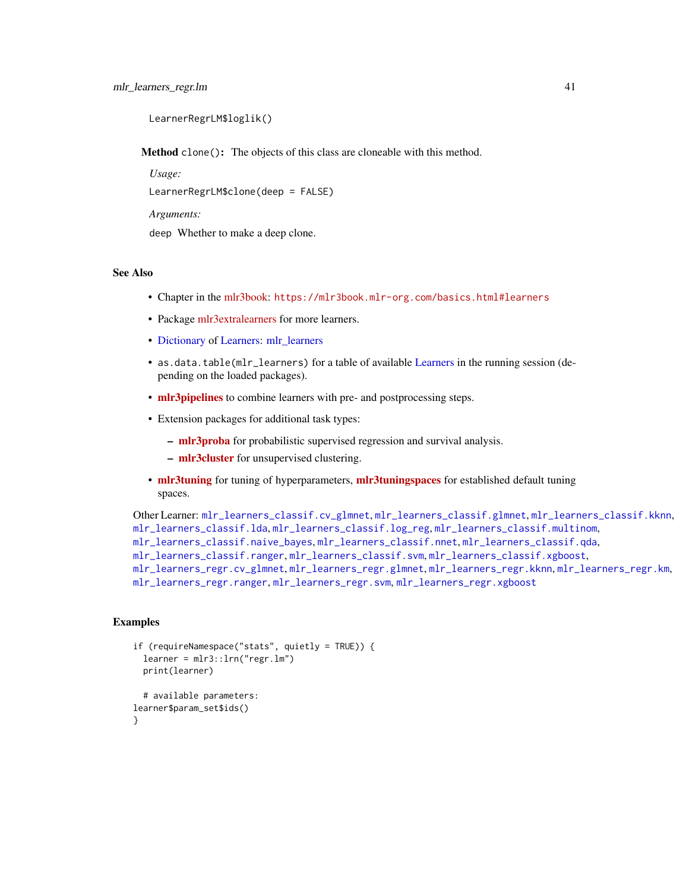```
LearnerRegrLM$loglik()
```

**Method** `clone()`: The objects of this class are cloneable with this method.

*Usage:*

```
LearnerRegrLM$clone(deep = FALSE)
```

*Arguments:*

`deep` Whether to make a deep clone.

## See Also

- Chapter in the mlr3book: `https://mlr3book.mlr-org.com/basics.html#learners`
- Package mlr3extralearners for more learners.
- Dictionary of Learners: mlr_learners
- `as.data.table(mlr_learners)` for a table of available Learners in the running session (depending on the loaded packages).
- **mlr3pipelines** to combine learners with pre- and postprocessing steps.
- Extension packages for additional task types:
  - **mlr3proba** for probabilistic supervised regression and survival analysis.
  - **mlr3cluster** for unsupervised clustering.
- **mlr3tuning** for tuning of hyperparameters, **mlr3tuningspaces** for established default tuning spaces.

Other Learner: `mlr_learners_classif.cv_glmnet`, `mlr_learners_classif.glmnet`, `mlr_learners_classif.kknn`, `mlr_learners_classif.lda`, `mlr_learners_classif.log_reg`, `mlr_learners_classif.multinom`, `mlr_learners_classif.naive_bayes`, `mlr_learners_classif.nnet`, `mlr_learners_classif.qda`, `mlr_learners_classif.ranger`, `mlr_learners_classif.svm`, `mlr_learners_classif.xgboost`, `mlr_learners_regr.cv_glmnet`, `mlr_learners_regr.glmnet`, `mlr_learners_regr.kknn`, `mlr_learners_regr.km`, `mlr_learners_regr.ranger`, `mlr_learners_regr.svm`, `mlr_learners_regr.xgboost`

## Examples

```
if (requireNamespace("stats", quietly = TRUE)) {
  learner = mlr3::lrn("regr.lm")
  print(learner)

  # available parameters:
learner$param_set$ids()
}
```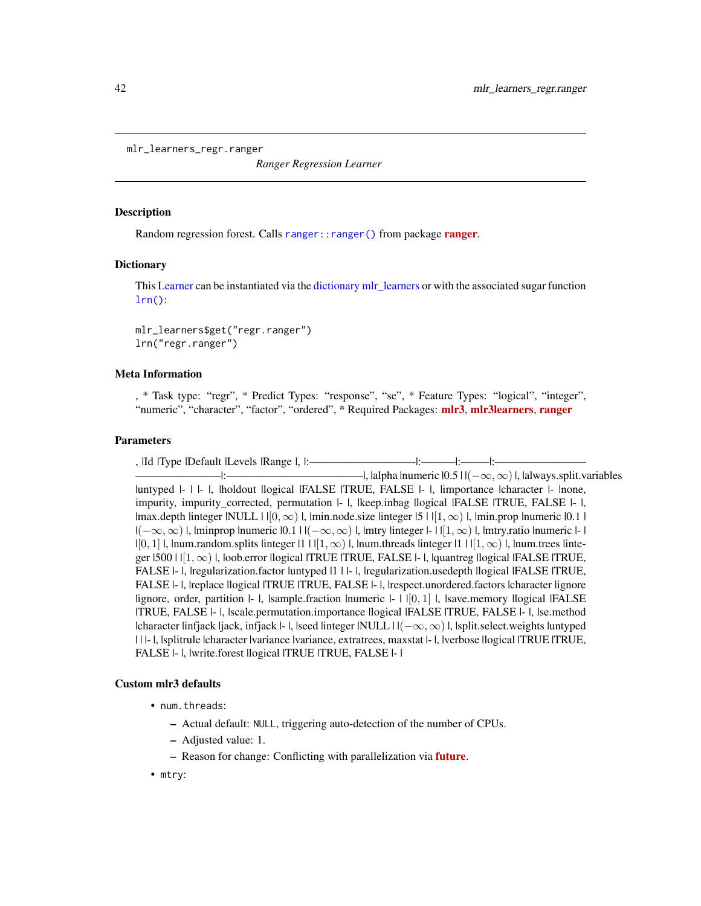mlr_learners_regr.ranger

*Ranger Regression Learner*

## Description

Random regression forest. Calls `ranger::ranger()` from package **ranger**.

## Dictionary

This Learner can be instantiated via the dictionary mlr_learners or with the associated sugar function `lrn()`:

```
mlr_learners$get("regr.ranger")
lrn("regr.ranger")
```

## Meta Information

, * Task type: "regr", * Predict Types: "response", "se", * Feature Types: "logical", "integer", "numeric", "character", "factor", "ordered", * Required Packages: **mlr3**, **mlr3learners**, **ranger**

## Parameters

, |Id |Type |Default |Levels |Range |, |:———————————-|:———|:———|:———————————————-|:———————————————|, |alpha |numeric |0.5 | |$(-\infty, \infty)$ |, |always.split.variables |untyped |- | |- |, |holdout |logical |FALSE |TRUE, FALSE |- |, |importance |character |- |none, impurity, impurity_corrected, permutation |- |, |keep.inbag |logical |FALSE |TRUE, FALSE |- |, |max.depth |integer |NULL | |$[0, \infty)$ |, |min.node.size |integer |5 | |$[1, \infty)$ |, |min.prop |numeric |0.1 | |$(-\infty, \infty)$ |, |minprop |numeric |0.1 | |$(-\infty, \infty)$ |, |mtry |integer |- | |$[1, \infty)$ |, |mtry.ratio |numeric |- | |$[0, 1]$ |, |num.random.splits |integer |1 | |$[1, \infty)$ |, |num.threads |integer |1 | |$[1, \infty)$ |, |num.trees |integer |500 | |$[1, \infty)$ |, |oob.error |logical |TRUE |TRUE, FALSE |- |, |quantreg |logical |FALSE |TRUE, FALSE |- |, |regularization.factor |untyped |1 | |- |, |regularization.usedepth |logical |FALSE |TRUE, FALSE |- |, |replace |logical |TRUE |TRUE, FALSE |- |, |respect.unordered.factors |character |ignore |ignore, order, partition |- |, |sample.fraction |numeric |- | |$[0, 1]$ |, |save.memory |logical |FALSE |TRUE, FALSE |- |, |scale.permutation.importance |logical |FALSE |TRUE, FALSE |- |, |se.method |character |infjack |jack, infjack |- |, |seed |integer |NULL | |$(-\infty, \infty)$ |, |split.select.weights |untyped | | |- |, |splitrule |character |variance |variance, extratrees, maxstat |- |, |verbose |logical |TRUE |TRUE, FALSE |- |, |write.forest |logical |TRUE |TRUE, FALSE |- |

## Custom mlr3 defaults

- `num.threads`:
  - Actual default: `NULL`, triggering auto-detection of the number of CPUs.
  - Adjusted value: 1.
  - Reason for change: Conflicting with parallelization via **future**.
- `mtry`: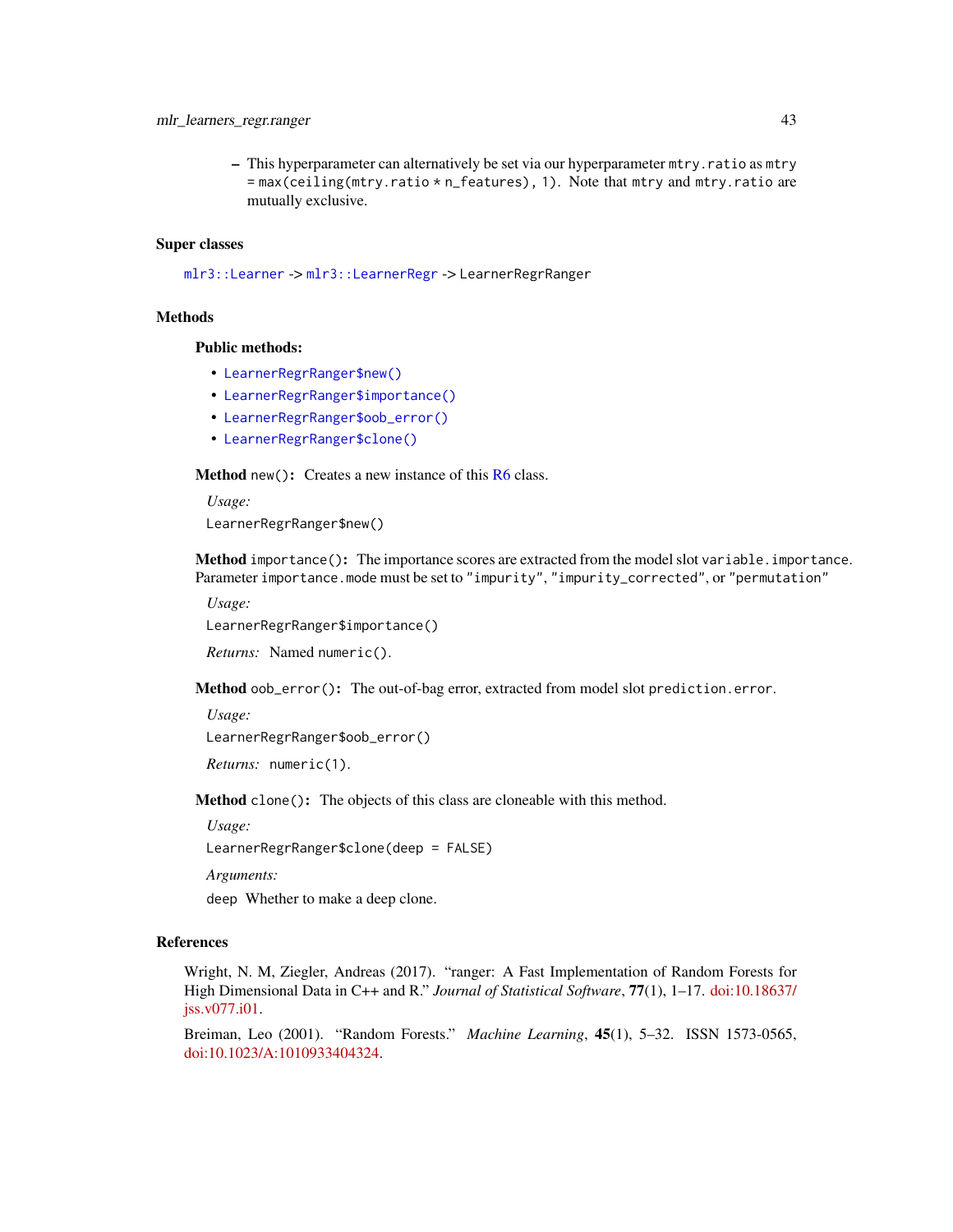- This hyperparameter can alternatively be set via our hyperparameter `mtry.ratio` as `mtry = max(ceiling(mtry.ratio * n_features), 1)`. Note that `mtry` and `mtry.ratio` are mutually exclusive.

### Super classes

`mlr3::Learner` -> `mlr3::LearnerRegr` -> `LearnerRegrRanger`

### Methods

#### Public methods:

- `LearnerRegrRanger$new()`
- `LearnerRegrRanger$importance()`
- `LearnerRegrRanger$oob_error()`
- `LearnerRegrRanger$clone()`

**Method** `new()`**:** Creates a new instance of this R6 class.

*Usage:*

```
LearnerRegrRanger$new()
```

**Method** `importance()`**:** The importance scores are extracted from the model slot `variable.importance`. Parameter `importance.mode` must be set to `"impurity"`, `"impurity_corrected"`, or `"permutation"`

*Usage:*

```
LearnerRegrRanger$importance()
```

*Returns:* Named `numeric()`.

**Method** `oob_error()`**:** The out-of-bag error, extracted from model slot `prediction.error`.

*Usage:*

```
LearnerRegrRanger$oob_error()
```

*Returns:* `numeric(1)`.

**Method** `clone()`**:** The objects of this class are cloneable with this method.

*Usage:*

```
LearnerRegrRanger$clone(deep = FALSE)
```

*Arguments:*

`deep` Whether to make a deep clone.

### References

Wright, N. M, Ziegler, Andreas (2017). "ranger: A Fast Implementation of Random Forests for High Dimensional Data in C++ and R." *Journal of Statistical Software*, **77**(1), 1–17. doi:10.18637/jss.v077.i01.

Breiman, Leo (2001). "Random Forests." *Machine Learning*, **45**(1), 5–32. ISSN 1573-0565, doi:10.1023/A:1010933404324.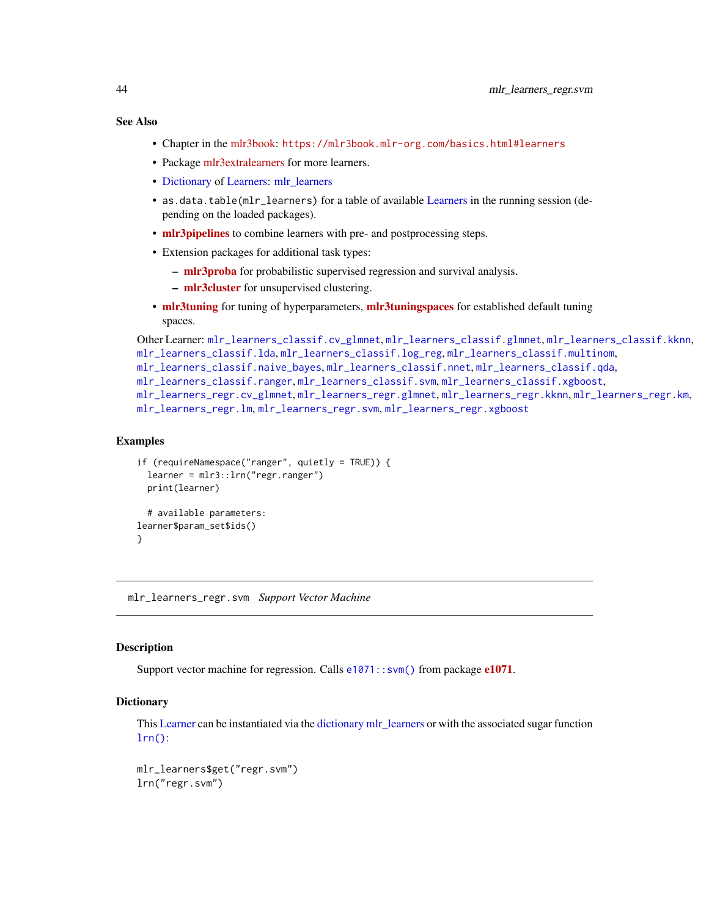### See Also

- Chapter in the mlr3book: https://mlr3book.mlr-org.com/basics.html#learners
- Package mlr3extralearners for more learners.
- Dictionary of Learners: mlr_learners
- `as.data.table(mlr_learners)` for a table of available Learners in the running session (depending on the loaded packages).
- **mlr3pipelines** to combine learners with pre- and postprocessing steps.
- Extension packages for additional task types:
  - **mlr3proba** for probabilistic supervised regression and survival analysis.
  - **mlr3cluster** for unsupervised clustering.
- **mlr3tuning** for tuning of hyperparameters, **mlr3tuningspaces** for established default tuning spaces.

Other Learner: `mlr_learners_classif.cv_glmnet`, `mlr_learners_classif.glmnet`, `mlr_learners_classif.kknn`, `mlr_learners_classif.lda`, `mlr_learners_classif.log_reg`, `mlr_learners_classif.multinom`, `mlr_learners_classif.naive_bayes`, `mlr_learners_classif.nnet`, `mlr_learners_classif.qda`, `mlr_learners_classif.ranger`, `mlr_learners_classif.svm`, `mlr_learners_classif.xgboost`, `mlr_learners_regr.cv_glmnet`, `mlr_learners_regr.glmnet`, `mlr_learners_regr.kknn`, `mlr_learners_regr.km`, `mlr_learners_regr.lm`, `mlr_learners_regr.svm`, `mlr_learners_regr.xgboost`

### Examples

```
if (requireNamespace("ranger", quietly = TRUE)) {
  learner = mlr3::lrn("regr.ranger")
  print(learner)

  # available parameters:
learner$param_set$ids()
}
```

---

## mlr_learners_regr.svm    *Support Vector Machine*

---

### Description

Support vector machine for regression. Calls `e1071::svm()` from package **e1071**.

### Dictionary

This Learner can be instantiated via the dictionary mlr_learners or with the associated sugar function `lrn()`:

```
mlr_learners$get("regr.svm")
lrn("regr.svm")
```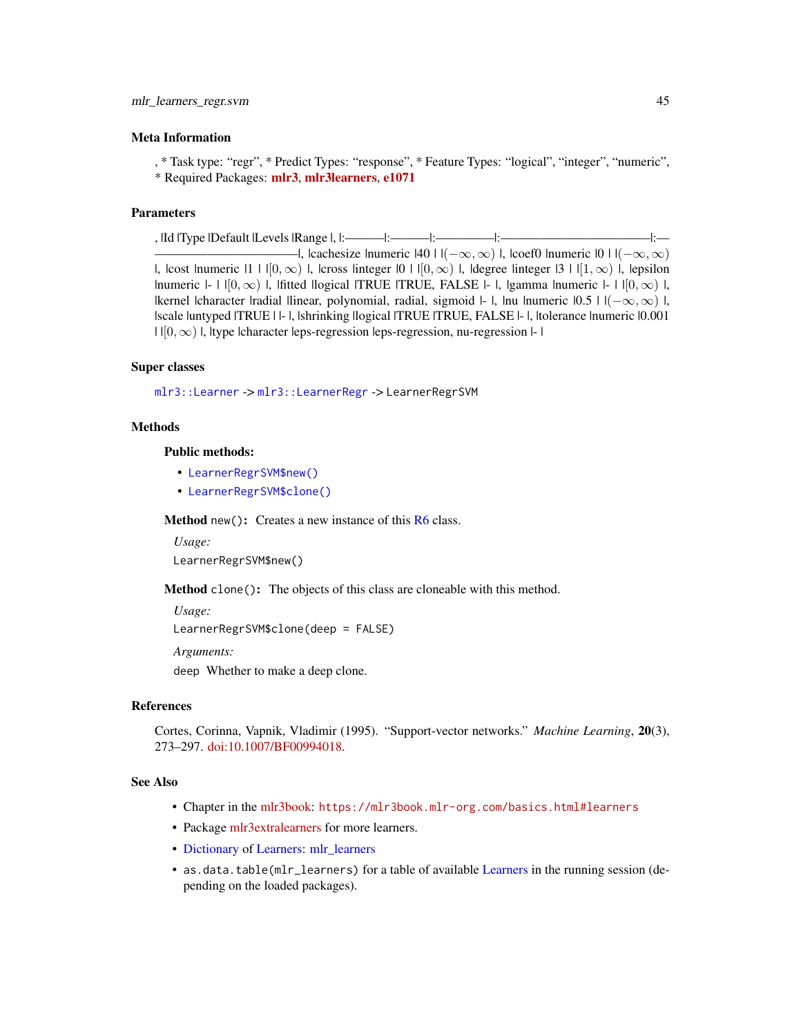### Meta Information

, * Task type: “regr”, * Predict Types: “response”, * Feature Types: “logical”, “integer”, “numeric”, * Required Packages: **mlr3**, **mlr3learners**, **e1071**

### Parameters

, |Id |Type |Default |Levels |Range |, |:———|:———|:—————|:——————————|:——————————–|, |cachesize |numeric |40 | |$(-\infty, \infty)$ |, |coef0 |numeric |0 | |$(-\infty, \infty)$ |, |cost |numeric |1 | |$[0, \infty)$ |, |cross |integer |0 | |$[0, \infty)$ |, |degree |integer |3 | |$[1, \infty)$ |, |epsilon |numeric |- | |$[0, \infty)$ |, |fitted |logical |TRUE |TRUE, FALSE |- |, |gamma |numeric |- | |$[0, \infty)$ |, |kernel |character |radial |linear, polynomial, radial, sigmoid |- |, |nu |numeric |0.5 | |$(-\infty, \infty)$ |, |scale |untyped |TRUE | |- |, |shrinking |logical |TRUE |TRUE, FALSE |- |, |tolerance |numeric |0.001 | |$[0, \infty)$ |, |type |character |eps-regression |eps-regression, nu-regression |- |

### Super classes

`mlr3::Learner` -> `mlr3::LearnerRegr` -> `LearnerRegrSVM`

### Methods

#### Public methods:

- `LearnerRegrSVM$new()`
- `LearnerRegrSVM$clone()`

**Method** `new()`**:** Creates a new instance of this R6 class.

*Usage:*

```
LearnerRegrSVM$new()
```

**Method** `clone()`**:** The objects of this class are cloneable with this method.

*Usage:*

```
LearnerRegrSVM$clone(deep = FALSE)
```

*Arguments:*

`deep` Whether to make a deep clone.

### References

Cortes, Corinna, Vapnik, Vladimir (1995). “Support-vector networks.” *Machine Learning*, **20**(3), 273–297. doi:10.1007/BF00994018.

### See Also

- Chapter in the mlr3book: `https://mlr3book.mlr-org.com/basics.html#learners`
- Package mlr3extralearners for more learners.
- Dictionary of Learners: mlr_learners
- `as.data.table(mlr_learners)` for a table of available Learners in the running session (depending on the loaded packages).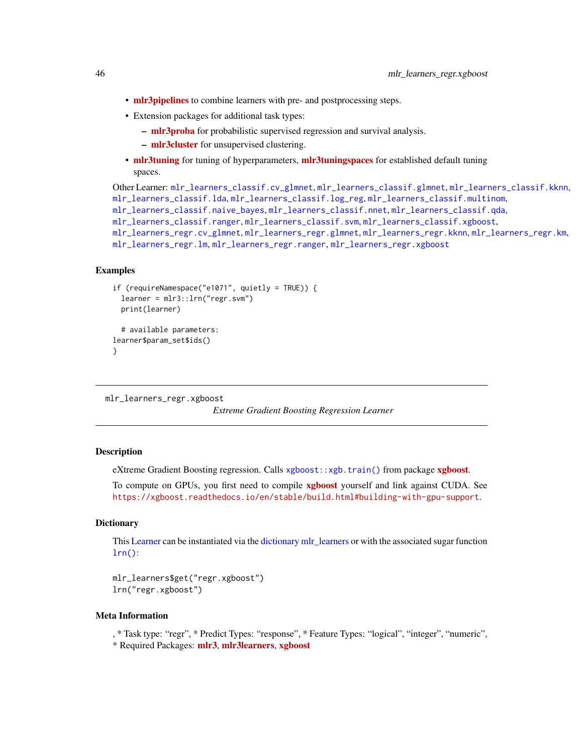- **mlr3pipelines** to combine learners with pre- and postprocessing steps.
- Extension packages for additional task types:
  - **mlr3proba** for probabilistic supervised regression and survival analysis.
  - **mlr3cluster** for unsupervised clustering.
- **mlr3tuning** for tuning of hyperparameters, **mlr3tuningspaces** for established default tuning spaces.

Other Learner: `mlr_learners_classif.cv_glmnet`, `mlr_learners_classif.glmnet`, `mlr_learners_classif.kknn`, `mlr_learners_classif.lda`, `mlr_learners_classif.log_reg`, `mlr_learners_classif.multinom`, `mlr_learners_classif.naive_bayes`, `mlr_learners_classif.nnet`, `mlr_learners_classif.qda`, `mlr_learners_classif.ranger`, `mlr_learners_classif.svm`, `mlr_learners_classif.xgboost`, `mlr_learners_regr.cv_glmnet`, `mlr_learners_regr.glmnet`, `mlr_learners_regr.kknn`, `mlr_learners_regr.km`, `mlr_learners_regr.lm`, `mlr_learners_regr.ranger`, `mlr_learners_regr.xgboost`

## Examples

```
if (requireNamespace("e1071", quietly = TRUE)) {
  learner = mlr3::lrn("regr.svm")
  print(learner)

  # available parameters:
learner$param_set$ids()
}
```

---

`mlr_learners_regr.xgboost` *Extreme Gradient Boosting Regression Learner*

---

## Description

eXtreme Gradient Boosting regression. Calls `xgboost::xgb.train()` from package **xgboost**.

To compute on GPUs, you first need to compile **xgboost** yourself and link against CUDA. See https://xgboost.readthedocs.io/en/stable/build.html#building-with-gpu-support.

## Dictionary

This Learner can be instantiated via the dictionary mlr_learners or with the associated sugar function `lrn()`:

```
mlr_learners$get("regr.xgboost")
lrn("regr.xgboost")
```

## Meta Information

, * Task type: "regr", * Predict Types: "response", * Feature Types: "logical", "integer", "numeric", * Required Packages: **mlr3**, **mlr3learners**, **xgboost**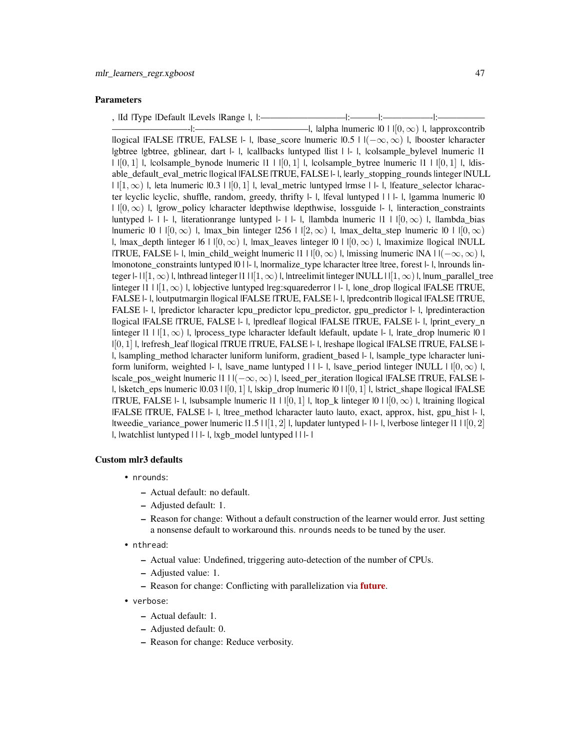**Parameters**

| Id | Type | Default | Levels | Range |
|---|---|---|---|---|
| alpha | numeric | 0 | | $[0, \infty)$ |
| approxcontrib | logical | FALSE | TRUE, FALSE | - |
| base_score | numeric | 0.5 | | $(-\infty, \infty)$ |
| booster | character | gbtree | gbtree, gblinear, dart | - |
| callbacks | untyped | list | | - |
| colsample_bylevel | numeric | 1 | | $[0, 1]$ |
| colsample_bynode | numeric | 1 | | $[0, 1]$ |
| colsample_bytree | numeric | 1 | | $[0, 1]$ |
| disable_default_eval_metric | logical | FALSE | TRUE, FALSE | - |
| early_stopping_rounds | integer | NULL | | $[1, \infty)$ |
| eta | numeric | 0.3 | | $[0, 1]$ |
| eval_metric | untyped | rmse | | - |
| feature_selector | character | cyclic | cyclic, shuffle, random, greedy, thrifty | - |
| feval | untyped | | | - |
| gamma | numeric | 0 | | $[0, \infty)$ |
| grow_policy | character | depthwise | depthwise, lossguide | - |
| interaction_constraints | untyped | - | | - |
| iterationrange | untyped | - | | - |
| lambda | numeric | 1 | | $[0, \infty)$ |
| lambda_bias | numeric | 0 | | $[0, \infty)$ |
| max_bin | integer | 256 | | $[2, \infty)$ |
| max_delta_step | numeric | 0 | | $[0, \infty)$ |
| max_depth | integer | 6 | | $[0, \infty)$ |
| max_leaves | integer | 0 | | $[0, \infty)$ |
| maximize | logical | NULL | TRUE, FALSE | - |
| min_child_weight | numeric | 1 | | $[0, \infty)$ |
| missing | numeric | NA | | $(-\infty, \infty)$ |
| monotone_constraints | untyped | 0 | | - |
| normalize_type | character | tree | tree, forest | - |
| nrounds | integer | - | | $[1, \infty)$ |
| nthread | integer | 1 | | $[1, \infty)$ |
| ntreelimit | integer | NULL | | $[1, \infty)$ |
| num_parallel_tree | integer | 1 | | $[1, \infty)$ |
| objective | untyped | reg:squarederror | | - |
| one_drop | logical | FALSE | TRUE, FALSE | - |
| outputmargin | logical | FALSE | TRUE, FALSE | - |
| predcontrib | logical | FALSE | TRUE, FALSE | - |
| predictor | character | cpu_predictor | cpu_predictor, gpu_predictor | - |
| predinteraction | logical | FALSE | TRUE, FALSE | - |
| predleaf | logical | FALSE | TRUE, FALSE | - |
| print_every_n | integer | 1 | | $[1, \infty)$ |
| process_type | character | default | default, update | - |
| rate_drop | numeric | 0 | | $[0, 1]$ |
| refresh_leaf | logical | TRUE | TRUE, FALSE | - |
| reshape | logical | FALSE | TRUE, FALSE | - |
| sampling_method | character | uniform | uniform, gradient_based | - |
| sample_type | character | uniform | uniform, weighted | - |
| save_name | untyped | | | - |
| save_period | integer | NULL | | $[0, \infty)$ |
| scale_pos_weight | numeric | 1 | | $(-\infty, \infty)$ |
| seed_per_iteration | logical | FALSE | TRUE, FALSE | - |
| sketch_eps | numeric | 0.03 | | $[0, 1]$ |
| skip_drop | numeric | 0 | | $[0, 1]$ |
| strict_shape | logical | FALSE | TRUE, FALSE | - |
| subsample | numeric | 1 | | $[0, 1]$ |
| top_k | integer | 0 | | $[0, \infty)$ |
| training | logical | FALSE | TRUE, FALSE | - |
| tree_method | character | auto | auto, exact, approx, hist, gpu_hist | - |
| tweedie_variance_power | numeric | 1.5 | | $[1, 2]$ |
| updater | untyped | - | | - |
| verbose | integer | 1 | | $[0, 2]$ |
| watchlist | untyped | | | - |
| xgb_model | untyped | | | - |

**Custom mlr3 defaults**

- `nrounds`:
  - Actual default: no default.
  - Adjusted default: 1.
  - Reason for change: Without a default construction of the learner would error. Just setting a nonsense default to workaround this. `nrounds` needs to be tuned by the user.
- `nthread`:
  - Actual value: Undefined, triggering auto-detection of the number of CPUs.
  - Adjusted value: 1.
  - Reason for change: Conflicting with parallelization via **future**.
- `verbose`:
  - Actual default: 1.
  - Adjusted default: 0.
  - Reason for change: Reduce verbosity.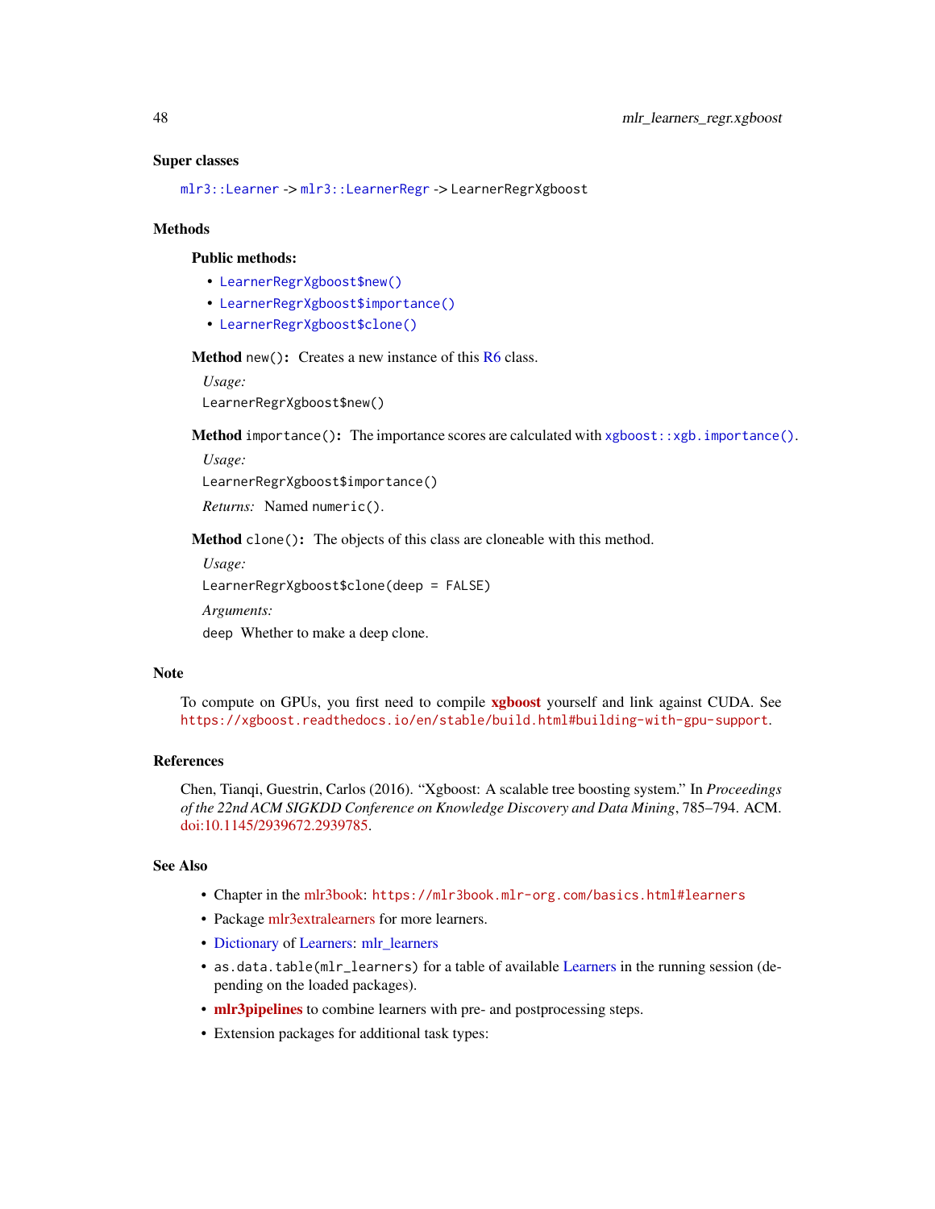### Super classes

`mlr3::Learner` -> `mlr3::LearnerRegr` -> `LearnerRegrXgboost`

### Methods

#### Public methods:

- `LearnerRegrXgboost$new()`
- `LearnerRegrXgboost$importance()`
- `LearnerRegrXgboost$clone()`

**Method** `new()`**:** Creates a new instance of this R6 class.

*Usage:*

```
LearnerRegrXgboost$new()
```

**Method** `importance()`**:** The importance scores are calculated with `xgboost::xgb.importance()`.

*Usage:*

```
LearnerRegrXgboost$importance()
```

*Returns:* Named `numeric()`.

**Method** `clone()`**:** The objects of this class are cloneable with this method.

*Usage:*

```
LearnerRegrXgboost$clone(deep = FALSE)
```

*Arguments:*

`deep` Whether to make a deep clone.

### Note

To compute on GPUs, you first need to compile **xgboost** yourself and link against CUDA. See `https://xgboost.readthedocs.io/en/stable/build.html#building-with-gpu-support`.

### References

Chen, Tianqi, Guestrin, Carlos (2016). "Xgboost: A scalable tree boosting system." In *Proceedings of the 22nd ACM SIGKDD Conference on Knowledge Discovery and Data Mining*, 785–794. ACM. doi:10.1145/2939672.2939785.

### See Also

- Chapter in the mlr3book: `https://mlr3book.mlr-org.com/basics.html#learners`
- Package mlr3extralearners for more learners.
- Dictionary of Learners: mlr_learners
- `as.data.table(mlr_learners)` for a table of available Learners in the running session (depending on the loaded packages).
- **mlr3pipelines** to combine learners with pre- and postprocessing steps.
- Extension packages for additional task types: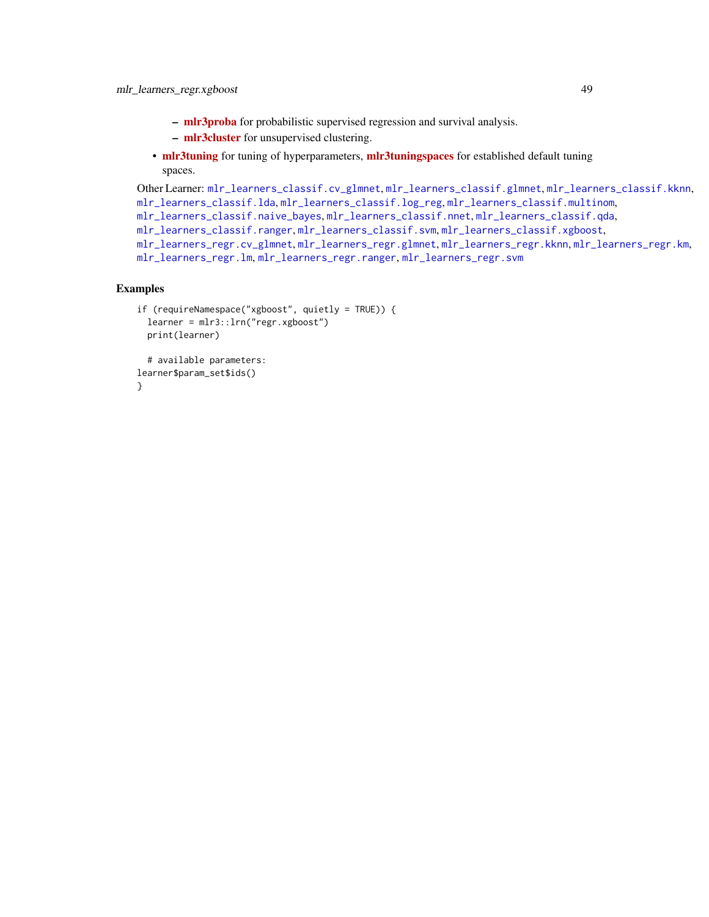- **mlr3proba** for probabilistic supervised regression and survival analysis.
  - **mlr3cluster** for unsupervised clustering.
- **mlr3tuning** for tuning of hyperparameters, **mlr3tuningspaces** for established default tuning spaces.

Other Learner: `mlr_learners_classif.cv_glmnet`, `mlr_learners_classif.glmnet`, `mlr_learners_classif.kknn`, `mlr_learners_classif.lda`, `mlr_learners_classif.log_reg`, `mlr_learners_classif.multinom`, `mlr_learners_classif.naive_bayes`, `mlr_learners_classif.nnet`, `mlr_learners_classif.qda`, `mlr_learners_classif.ranger`, `mlr_learners_classif.svm`, `mlr_learners_classif.xgboost`, `mlr_learners_regr.cv_glmnet`, `mlr_learners_regr.glmnet`, `mlr_learners_regr.kknn`, `mlr_learners_regr.km`, `mlr_learners_regr.lm`, `mlr_learners_regr.ranger`, `mlr_learners_regr.svm`

## Examples

```
if (requireNamespace("xgboost", quietly = TRUE)) {
  learner = mlr3::lrn("regr.xgboost")
  print(learner)

  # available parameters:
learner$param_set$ids()
}
```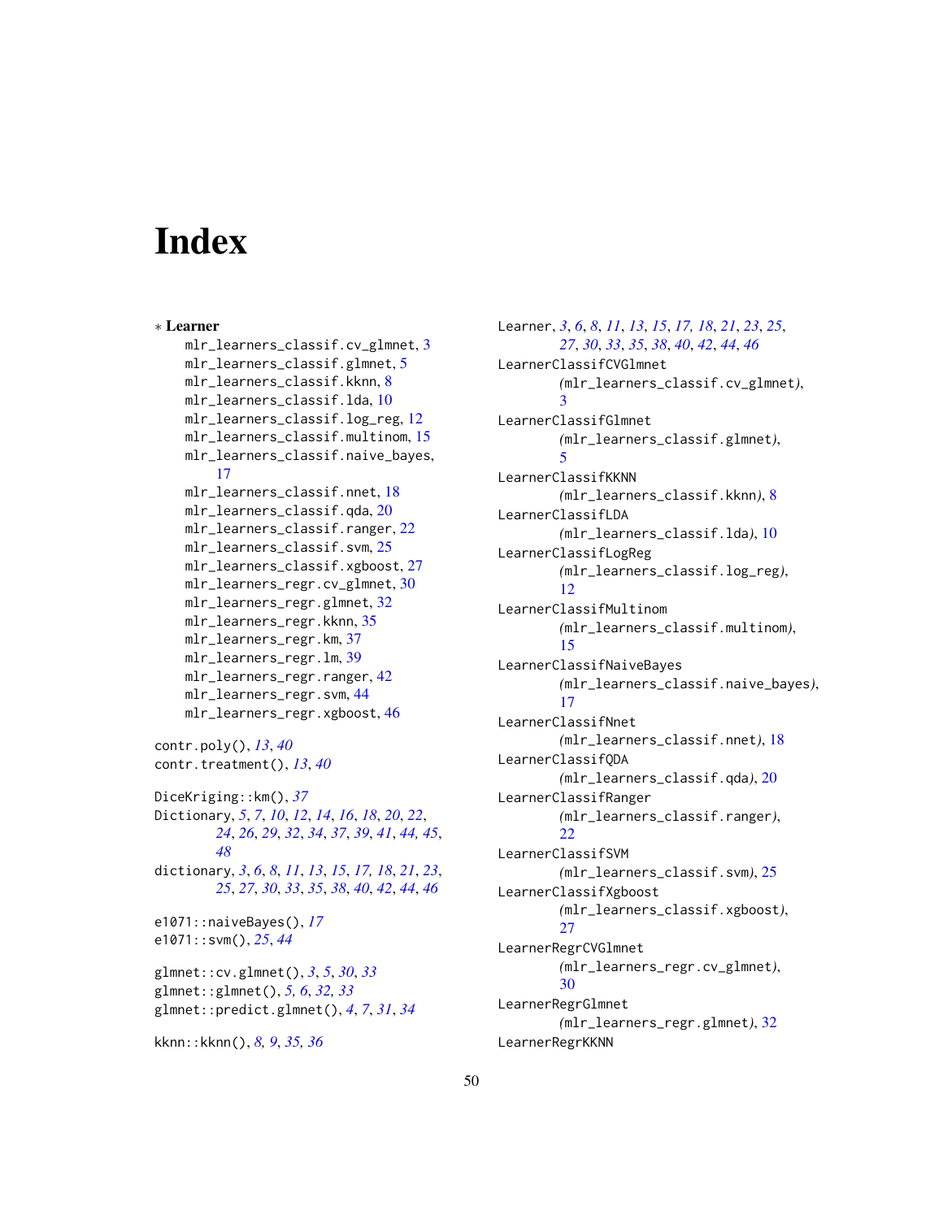# Index

∗ **Learner**

- mlr_learners_classif.cv_glmnet, 3
- mlr_learners_classif.glmnet, 5
- mlr_learners_classif.kknn, 8
- mlr_learners_classif.lda, 10
- mlr_learners_classif.log_reg, 12
- mlr_learners_classif.multinom, 15
- mlr_learners_classif.naive_bayes, 17
- mlr_learners_classif.nnet, 18
- mlr_learners_classif.qda, 20
- mlr_learners_classif.ranger, 22
- mlr_learners_classif.svm, 25
- mlr_learners_classif.xgboost, 27
- mlr_learners_regr.cv_glmnet, 30
- mlr_learners_regr.glmnet, 32
- mlr_learners_regr.kknn, 35
- mlr_learners_regr.km, 37
- mlr_learners_regr.lm, 39
- mlr_learners_regr.ranger, 42
- mlr_learners_regr.svm, 44
- mlr_learners_regr.xgboost, 46

contr.poly(), *13*, *40*
contr.treatment(), *13*, *40*

DiceKriging::km(), *37*
Dictionary, *5*, *7*, *10*, *12*, *14*, *16*, *18*, *20*, *22*, *24*, *26*, *29*, *32*, *34*, *37*, *39*, *41*, *44, 45*, *48*
dictionary, *3*, *6*, *8*, *11*, *13*, *15*, *17, 18*, *21*, *23*, *25*, *27*, *30*, *33*, *35*, *38*, *40*, *42*, *44*, *46*

e1071::naiveBayes(), *17*
e1071::svm(), *25*, *44*

glmnet::cv.glmnet(), *3*, *5*, *30*, *33*
glmnet::glmnet(), *5, 6*, *32, 33*
glmnet::predict.glmnet(), *4*, *7*, *31*, *34*

kknn::kknn(), *8, 9*, *35, 36*

Learner, *3*, *6*, *8*, *11*, *13*, *15*, *17, 18*, *21*, *23*, *25*, *27*, *30*, *33*, *35*, *38*, *40*, *42*, *44*, *46*
LearnerClassifCVGlmnet *(*mlr_learners_classif.cv_glmnet*)*, 3
LearnerClassifGlmnet *(*mlr_learners_classif.glmnet*)*, 5
LearnerClassifKKNN *(*mlr_learners_classif.kknn*)*, 8
LearnerClassifLDA *(*mlr_learners_classif.lda*)*, 10
LearnerClassifLogReg *(*mlr_learners_classif.log_reg*)*, 12
LearnerClassifMultinom *(*mlr_learners_classif.multinom*)*, 15
LearnerClassifNaiveBayes *(*mlr_learners_classif.naive_bayes*)*, 17
LearnerClassifNnet *(*mlr_learners_classif.nnet*)*, 18
LearnerClassifQDA *(*mlr_learners_classif.qda*)*, 20
LearnerClassifRanger *(*mlr_learners_classif.ranger*)*, 22
LearnerClassifSVM *(*mlr_learners_classif.svm*)*, 25
LearnerClassifXgboost *(*mlr_learners_classif.xgboost*)*, 27
LearnerRegrCVGlmnet *(*mlr_learners_regr.cv_glmnet*)*, 30
LearnerRegrGlmnet *(*mlr_learners_regr.glmnet*)*, 32
LearnerRegrKKNN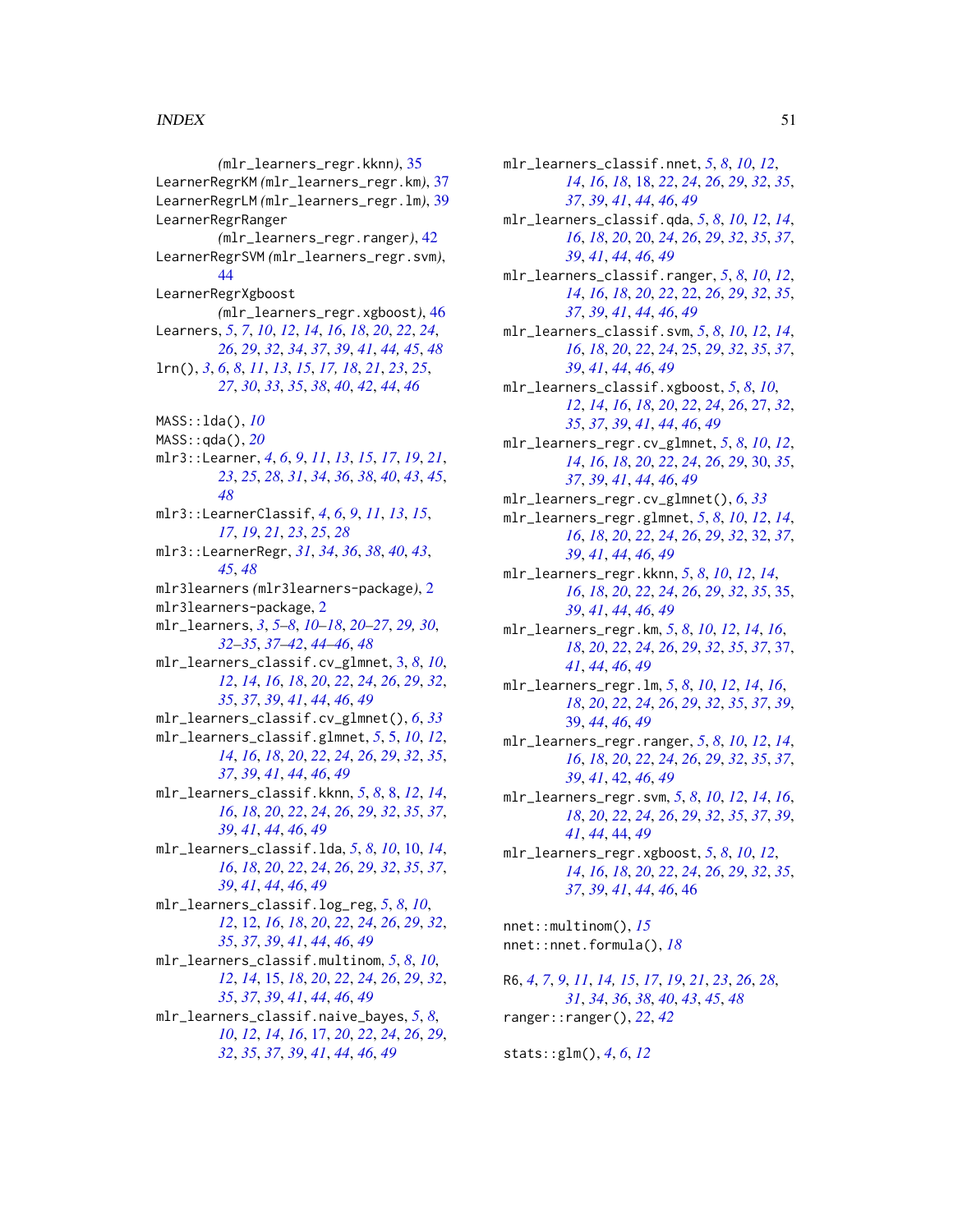(mlr_learners_regr.kknn), 35
LearnerRegrKM (mlr_learners_regr.km), 37
LearnerRegrLM (mlr_learners_regr.lm), 39
LearnerRegrRanger
(mlr_learners_regr.ranger), 42
LearnerRegrSVM (mlr_learners_regr.svm), 44
LearnerRegrXgboost
(mlr_learners_regr.xgboost), 46
Learners, *5*, *7*, *10*, *12*, *14*, *16*, *18*, *20*, *22*, *24*, *26*, *29*, *32*, *34*, *37*, *39*, *41*, *44*, *45*, *48*
lrn(), *3*, *6*, *8*, *11*, *13*, *15*, *17*, *18*, *21*, *23*, *25*, *27*, *30*, *33*, *35*, *38*, *40*, *42*, *44*, *46*

MASS::lda(), *10*
MASS::qda(), *20*
mlr3::Learner, *4*, *6*, *9*, *11*, *13*, *15*, *17*, *19*, *21*, *23*, *25*, *28*, *31*, *34*, *36*, *38*, *40*, *43*, *45*, *48*
mlr3::LearnerClassif, *4*, *6*, *9*, *11*, *13*, *15*, *17*, *19*, *21*, *23*, *25*, *28*
mlr3::LearnerRegr, *31*, *34*, *36*, *38*, *40*, *43*, *45*, *48*
mlr3learners (mlr3learners-package), 2
mlr3learners-package, 2
mlr_learners, *3*, *5–8*, *10–18*, *20–27*, *29*, *30*, *32–35*, *37–42*, *44–46*, *48*
mlr_learners_classif.cv_glmnet, 3, *8*, *10*, *12*, *14*, *16*, *18*, *20*, *22*, *24*, *26*, *29*, *32*, *35*, *37*, *39*, *41*, *44*, *46*, *49*
mlr_learners_classif.cv_glmnet(), *6*, *33*
mlr_learners_classif.glmnet, *5*, 5, *10*, *12*, *14*, *16*, *18*, *20*, *22*, *24*, *26*, *29*, *32*, *35*, *37*, *39*, *41*, *44*, *46*, *49*
mlr_learners_classif.kknn, *5*, *8*, 8, *12*, *14*, *16*, *18*, *20*, *22*, *24*, *26*, *29*, *32*, *35*, *37*, *39*, *41*, *44*, *46*, *49*
mlr_learners_classif.lda, *5*, *8*, *10*, 10, *14*, *16*, *18*, *20*, *22*, *24*, *26*, *29*, *32*, *35*, *37*, *39*, *41*, *44*, *46*, *49*
mlr_learners_classif.log_reg, *5*, *8*, *10*, *12*, 12, *16*, *18*, *20*, *22*, *24*, *26*, *29*, *32*, *35*, *37*, *39*, *41*, *44*, *46*, *49*
mlr_learners_classif.multinom, *5*, *8*, *10*, *12*, *14*, 15, *18*, *20*, *22*, *24*, *26*, *29*, *32*, *35*, *37*, *39*, *41*, *44*, *46*, *49*
mlr_learners_classif.naive_bayes, *5*, *8*, *10*, *12*, *14*, *16*, 17, *20*, *22*, *24*, *26*, *29*, *32*, *35*, *37*, *39*, *41*, *44*, *46*, *49*
mlr_learners_classif.nnet, *5*, *8*, *10*, *12*, *14*, *16*, *18*, 18, *22*, *24*, *26*, *29*, *32*, *35*, *37*, *39*, *41*, *44*, *46*, *49*
mlr_learners_classif.qda, *5*, *8*, *10*, *12*, *14*, *16*, *18*, *20*, 20, *24*, *26*, *29*, *32*, *35*, *37*, *39*, *41*, *44*, *46*, *49*
mlr_learners_classif.ranger, *5*, *8*, *10*, *12*, *14*, *16*, *18*, *20*, *22*, 22, *26*, *29*, *32*, *35*, *37*, *39*, *41*, *44*, *46*, *49*
mlr_learners_classif.svm, *5*, *8*, *10*, *12*, *14*, *16*, *18*, *20*, *22*, *24*, 25, *29*, *32*, *35*, *37*, *39*, *41*, *44*, *46*, *49*
mlr_learners_classif.xgboost, *5*, *8*, *10*, *12*, *14*, *16*, *18*, *20*, *22*, *24*, *26*, 27, *32*, *35*, *37*, *39*, *41*, *44*, *46*, *49*
mlr_learners_regr.cv_glmnet, *5*, *8*, *10*, *12*, *14*, *16*, *18*, *20*, *22*, *24*, *26*, *29*, 30, *35*, *37*, *39*, *41*, *44*, *46*, *49*
mlr_learners_regr.cv_glmnet(), *6*, *33*
mlr_learners_regr.glmnet, *5*, *8*, *10*, *12*, *14*, *16*, *18*, *20*, *22*, *24*, *26*, *29*, *32*, 32, *37*, *39*, *41*, *44*, *46*, *49*
mlr_learners_regr.kknn, *5*, *8*, *10*, *12*, *14*, *16*, *18*, *20*, *22*, *24*, *26*, *29*, *32*, *35*, 35, *39*, *41*, *44*, *46*, *49*
mlr_learners_regr.km, *5*, *8*, *10*, *12*, *14*, *16*, *18*, *20*, *22*, *24*, *26*, *29*, *32*, *35*, *37*, 37, *41*, *44*, *46*, *49*
mlr_learners_regr.lm, *5*, *8*, *10*, *12*, *14*, *16*, *18*, *20*, *22*, *24*, *26*, *29*, *32*, *35*, *37*, *39*, 39, *44*, *46*, *49*
mlr_learners_regr.ranger, *5*, *8*, *10*, *12*, *14*, *16*, *18*, *20*, *22*, *24*, *26*, *29*, *32*, *35*, *37*, *39*, *41*, 42, *46*, *49*
mlr_learners_regr.svm, *5*, *8*, *10*, *12*, *14*, *16*, *18*, *20*, *22*, *24*, *26*, *29*, *32*, *35*, *37*, *39*, *41*, *44*, 44, *49*
mlr_learners_regr.xgboost, *5*, *8*, *10*, *12*, *14*, *16*, *18*, *20*, *22*, *24*, *26*, *29*, *32*, *35*, *37*, *39*, *41*, *44*, *46*, 46

nnet::multinom(), *15*
nnet::nnet.formula(), *18*

R6, *4*, *7*, *9*, *11*, *14*, *15*, *17*, *19*, *21*, *23*, *26*, *28*, *31*, *34*, *36*, *38*, *40*, *43*, *45*, *48*
ranger::ranger(), *22*, *42*

stats::glm(), *4*, *6*, *12*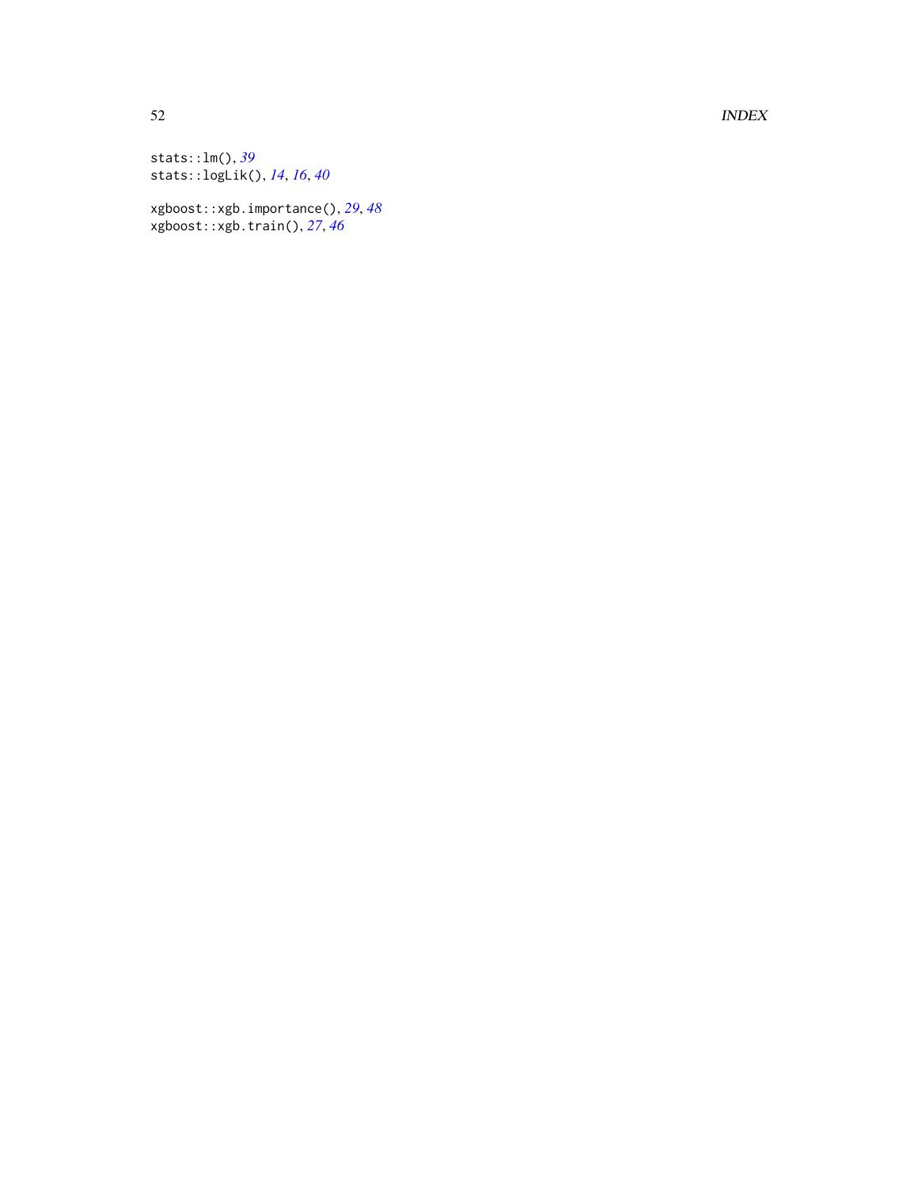stats::lm(), *39*
stats::logLik(), *14*, *16*, *40*

xgboost::xgb.importance(), *29*, *48*
xgboost::xgb.train(), *27*, *46*